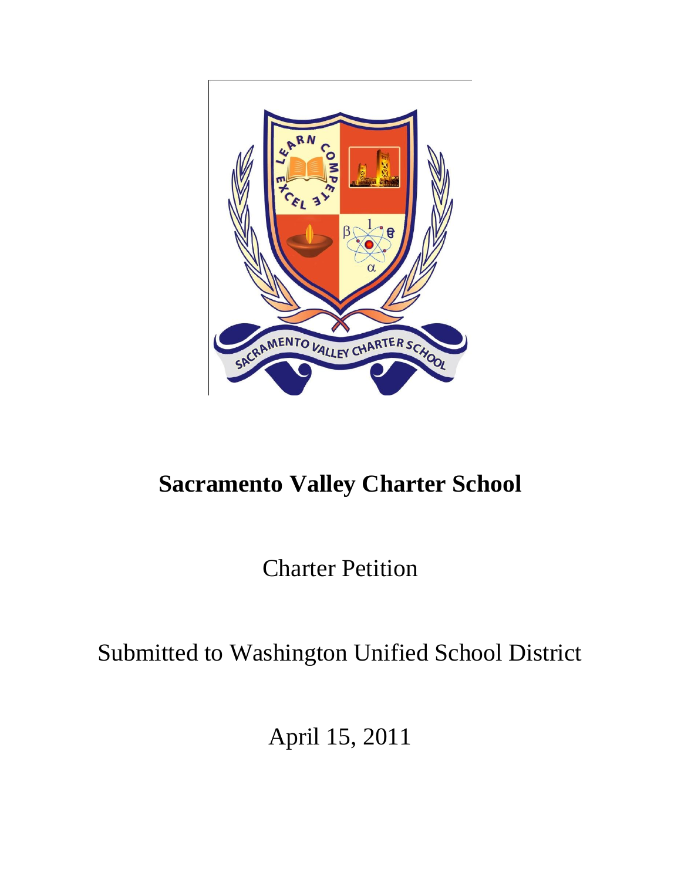# Sacramento Valley Charter School

Charter Petition

Submitted to Washington Unified School District

April 15, 2011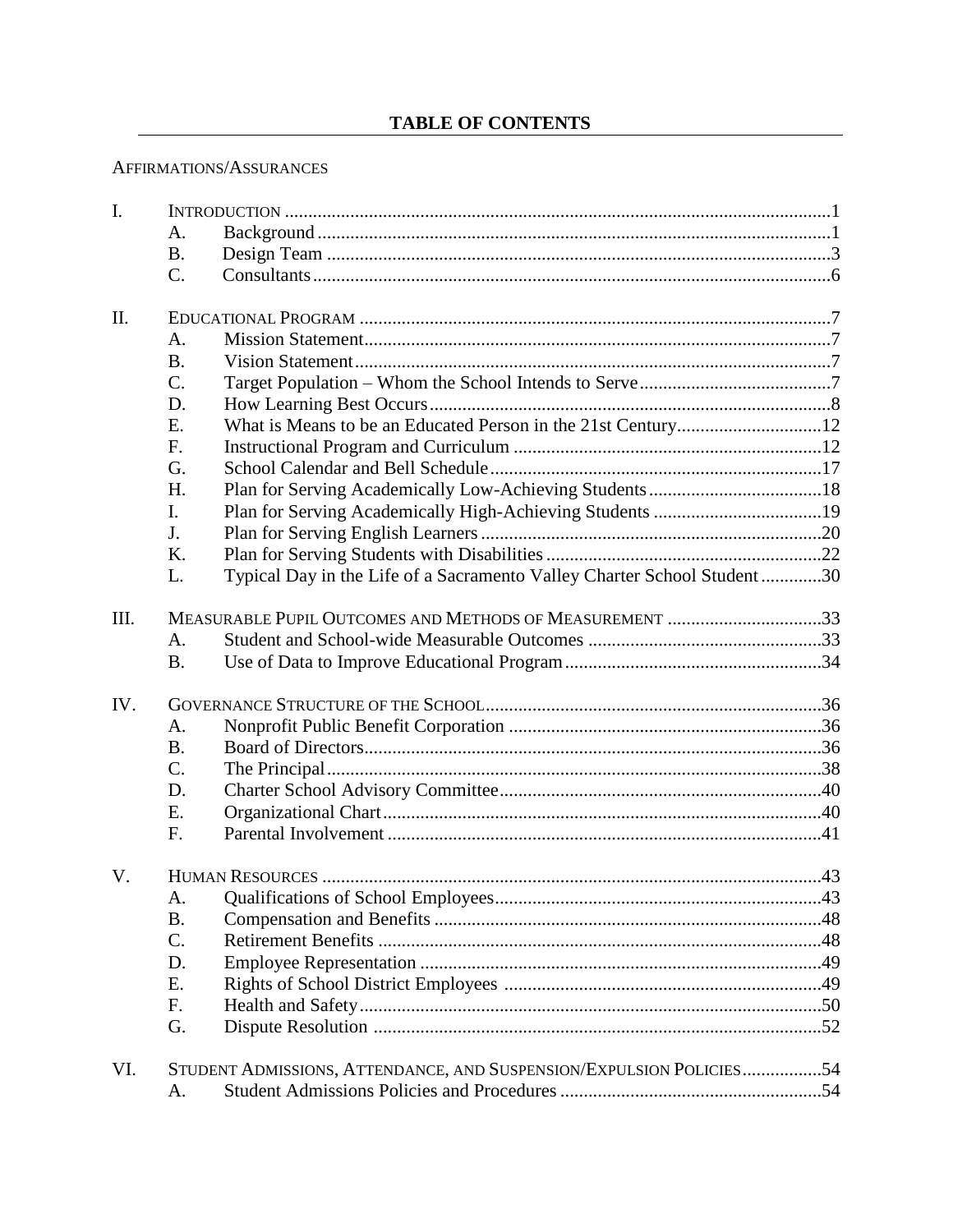# TABLE OF CONTENTS

AFFIRMATIONS/ASSURANCES

I. INTRODUCTION ....................................................................................................................1
   A. Background ............................................................................................................1
   B. Design Team ..........................................................................................................3
   C. Consultants .............................................................................................................6

II. EDUCATIONAL PROGRAM ....................................................................................................7
   A. Mission Statement ...................................................................................................7
   B. Vision Statement .....................................................................................................7
   C. Target Population – Whom the School Intends to Serve .........................................7
   D. How Learning Best Occurs .....................................................................................8
   E. What is Means to be an Educated Person in the 21st Century ..............................12
   F. Instructional Program and Curriculum .................................................................12
   G. School Calendar and Bell Schedule ......................................................................17
   H. Plan for Serving Academically Low-Achieving Students .....................................18
   I. Plan for Serving Academically High-Achieving Students ....................................19
   J. Plan for Serving English Learners .........................................................................20
   K. Plan for Serving Students with Disabilities ..........................................................22
   L. Typical Day in the Life of a Sacramento Valley Charter School Student .............30

III. MEASURABLE PUPIL OUTCOMES AND METHODS OF MEASUREMENT .................................33
   A. Student and School-wide Measurable Outcomes ..................................................33
   B. Use of Data to Improve Educational Program .......................................................34

IV. GOVERNANCE STRUCTURE OF THE SCHOOL .......................................................................36
   A. Nonprofit Public Benefit Corporation ..................................................................36
   B. Board of Directors .................................................................................................36
   C. The Principal .........................................................................................................38
   D. Charter School Advisory Committee ....................................................................40
   E. Organizational Chart .............................................................................................40
   F. Parental Involvement ............................................................................................41

V. HUMAN RESOURCES ..........................................................................................................43
   A. Qualifications of School Employees .....................................................................43
   B. Compensation and Benefits ..................................................................................48
   C. Retirement Benefits ..............................................................................................48
   D. Employee Representation .....................................................................................49
   E. Rights of School District Employees ....................................................................49
   F. Health and Safety ..................................................................................................50
   G. Dispute Resolution ...............................................................................................52

VI. STUDENT ADMISSIONS, ATTENDANCE, AND SUSPENSION/EXPULSION POLICIES .................54
   A. Student Admissions Policies and Procedures .......................................................54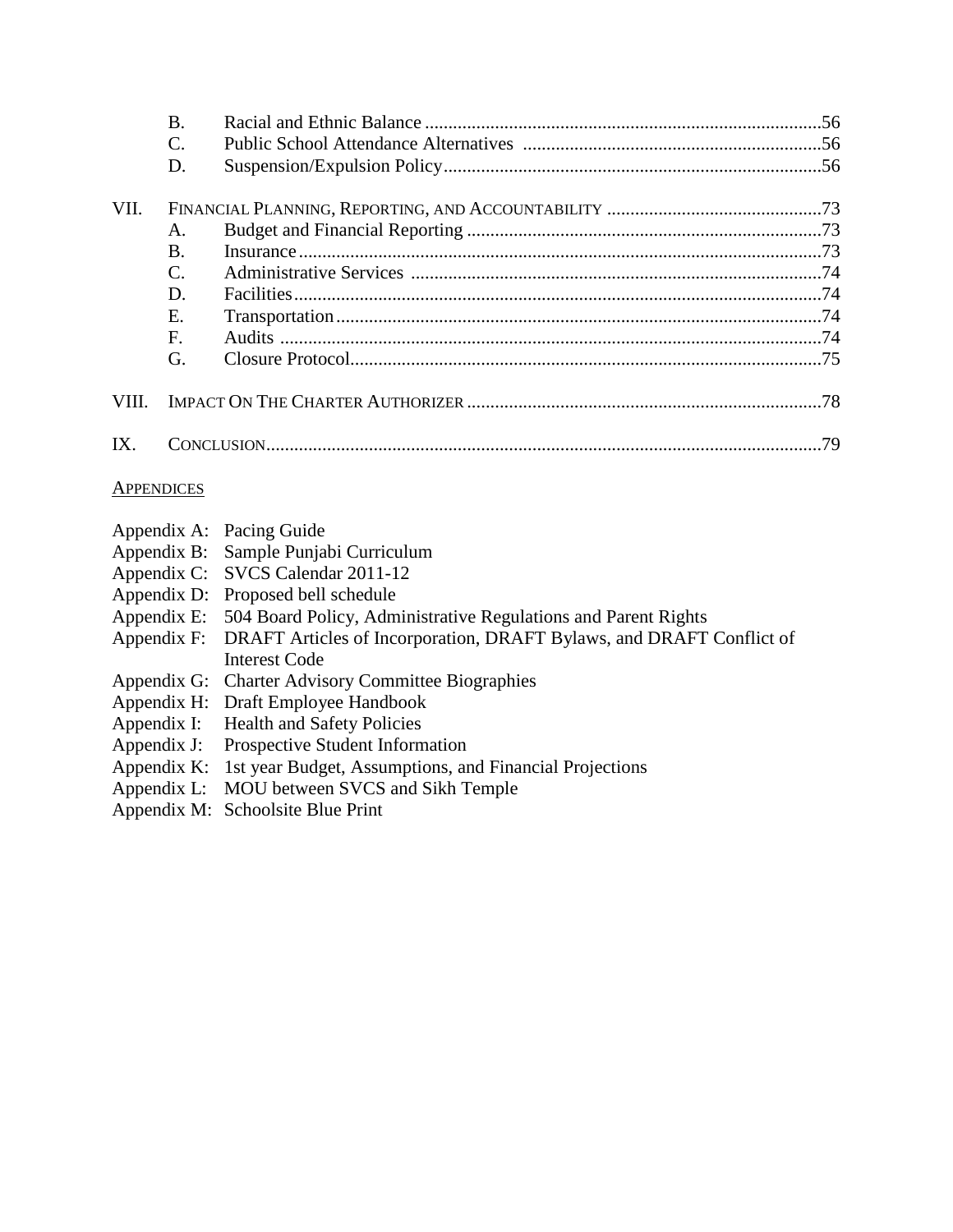B. Racial and Ethnic Balance ....................................................................................56
C. Public School Attendance Alternatives ................................................................56
D. Suspension/Expulsion Policy.................................................................................56

VII. FINANCIAL PLANNING, REPORTING, AND ACCOUNTABILITY .............................................73
A. Budget and Financial Reporting ............................................................................73
B. Insurance ...............................................................................................................73
C. Administrative Services .......................................................................................74
D. Facilities................................................................................................................74
E. Transportation .......................................................................................................74
F. Audits ...................................................................................................................74
G. Closure Protocol....................................................................................................75

VIII. IMPACT ON THE CHARTER AUTHORIZER ...........................................................................78

IX. CONCLUSION......................................................................................................................79

APPENDICES

Appendix A: Pacing Guide
Appendix B: Sample Punjabi Curriculum
Appendix C: SVCS Calendar 2011-12
Appendix D: Proposed bell schedule
Appendix E: 504 Board Policy, Administrative Regulations and Parent Rights
Appendix F: DRAFT Articles of Incorporation, DRAFT Bylaws, and DRAFT Conflict of Interest Code
Appendix G: Charter Advisory Committee Biographies
Appendix H: Draft Employee Handbook
Appendix I: Health and Safety Policies
Appendix J: Prospective Student Information
Appendix K: 1st year Budget, Assumptions, and Financial Projections
Appendix L: MOU between SVCS and Sikh Temple
Appendix M: Schoolsite Blue Print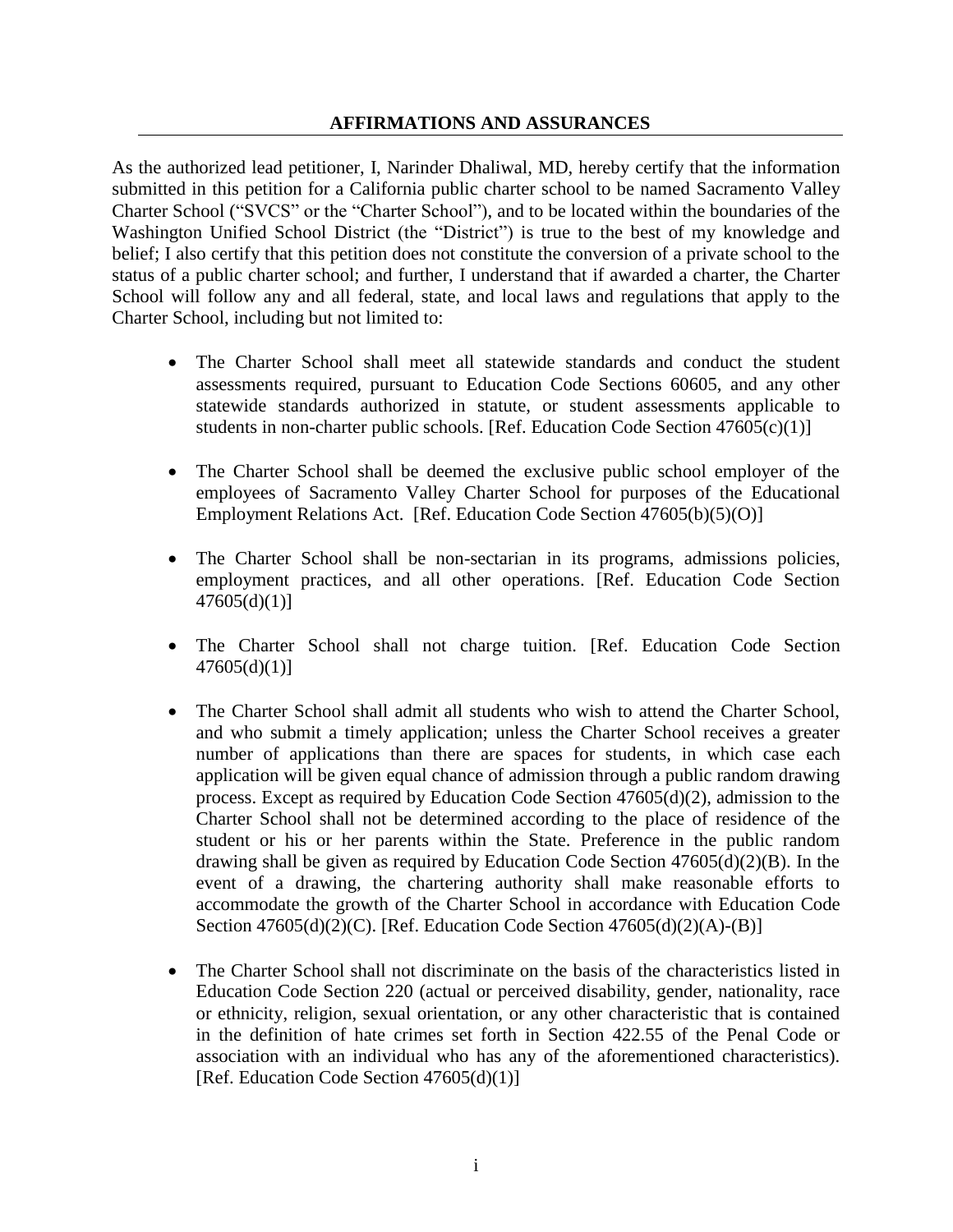## AFFIRMATIONS AND ASSURANCES

As the authorized lead petitioner, I, Narinder Dhaliwal, MD, hereby certify that the information submitted in this petition for a California public charter school to be named Sacramento Valley Charter School ("SVCS" or the "Charter School"), and to be located within the boundaries of the Washington Unified School District (the "District") is true to the best of my knowledge and belief; I also certify that this petition does not constitute the conversion of a private school to the status of a public charter school; and further, I understand that if awarded a charter, the Charter School will follow any and all federal, state, and local laws and regulations that apply to the Charter School, including but not limited to:

- The Charter School shall meet all statewide standards and conduct the student assessments required, pursuant to Education Code Sections 60605, and any other statewide standards authorized in statute, or student assessments applicable to students in non-charter public schools. [Ref. Education Code Section 47605(c)(1)]

- The Charter School shall be deemed the exclusive public school employer of the employees of Sacramento Valley Charter School for purposes of the Educational Employment Relations Act. [Ref. Education Code Section 47605(b)(5)(O)]

- The Charter School shall be non-sectarian in its programs, admissions policies, employment practices, and all other operations. [Ref. Education Code Section 47605(d)(1)]

- The Charter School shall not charge tuition. [Ref. Education Code Section 47605(d)(1)]

- The Charter School shall admit all students who wish to attend the Charter School, and who submit a timely application; unless the Charter School receives a greater number of applications than there are spaces for students, in which case each application will be given equal chance of admission through a public random drawing process. Except as required by Education Code Section 47605(d)(2), admission to the Charter School shall not be determined according to the place of residence of the student or his or her parents within the State. Preference in the public random drawing shall be given as required by Education Code Section 47605(d)(2)(B). In the event of a drawing, the chartering authority shall make reasonable efforts to accommodate the growth of the Charter School in accordance with Education Code Section 47605(d)(2)(C). [Ref. Education Code Section 47605(d)(2)(A)-(B)]

- The Charter School shall not discriminate on the basis of the characteristics listed in Education Code Section 220 (actual or perceived disability, gender, nationality, race or ethnicity, religion, sexual orientation, or any other characteristic that is contained in the definition of hate crimes set forth in Section 422.55 of the Penal Code or association with an individual who has any of the aforementioned characteristics). [Ref. Education Code Section 47605(d)(1)]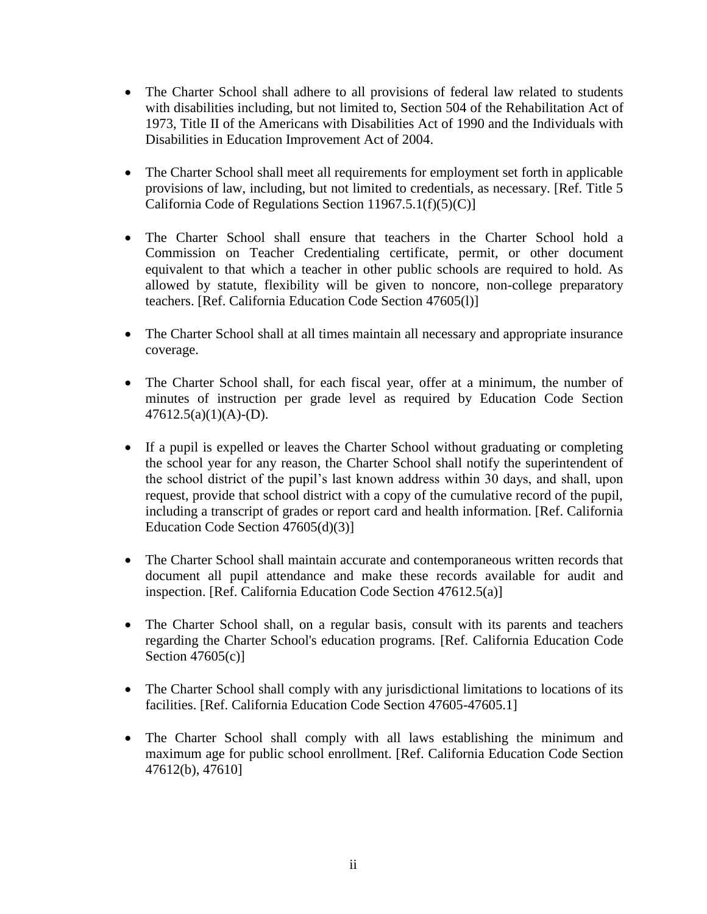- The Charter School shall adhere to all provisions of federal law related to students with disabilities including, but not limited to, Section 504 of the Rehabilitation Act of 1973, Title II of the Americans with Disabilities Act of 1990 and the Individuals with Disabilities in Education Improvement Act of 2004.

- The Charter School shall meet all requirements for employment set forth in applicable provisions of law, including, but not limited to credentials, as necessary. [Ref. Title 5 California Code of Regulations Section 11967.5.1(f)(5)(C)]

- The Charter School shall ensure that teachers in the Charter School hold a Commission on Teacher Credentialing certificate, permit, or other document equivalent to that which a teacher in other public schools are required to hold. As allowed by statute, flexibility will be given to noncore, non-college preparatory teachers. [Ref. California Education Code Section 47605(l)]

- The Charter School shall at all times maintain all necessary and appropriate insurance coverage.

- The Charter School shall, for each fiscal year, offer at a minimum, the number of minutes of instruction per grade level as required by Education Code Section 47612.5(a)(1)(A)-(D).

- If a pupil is expelled or leaves the Charter School without graduating or completing the school year for any reason, the Charter School shall notify the superintendent of the school district of the pupil's last known address within 30 days, and shall, upon request, provide that school district with a copy of the cumulative record of the pupil, including a transcript of grades or report card and health information. [Ref. California Education Code Section 47605(d)(3)]

- The Charter School shall maintain accurate and contemporaneous written records that document all pupil attendance and make these records available for audit and inspection. [Ref. California Education Code Section 47612.5(a)]

- The Charter School shall, on a regular basis, consult with its parents and teachers regarding the Charter School's education programs. [Ref. California Education Code Section 47605(c)]

- The Charter School shall comply with any jurisdictional limitations to locations of its facilities. [Ref. California Education Code Section 47605-47605.1]

- The Charter School shall comply with all laws establishing the minimum and maximum age for public school enrollment. [Ref. California Education Code Section 47612(b), 47610]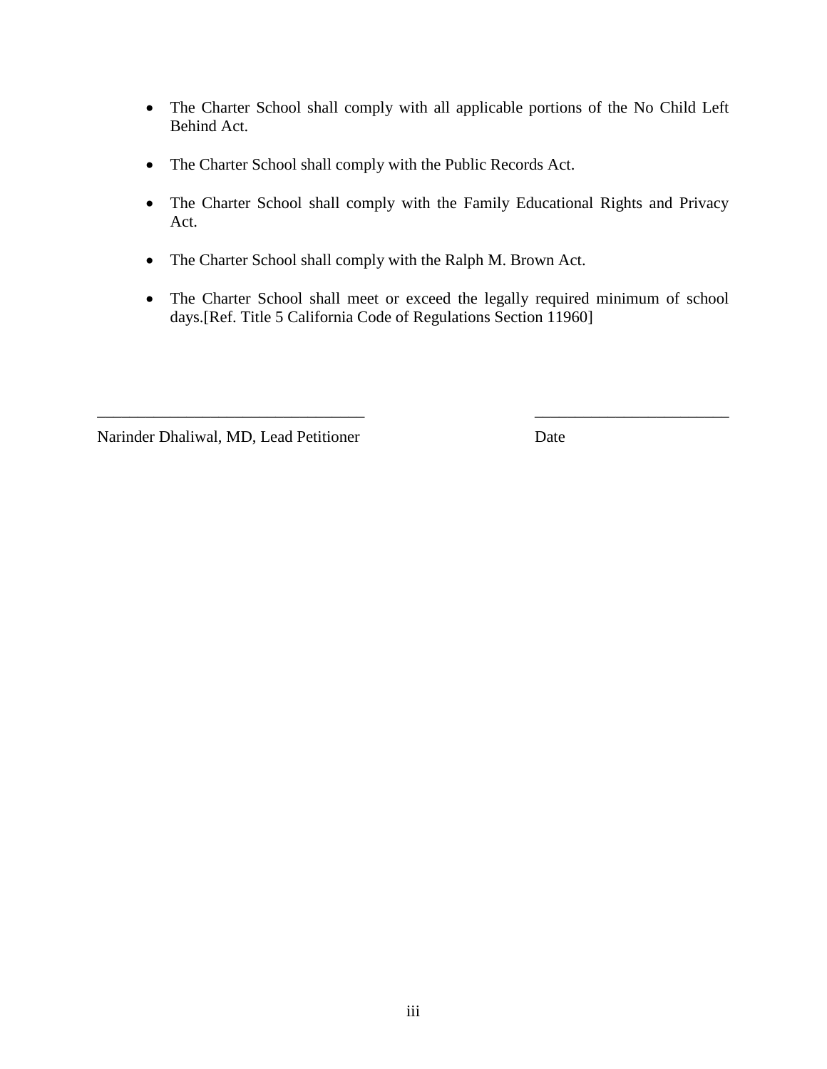- The Charter School shall comply with all applicable portions of the No Child Left Behind Act.

- The Charter School shall comply with the Public Records Act.

- The Charter School shall comply with the Family Educational Rights and Privacy Act.

- The Charter School shall comply with the Ralph M. Brown Act.

- The Charter School shall meet or exceed the legally required minimum of school days.[Ref. Title 5 California Code of Regulations Section 11960]

\_\_\_\_\_\_\_\_\_\_\_\_\_\_\_\_\_\_\_\_\_\_\_\_\_\_\_\_\_\_\_\_\_\_ \_\_\_\_\_\_\_\_\_\_\_\_\_\_\_\_\_\_\_\_\_\_\_\_\_\_

Narinder Dhaliwal, MD, Lead Petitioner Date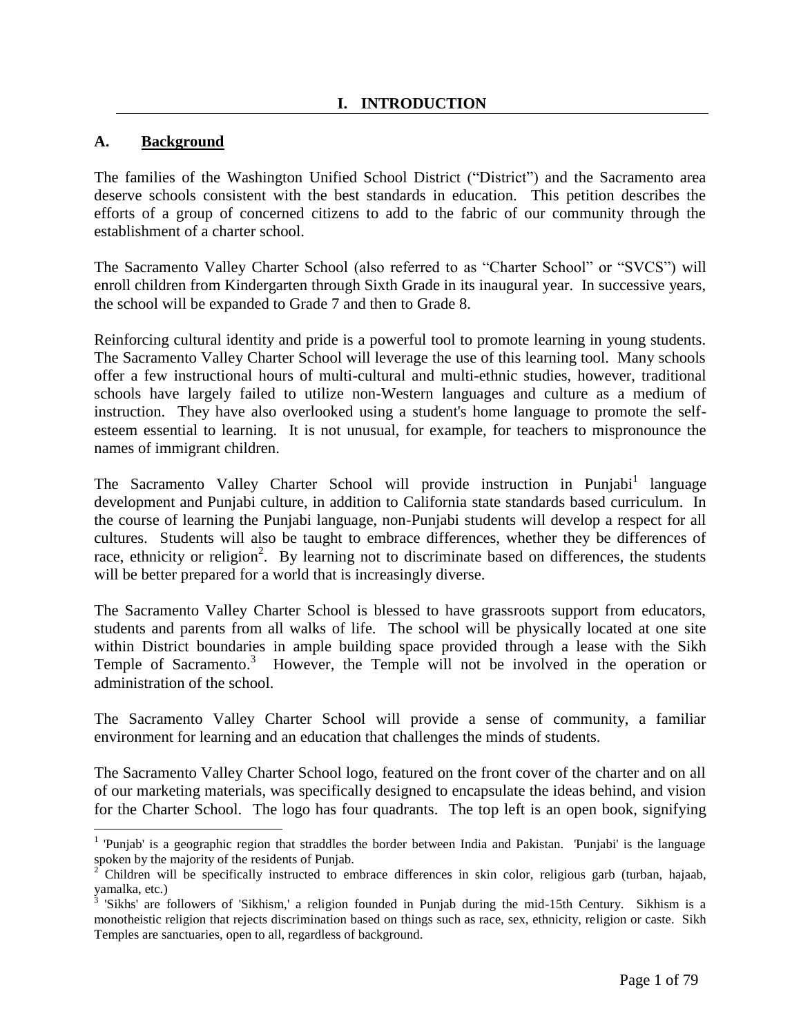# I. INTRODUCTION

## A. Background

The families of the Washington Unified School District ("District") and the Sacramento area deserve schools consistent with the best standards in education. This petition describes the efforts of a group of concerned citizens to add to the fabric of our community through the establishment of a charter school.

The Sacramento Valley Charter School (also referred to as "Charter School" or "SVCS") will enroll children from Kindergarten through Sixth Grade in its inaugural year. In successive years, the school will be expanded to Grade 7 and then to Grade 8.

Reinforcing cultural identity and pride is a powerful tool to promote learning in young students. The Sacramento Valley Charter School will leverage the use of this learning tool. Many schools offer a few instructional hours of multi-cultural and multi-ethnic studies, however, traditional schools have largely failed to utilize non-Western languages and culture as a medium of instruction. They have also overlooked using a student's home language to promote the self-esteem essential to learning. It is not unusual, for example, for teachers to mispronounce the names of immigrant children.

The Sacramento Valley Charter School will provide instruction in Punjabi[1] language development and Punjabi culture, in addition to California state standards based curriculum. In the course of learning the Punjabi language, non-Punjabi students will develop a respect for all cultures. Students will also be taught to embrace differences, whether they be differences of race, ethnicity or religion[2]. By learning not to discriminate based on differences, the students will be better prepared for a world that is increasingly diverse.

The Sacramento Valley Charter School is blessed to have grassroots support from educators, students and parents from all walks of life. The school will be physically located at one site within District boundaries in ample building space provided through a lease with the Sikh Temple of Sacramento.[3] However, the Temple will not be involved in the operation or administration of the school.

The Sacramento Valley Charter School will provide a sense of community, a familiar environment for learning and an education that challenges the minds of students.

The Sacramento Valley Charter School logo, featured on the front cover of the charter and on all of our marketing materials, was specifically designed to encapsulate the ideas behind, and vision for the Charter School. The logo has four quadrants. The top left is an open book, signifying

---

[1] 'Punjab' is a geographic region that straddles the border between India and Pakistan. 'Punjabi' is the language spoken by the majority of the residents of Punjab.

[2] Children will be specifically instructed to embrace differences in skin color, religious garb (turban, hajaab, yamalka, etc.)

[3] 'Sikhs' are followers of 'Sikhism,' a religion founded in Punjab during the mid-15th Century. Sikhism is a monotheistic religion that rejects discrimination based on things such as race, sex, ethnicity, religion or caste. Sikh Temples are sanctuaries, open to all, regardless of background.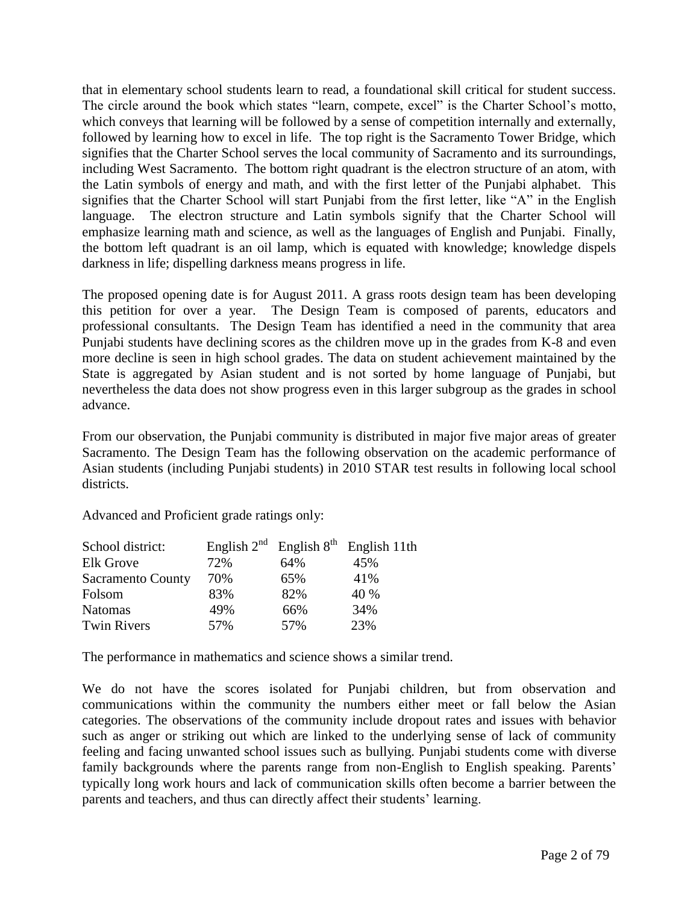that in elementary school students learn to read, a foundational skill critical for student success. The circle around the book which states "learn, compete, excel" is the Charter School's motto, which conveys that learning will be followed by a sense of competition internally and externally, followed by learning how to excel in life. The top right is the Sacramento Tower Bridge, which signifies that the Charter School serves the local community of Sacramento and its surroundings, including West Sacramento. The bottom right quadrant is the electron structure of an atom, with the Latin symbols of energy and math, and with the first letter of the Punjabi alphabet. This signifies that the Charter School will start Punjabi from the first letter, like "A" in the English language. The electron structure and Latin symbols signify that the Charter School will emphasize learning math and science, as well as the languages of English and Punjabi. Finally, the bottom left quadrant is an oil lamp, which is equated with knowledge; knowledge dispels darkness in life; dispelling darkness means progress in life.

The proposed opening date is for August 2011. A grass roots design team has been developing this petition for over a year. The Design Team is composed of parents, educators and professional consultants. The Design Team has identified a need in the community that area Punjabi students have declining scores as the children move up in the grades from K-8 and even more decline is seen in high school grades. The data on student achievement maintained by the State is aggregated by Asian student and is not sorted by home language of Punjabi, but nevertheless the data does not show progress even in this larger subgroup as the grades in school advance.

From our observation, the Punjabi community is distributed in major five major areas of greater Sacramento. The Design Team has the following observation on the academic performance of Asian students (including Punjabi students) in 2010 STAR test results in following local school districts.

Advanced and Proficient grade ratings only:

| School district: | English 2nd | English 8th | English 11th |
|---|---|---|---|
| Elk Grove | 72% | 64% | 45% |
| Sacramento County | 70% | 65% | 41% |
| Folsom | 83% | 82% | 40 % |
| Natomas | 49% | 66% | 34% |
| Twin Rivers | 57% | 57% | 23% |

The performance in mathematics and science shows a similar trend.

We do not have the scores isolated for Punjabi children, but from observation and communications within the community the numbers either meet or fall below the Asian categories. The observations of the community include dropout rates and issues with behavior such as anger or striking out which are linked to the underlying sense of lack of community feeling and facing unwanted school issues such as bullying. Punjabi students come with diverse family backgrounds where the parents range from non-English to English speaking. Parents' typically long work hours and lack of communication skills often become a barrier between the parents and teachers, and thus can directly affect their students' learning.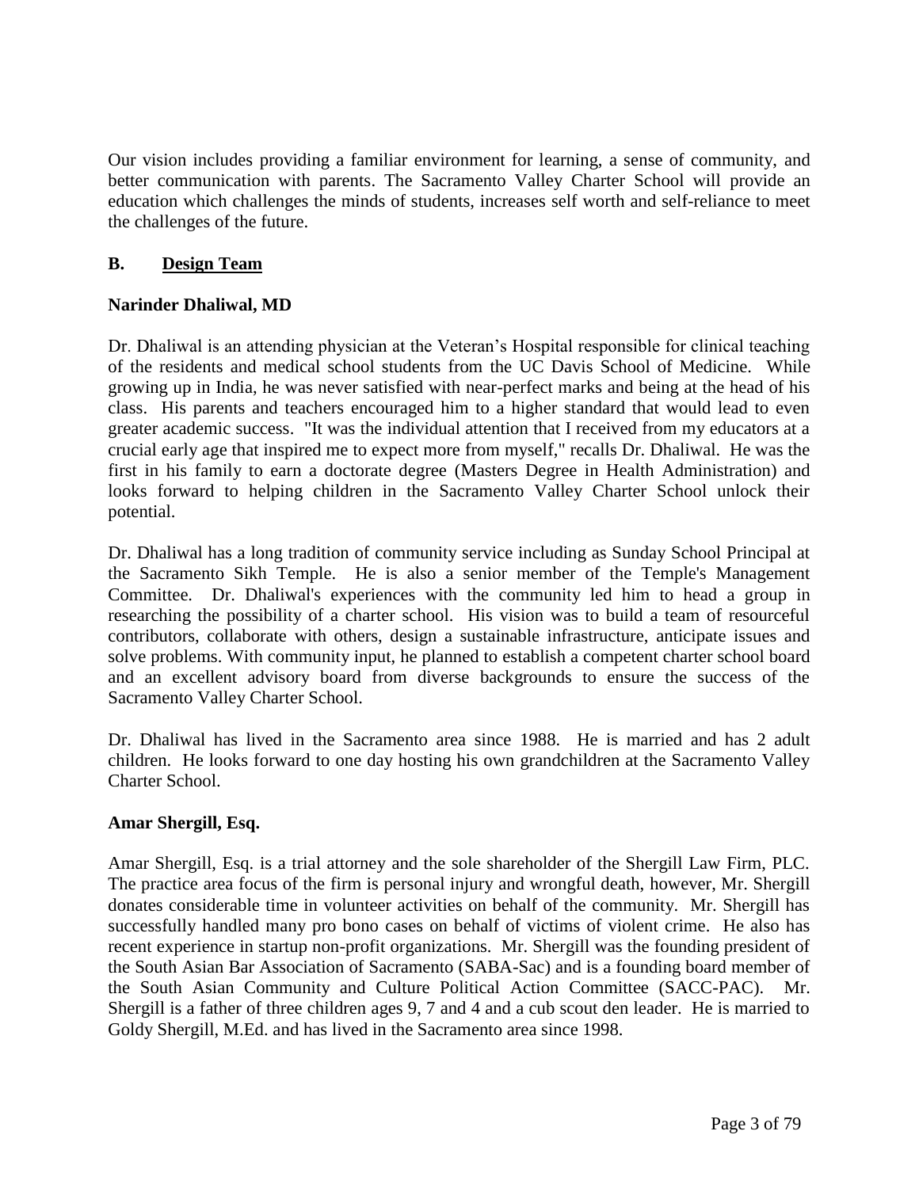Our vision includes providing a familiar environment for learning, a sense of community, and better communication with parents. The Sacramento Valley Charter School will provide an education which challenges the minds of students, increases self worth and self-reliance to meet the challenges of the future.

## B. Design Team

### Narinder Dhaliwal, MD

Dr. Dhaliwal is an attending physician at the Veteran's Hospital responsible for clinical teaching of the residents and medical school students from the UC Davis School of Medicine. While growing up in India, he was never satisfied with near-perfect marks and being at the head of his class. His parents and teachers encouraged him to a higher standard that would lead to even greater academic success. "It was the individual attention that I received from my educators at a crucial early age that inspired me to expect more from myself," recalls Dr. Dhaliwal. He was the first in his family to earn a doctorate degree (Masters Degree in Health Administration) and looks forward to helping children in the Sacramento Valley Charter School unlock their potential.

Dr. Dhaliwal has a long tradition of community service including as Sunday School Principal at the Sacramento Sikh Temple. He is also a senior member of the Temple's Management Committee. Dr. Dhaliwal's experiences with the community led him to head a group in researching the possibility of a charter school. His vision was to build a team of resourceful contributors, collaborate with others, design a sustainable infrastructure, anticipate issues and solve problems. With community input, he planned to establish a competent charter school board and an excellent advisory board from diverse backgrounds to ensure the success of the Sacramento Valley Charter School.

Dr. Dhaliwal has lived in the Sacramento area since 1988. He is married and has 2 adult children. He looks forward to one day hosting his own grandchildren at the Sacramento Valley Charter School.

### Amar Shergill, Esq.

Amar Shergill, Esq. is a trial attorney and the sole shareholder of the Shergill Law Firm, PLC. The practice area focus of the firm is personal injury and wrongful death, however, Mr. Shergill donates considerable time in volunteer activities on behalf of the community. Mr. Shergill has successfully handled many pro bono cases on behalf of victims of violent crime. He also has recent experience in startup non-profit organizations. Mr. Shergill was the founding president of the South Asian Bar Association of Sacramento (SABA-Sac) and is a founding board member of the South Asian Community and Culture Political Action Committee (SACC-PAC). Mr. Shergill is a father of three children ages 9, 7 and 4 and a cub scout den leader. He is married to Goldy Shergill, M.Ed. and has lived in the Sacramento area since 1998.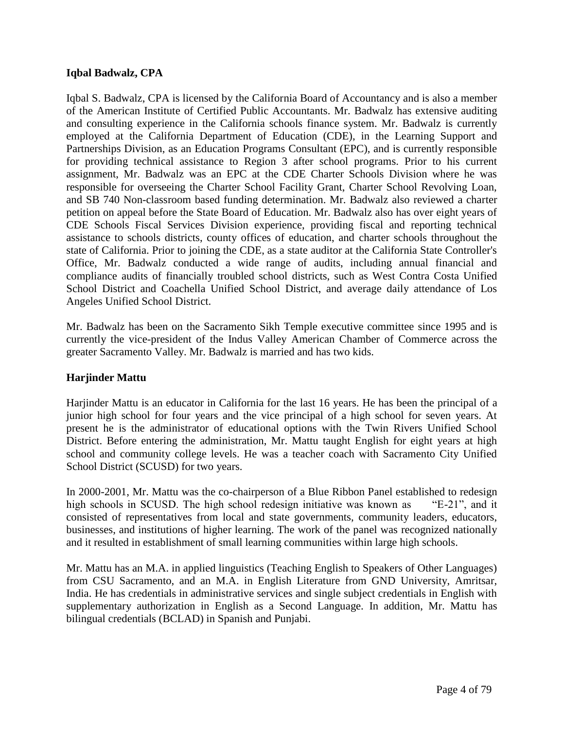**Iqbal Badwalz, CPA**

Iqbal S. Badwalz, CPA is licensed by the California Board of Accountancy and is also a member of the American Institute of Certified Public Accountants. Mr. Badwalz has extensive auditing and consulting experience in the California schools finance system. Mr. Badwalz is currently employed at the California Department of Education (CDE), in the Learning Support and Partnerships Division, as an Education Programs Consultant (EPC), and is currently responsible for providing technical assistance to Region 3 after school programs. Prior to his current assignment, Mr. Badwalz was an EPC at the CDE Charter Schools Division where he was responsible for overseeing the Charter School Facility Grant, Charter School Revolving Loan, and SB 740 Non-classroom based funding determination. Mr. Badwalz also reviewed a charter petition on appeal before the State Board of Education. Mr. Badwalz also has over eight years of CDE Schools Fiscal Services Division experience, providing fiscal and reporting technical assistance to schools districts, county offices of education, and charter schools throughout the state of California. Prior to joining the CDE, as a state auditor at the California State Controller's Office, Mr. Badwalz conducted a wide range of audits, including annual financial and compliance audits of financially troubled school districts, such as West Contra Costa Unified School District and Coachella Unified School District, and average daily attendance of Los Angeles Unified School District.

Mr. Badwalz has been on the Sacramento Sikh Temple executive committee since 1995 and is currently the vice-president of the Indus Valley American Chamber of Commerce across the greater Sacramento Valley. Mr. Badwalz is married and has two kids.

**Harjinder Mattu**

Harjinder Mattu is an educator in California for the last 16 years. He has been the principal of a junior high school for four years and the vice principal of a high school for seven years. At present he is the administrator of educational options with the Twin Rivers Unified School District. Before entering the administration, Mr. Mattu taught English for eight years at high school and community college levels. He was a teacher coach with Sacramento City Unified School District (SCUSD) for two years.

In 2000-2001, Mr. Mattu was the co-chairperson of a Blue Ribbon Panel established to redesign high schools in SCUSD. The high school redesign initiative was known as "E-21", and it consisted of representatives from local and state governments, community leaders, educators, businesses, and institutions of higher learning. The work of the panel was recognized nationally and it resulted in establishment of small learning communities within large high schools.

Mr. Mattu has an M.A. in applied linguistics (Teaching English to Speakers of Other Languages) from CSU Sacramento, and an M.A. in English Literature from GND University, Amritsar, India. He has credentials in administrative services and single subject credentials in English with supplementary authorization in English as a Second Language. In addition, Mr. Mattu has bilingual credentials (BCLAD) in Spanish and Punjabi.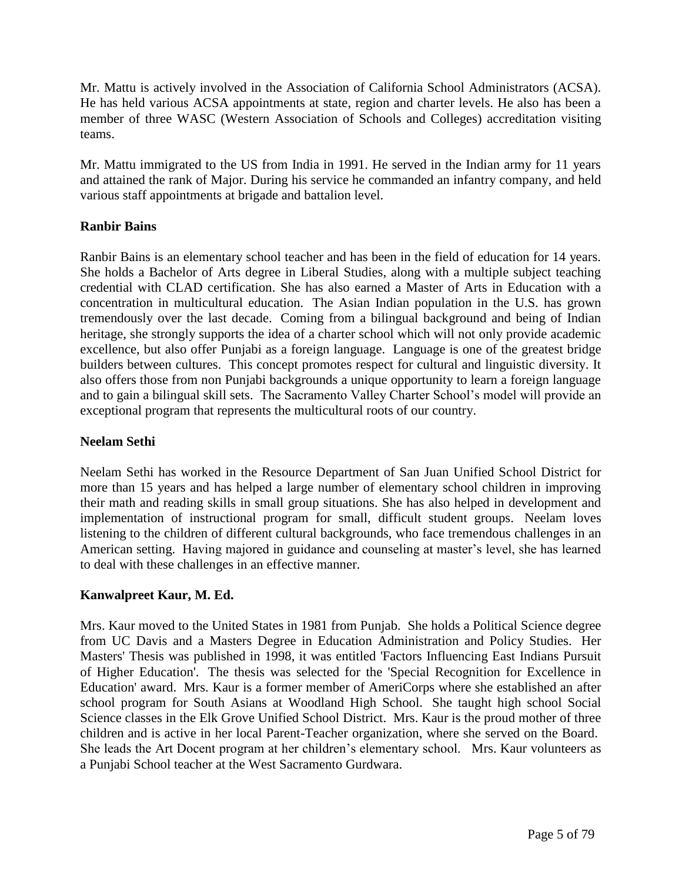Mr. Mattu is actively involved in the Association of California School Administrators (ACSA). He has held various ACSA appointments at state, region and charter levels. He also has been a member of three WASC (Western Association of Schools and Colleges) accreditation visiting teams.

Mr. Mattu immigrated to the US from India in 1991. He served in the Indian army for 11 years and attained the rank of Major. During his service he commanded an infantry company, and held various staff appointments at brigade and battalion level.

**Ranbir Bains**

Ranbir Bains is an elementary school teacher and has been in the field of education for 14 years. She holds a Bachelor of Arts degree in Liberal Studies, along with a multiple subject teaching credential with CLAD certification. She has also earned a Master of Arts in Education with a concentration in multicultural education. The Asian Indian population in the U.S. has grown tremendously over the last decade. Coming from a bilingual background and being of Indian heritage, she strongly supports the idea of a charter school which will not only provide academic excellence, but also offer Punjabi as a foreign language. Language is one of the greatest bridge builders between cultures. This concept promotes respect for cultural and linguistic diversity. It also offers those from non Punjabi backgrounds a unique opportunity to learn a foreign language and to gain a bilingual skill sets. The Sacramento Valley Charter School's model will provide an exceptional program that represents the multicultural roots of our country.

**Neelam Sethi**

Neelam Sethi has worked in the Resource Department of San Juan Unified School District for more than 15 years and has helped a large number of elementary school children in improving their math and reading skills in small group situations. She has also helped in development and implementation of instructional program for small, difficult student groups. Neelam loves listening to the children of different cultural backgrounds, who face tremendous challenges in an American setting. Having majored in guidance and counseling at master's level, she has learned to deal with these challenges in an effective manner.

**Kanwalpreet Kaur, M. Ed.**

Mrs. Kaur moved to the United States in 1981 from Punjab. She holds a Political Science degree from UC Davis and a Masters Degree in Education Administration and Policy Studies. Her Masters' Thesis was published in 1998, it was entitled 'Factors Influencing East Indians Pursuit of Higher Education'. The thesis was selected for the 'Special Recognition for Excellence in Education' award. Mrs. Kaur is a former member of AmeriCorps where she established an after school program for South Asians at Woodland High School. She taught high school Social Science classes in the Elk Grove Unified School District. Mrs. Kaur is the proud mother of three children and is active in her local Parent-Teacher organization, where she served on the Board. She leads the Art Docent program at her children's elementary school. Mrs. Kaur volunteers as a Punjabi School teacher at the West Sacramento Gurdwara.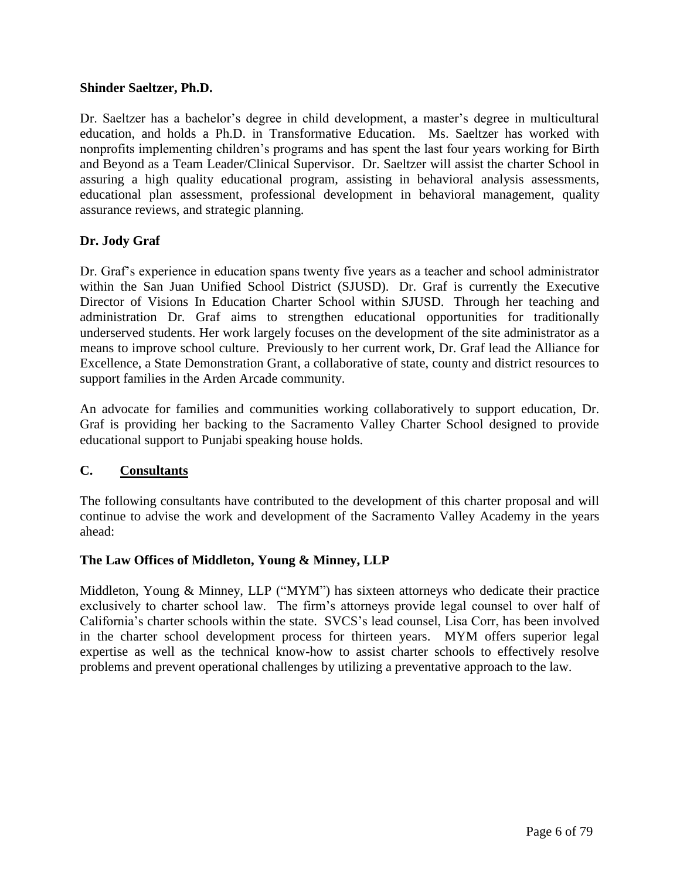**Shinder Saeltzer, Ph.D.**

Dr. Saeltzer has a bachelor's degree in child development, a master's degree in multicultural education, and holds a Ph.D. in Transformative Education. Ms. Saeltzer has worked with nonprofits implementing children's programs and has spent the last four years working for Birth and Beyond as a Team Leader/Clinical Supervisor. Dr. Saeltzer will assist the charter School in assuring a high quality educational program, assisting in behavioral analysis assessments, educational plan assessment, professional development in behavioral management, quality assurance reviews, and strategic planning.

**Dr. Jody Graf**

Dr. Graf's experience in education spans twenty five years as a teacher and school administrator within the San Juan Unified School District (SJUSD). Dr. Graf is currently the Executive Director of Visions In Education Charter School within SJUSD. Through her teaching and administration Dr. Graf aims to strengthen educational opportunities for traditionally underserved students. Her work largely focuses on the development of the site administrator as a means to improve school culture. Previously to her current work, Dr. Graf lead the Alliance for Excellence, a State Demonstration Grant, a collaborative of state, county and district resources to support families in the Arden Arcade community.

An advocate for families and communities working collaboratively to support education, Dr. Graf is providing her backing to the Sacramento Valley Charter School designed to provide educational support to Punjabi speaking house holds.

## C. Consultants

The following consultants have contributed to the development of this charter proposal and will continue to advise the work and development of the Sacramento Valley Academy in the years ahead:

**The Law Offices of Middleton, Young & Minney, LLP**

Middleton, Young & Minney, LLP ("MYM") has sixteen attorneys who dedicate their practice exclusively to charter school law. The firm's attorneys provide legal counsel to over half of California's charter schools within the state. SVCS's lead counsel, Lisa Corr, has been involved in the charter school development process for thirteen years. MYM offers superior legal expertise as well as the technical know-how to assist charter schools to effectively resolve problems and prevent operational challenges by utilizing a preventative approach to the law.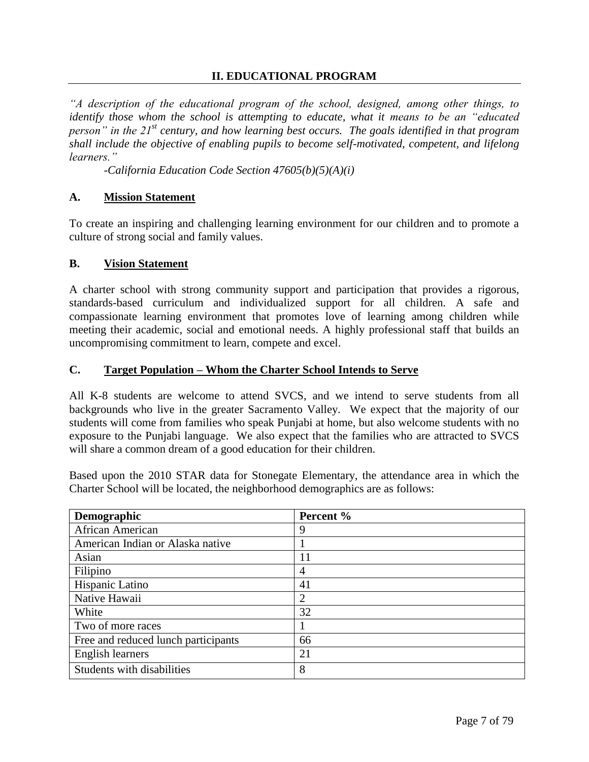## II. EDUCATIONAL PROGRAM

*"A description of the educational program of the school, designed, among other things, to identify those whom the school is attempting to educate, what it means to be an "educated person" in the 21st century, and how learning best occurs. The goals identified in that program shall include the objective of enabling pupils to become self-motivated, competent, and lifelong learners."*

*-California Education Code Section 47605(b)(5)(A)(i)*

### A. Mission Statement

To create an inspiring and challenging learning environment for our children and to promote a culture of strong social and family values.

### B. Vision Statement

A charter school with strong community support and participation that provides a rigorous, standards-based curriculum and individualized support for all children. A safe and compassionate learning environment that promotes love of learning among children while meeting their academic, social and emotional needs. A highly professional staff that builds an uncompromising commitment to learn, compete and excel.

### C. Target Population – Whom the Charter School Intends to Serve

All K-8 students are welcome to attend SVCS, and we intend to serve students from all backgrounds who live in the greater Sacramento Valley. We expect that the majority of our students will come from families who speak Punjabi at home, but also welcome students with no exposure to the Punjabi language. We also expect that the families who are attracted to SVCS will share a common dream of a good education for their children.

Based upon the 2010 STAR data for Stonegate Elementary, the attendance area in which the Charter School will be located, the neighborhood demographics are as follows:

| Demographic | Percent % |
|---|---|
| African American | 9 |
| American Indian or Alaska native | 1 |
| Asian | 11 |
| Filipino | 4 |
| Hispanic Latino | 41 |
| Native Hawaii | 2 |
| White | 32 |
| Two of more races | 1 |
| Free and reduced lunch participants | 66 |
| English learners | 21 |
| Students with disabilities | 8 |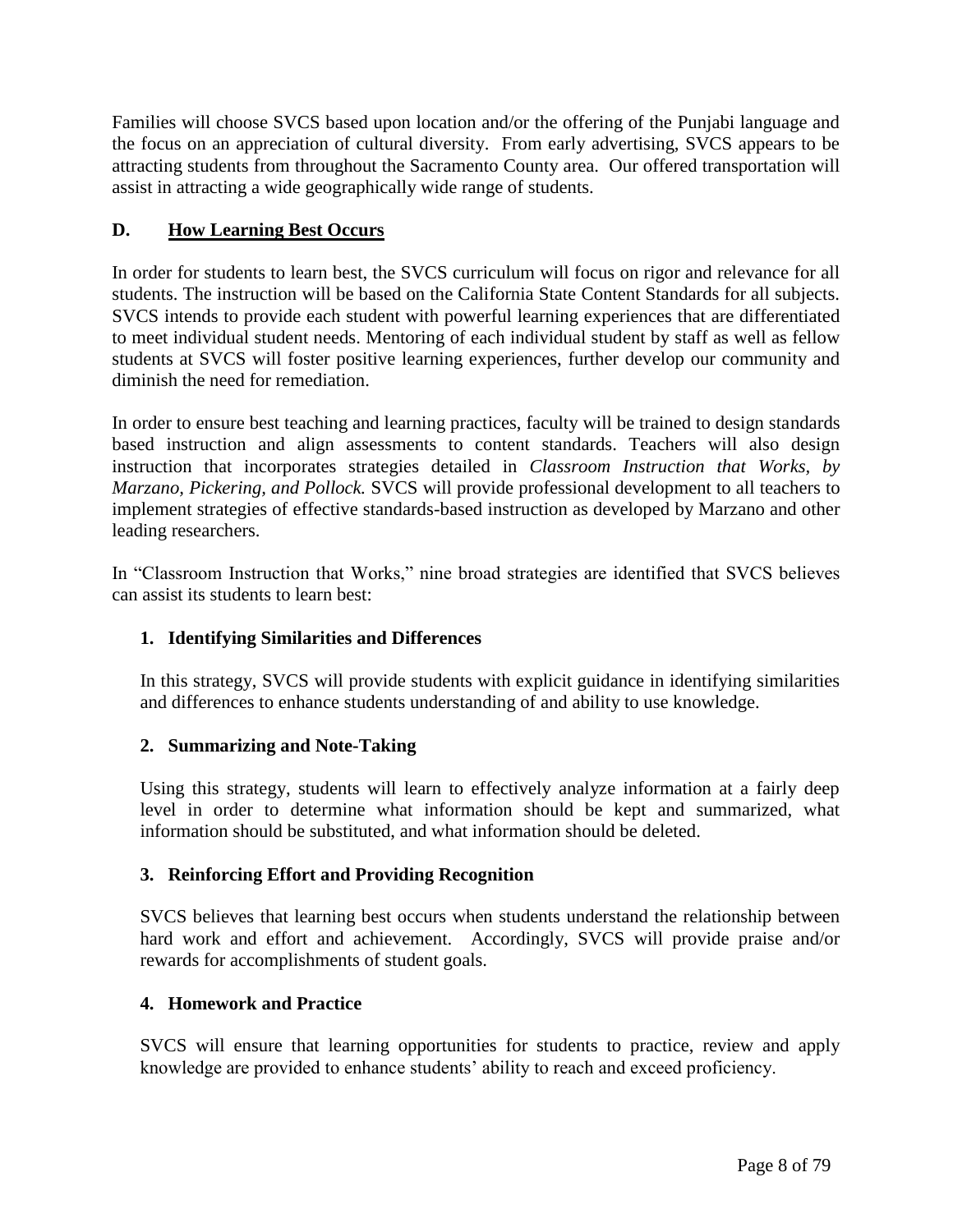Families will choose SVCS based upon location and/or the offering of the Punjabi language and the focus on an appreciation of cultural diversity. From early advertising, SVCS appears to be attracting students from throughout the Sacramento County area. Our offered transportation will assist in attracting a wide geographically wide range of students.

## D. How Learning Best Occurs

In order for students to learn best, the SVCS curriculum will focus on rigor and relevance for all students. The instruction will be based on the California State Content Standards for all subjects. SVCS intends to provide each student with powerful learning experiences that are differentiated to meet individual student needs. Mentoring of each individual student by staff as well as fellow students at SVCS will foster positive learning experiences, further develop our community and diminish the need for remediation.

In order to ensure best teaching and learning practices, faculty will be trained to design standards based instruction and align assessments to content standards. Teachers will also design instruction that incorporates strategies detailed in *Classroom Instruction that Works, by Marzano, Pickering, and Pollock.* SVCS will provide professional development to all teachers to implement strategies of effective standards-based instruction as developed by Marzano and other leading researchers.

In "Classroom Instruction that Works," nine broad strategies are identified that SVCS believes can assist its students to learn best:

### 1. Identifying Similarities and Differences

In this strategy, SVCS will provide students with explicit guidance in identifying similarities and differences to enhance students understanding of and ability to use knowledge.

### 2. Summarizing and Note-Taking

Using this strategy, students will learn to effectively analyze information at a fairly deep level in order to determine what information should be kept and summarized, what information should be substituted, and what information should be deleted.

### 3. Reinforcing Effort and Providing Recognition

SVCS believes that learning best occurs when students understand the relationship between hard work and effort and achievement. Accordingly, SVCS will provide praise and/or rewards for accomplishments of student goals.

### 4. Homework and Practice

SVCS will ensure that learning opportunities for students to practice, review and apply knowledge are provided to enhance students' ability to reach and exceed proficiency.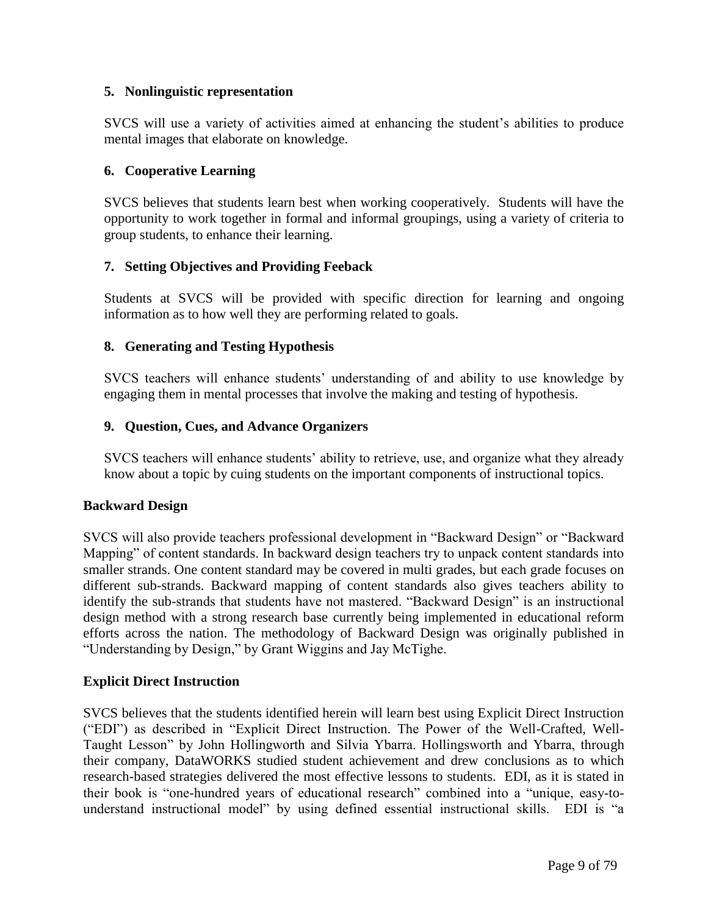**5. Nonlinguistic representation**

SVCS will use a variety of activities aimed at enhancing the student's abilities to produce mental images that elaborate on knowledge.

**6. Cooperative Learning**

SVCS believes that students learn best when working cooperatively. Students will have the opportunity to work together in formal and informal groupings, using a variety of criteria to group students, to enhance their learning.

**7. Setting Objectives and Providing Feeback**

Students at SVCS will be provided with specific direction for learning and ongoing information as to how well they are performing related to goals.

**8. Generating and Testing Hypothesis**

SVCS teachers will enhance students' understanding of and ability to use knowledge by engaging them in mental processes that involve the making and testing of hypothesis.

**9. Question, Cues, and Advance Organizers**

SVCS teachers will enhance students' ability to retrieve, use, and organize what they already know about a topic by cuing students on the important components of instructional topics.

**Backward Design**

SVCS will also provide teachers professional development in "Backward Design" or "Backward Mapping" of content standards. In backward design teachers try to unpack content standards into smaller strands. One content standard may be covered in multi grades, but each grade focuses on different sub-strands. Backward mapping of content standards also gives teachers ability to identify the sub-strands that students have not mastered. "Backward Design" is an instructional design method with a strong research base currently being implemented in educational reform efforts across the nation. The methodology of Backward Design was originally published in "Understanding by Design," by Grant Wiggins and Jay McTighe.

**Explicit Direct Instruction**

SVCS believes that the students identified herein will learn best using Explicit Direct Instruction ("EDI") as described in "Explicit Direct Instruction. The Power of the Well-Crafted, Well-Taught Lesson" by John Hollingworth and Silvia Ybarra. Hollingsworth and Ybarra, through their company, DataWORKS studied student achievement and drew conclusions as to which research-based strategies delivered the most effective lessons to students. EDI, as it is stated in their book is "one-hundred years of educational research" combined into a "unique, easy-to-understand instructional model" by using defined essential instructional skills. EDI is "a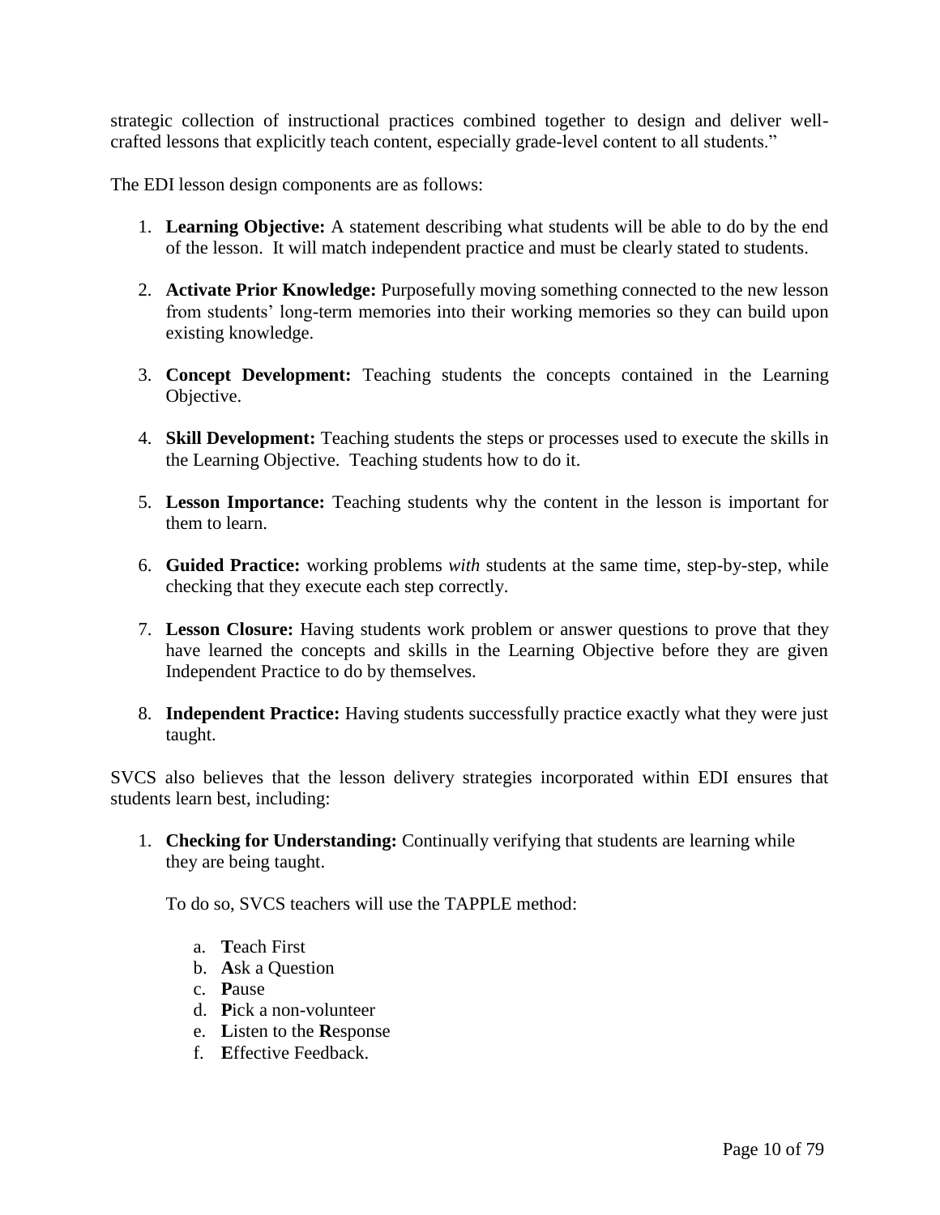strategic collection of instructional practices combined together to design and deliver well-crafted lessons that explicitly teach content, especially grade-level content to all students."

The EDI lesson design components are as follows:

1. **Learning Objective:** A statement describing what students will be able to do by the end of the lesson. It will match independent practice and must be clearly stated to students.

2. **Activate Prior Knowledge:** Purposefully moving something connected to the new lesson from students' long-term memories into their working memories so they can build upon existing knowledge.

3. **Concept Development:** Teaching students the concepts contained in the Learning Objective.

4. **Skill Development:** Teaching students the steps or processes used to execute the skills in the Learning Objective. Teaching students how to do it.

5. **Lesson Importance:** Teaching students why the content in the lesson is important for them to learn.

6. **Guided Practice:** working problems *with* students at the same time, step-by-step, while checking that they execute each step correctly.

7. **Lesson Closure:** Having students work problem or answer questions to prove that they have learned the concepts and skills in the Learning Objective before they are given Independent Practice to do by themselves.

8. **Independent Practice:** Having students successfully practice exactly what they were just taught.

SVCS also believes that the lesson delivery strategies incorporated within EDI ensures that students learn best, including:

1. **Checking for Understanding:** Continually verifying that students are learning while they are being taught.

   To do so, SVCS teachers will use the TAPPLE method:

   a. **T**each First
   b. **A**sk a Question
   c. **P**ause
   d. **P**ick a non-volunteer
   e. **L**isten to the **R**esponse
   f. **E**ffective Feedback.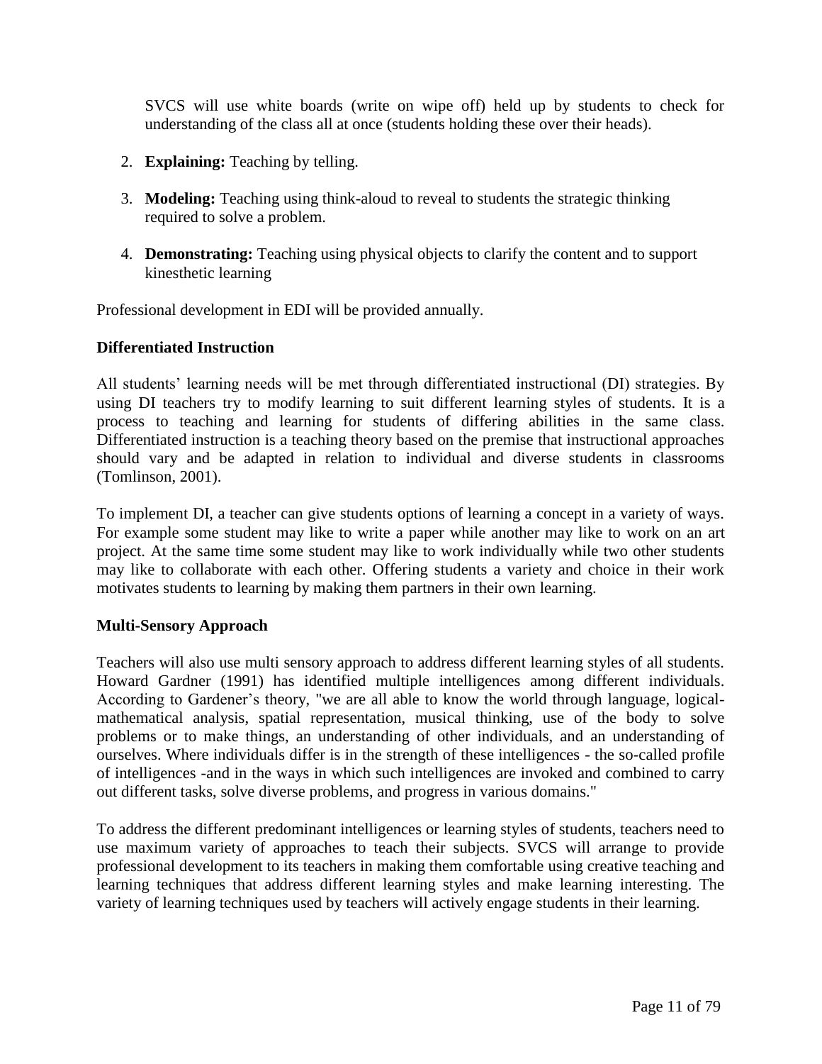SVCS will use white boards (write on wipe off) held up by students to check for understanding of the class all at once (students holding these over their heads).

2. **Explaining:** Teaching by telling.

3. **Modeling:** Teaching using think-aloud to reveal to students the strategic thinking required to solve a problem.

4. **Demonstrating:** Teaching using physical objects to clarify the content and to support kinesthetic learning

Professional development in EDI will be provided annually.

**Differentiated Instruction**

All students' learning needs will be met through differentiated instructional (DI) strategies. By using DI teachers try to modify learning to suit different learning styles of students. It is a process to teaching and learning for students of differing abilities in the same class. Differentiated instruction is a teaching theory based on the premise that instructional approaches should vary and be adapted in relation to individual and diverse students in classrooms (Tomlinson, 2001).

To implement DI, a teacher can give students options of learning a concept in a variety of ways. For example some student may like to write a paper while another may like to work on an art project. At the same time some student may like to work individually while two other students may like to collaborate with each other. Offering students a variety and choice in their work motivates students to learning by making them partners in their own learning.

**Multi-Sensory Approach**

Teachers will also use multi sensory approach to address different learning styles of all students. Howard Gardner (1991) has identified multiple intelligences among different individuals. According to Gardener's theory, "we are all able to know the world through language, logical-mathematical analysis, spatial representation, musical thinking, use of the body to solve problems or to make things, an understanding of other individuals, and an understanding of ourselves. Where individuals differ is in the strength of these intelligences - the so-called profile of intelligences -and in the ways in which such intelligences are invoked and combined to carry out different tasks, solve diverse problems, and progress in various domains."

To address the different predominant intelligences or learning styles of students, teachers need to use maximum variety of approaches to teach their subjects. SVCS will arrange to provide professional development to its teachers in making them comfortable using creative teaching and learning techniques that address different learning styles and make learning interesting. The variety of learning techniques used by teachers will actively engage students in their learning.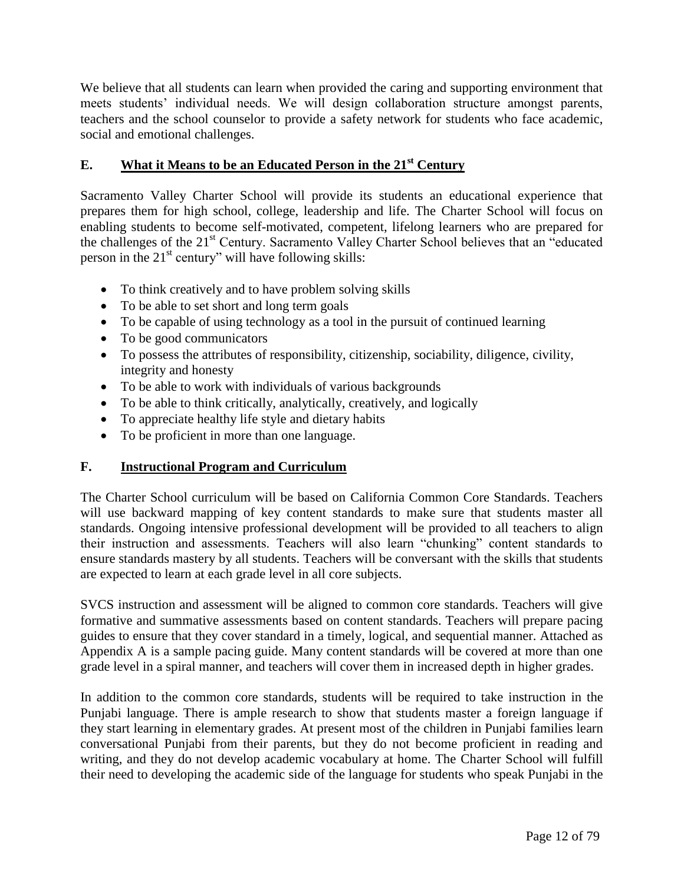We believe that all students can learn when provided the caring and supporting environment that meets students' individual needs. We will design collaboration structure amongst parents, teachers and the school counselor to provide a safety network for students who face academic, social and emotional challenges.

## E. What it Means to be an Educated Person in the 21st Century

Sacramento Valley Charter School will provide its students an educational experience that prepares them for high school, college, leadership and life. The Charter School will focus on enabling students to become self-motivated, competent, lifelong learners who are prepared for the challenges of the 21st Century. Sacramento Valley Charter School believes that an "educated person in the 21st century" will have following skills:

- To think creatively and to have problem solving skills
- To be able to set short and long term goals
- To be capable of using technology as a tool in the pursuit of continued learning
- To be good communicators
- To possess the attributes of responsibility, citizenship, sociability, diligence, civility, integrity and honesty
- To be able to work with individuals of various backgrounds
- To be able to think critically, analytically, creatively, and logically
- To appreciate healthy life style and dietary habits
- To be proficient in more than one language.

## F. Instructional Program and Curriculum

The Charter School curriculum will be based on California Common Core Standards. Teachers will use backward mapping of key content standards to make sure that students master all standards. Ongoing intensive professional development will be provided to all teachers to align their instruction and assessments. Teachers will also learn "chunking" content standards to ensure standards mastery by all students. Teachers will be conversant with the skills that students are expected to learn at each grade level in all core subjects.

SVCS instruction and assessment will be aligned to common core standards. Teachers will give formative and summative assessments based on content standards. Teachers will prepare pacing guides to ensure that they cover standard in a timely, logical, and sequential manner. Attached as Appendix A is a sample pacing guide. Many content standards will be covered at more than one grade level in a spiral manner, and teachers will cover them in increased depth in higher grades.

In addition to the common core standards, students will be required to take instruction in the Punjabi language. There is ample research to show that students master a foreign language if they start learning in elementary grades. At present most of the children in Punjabi families learn conversational Punjabi from their parents, but they do not become proficient in reading and writing, and they do not develop academic vocabulary at home. The Charter School will fulfill their need to developing the academic side of the language for students who speak Punjabi in the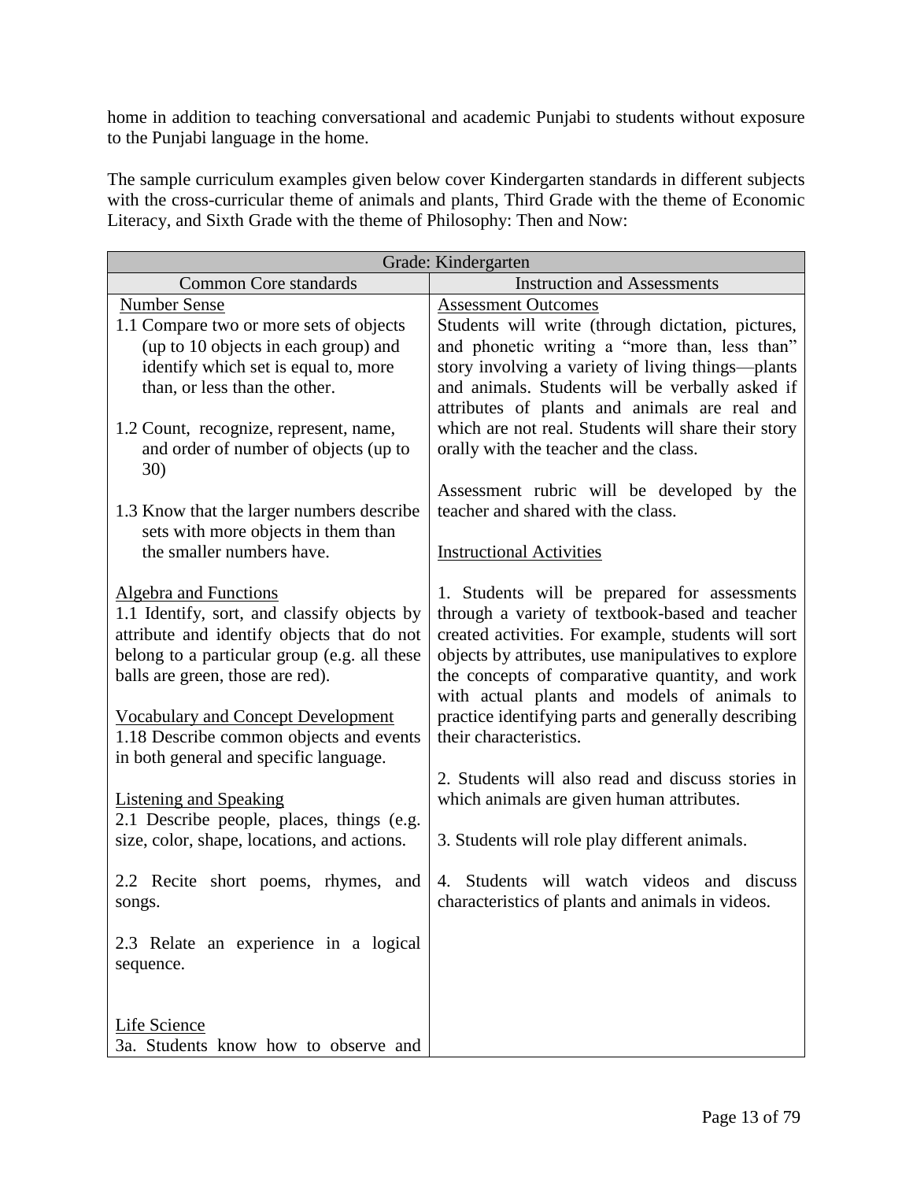home in addition to teaching conversational and academic Punjabi to students without exposure to the Punjabi language in the home.

The sample curriculum examples given below cover Kindergarten standards in different subjects with the cross-curricular theme of animals and plants, Third Grade with the theme of Economic Literacy, and Sixth Grade with the theme of Philosophy: Then and Now:

| Grade: Kindergarten | |
|---|---|
| Common Core standards | Instruction and Assessments |
| Number Sense<br>1.1 Compare two or more sets of objects (up to 10 objects in each group) and identify which set is equal to, more than, or less than the other.<br><br>1.2 Count, recognize, represent, name, and order of number of objects (up to 30)<br><br>1.3 Know that the larger numbers describe sets with more objects in them than the smaller numbers have.<br><br>Algebra and Functions<br>1.1 Identify, sort, and classify objects by attribute and identify objects that do not belong to a particular group (e.g. all these balls are green, those are red).<br><br>Vocabulary and Concept Development<br>1.18 Describe common objects and events in both general and specific language.<br><br>Listening and Speaking<br>2.1 Describe people, places, things (e.g. size, color, shape, locations, and actions.<br><br>2.2 Recite short poems, rhymes, and songs.<br><br>2.3 Relate an experience in a logical sequence.<br><br>Life Science<br>3a. Students know how to observe and | Assessment Outcomes<br>Students will write (through dictation, pictures, and phonetic writing a "more than, less than" story involving a variety of living things—plants and animals. Students will be verbally asked if attributes of plants and animals are real and which are not real. Students will share their story orally with the teacher and the class.<br><br>Assessment rubric will be developed by the teacher and shared with the class.<br><br>Instructional Activities<br><br>1. Students will be prepared for assessments through a variety of textbook-based and teacher created activities. For example, students will sort objects by attributes, use manipulatives to explore the concepts of comparative quantity, and work with actual plants and models of animals to practice identifying parts and generally describing their characteristics.<br><br>2. Students will also read and discuss stories in which animals are given human attributes.<br><br>3. Students will role play different animals.<br><br>4. Students will watch videos and discuss characteristics of plants and animals in videos. |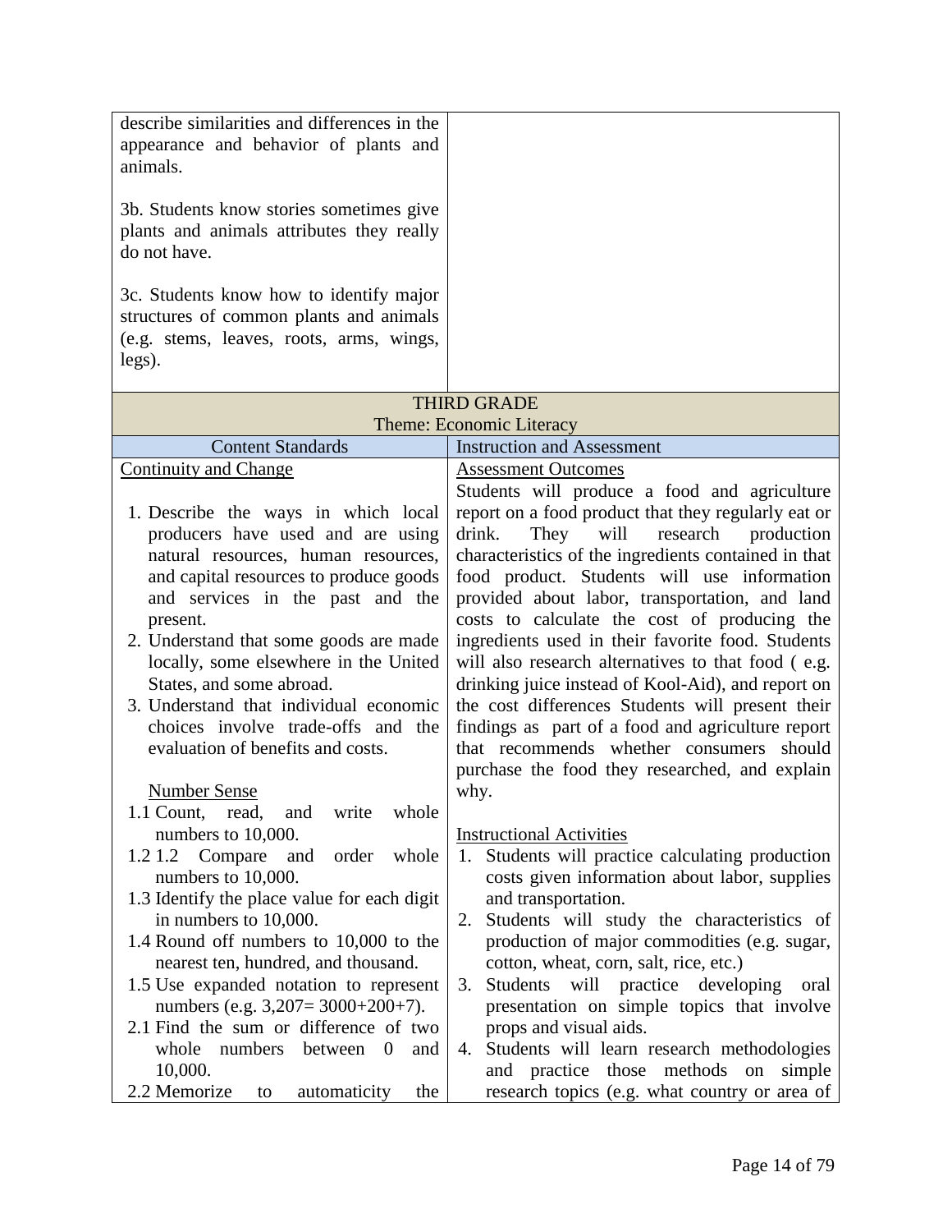| | |
|---|---|
| describe similarities and differences in the appearance and behavior of plants and animals.<br><br>3b. Students know stories sometimes give plants and animals attributes they really do not have.<br><br>3c. Students know how to identify major structures of common plants and animals (e.g. stems, leaves, roots, arms, wings, legs). | |

| THIRD GRADE<br>Theme: Economic Literacy | |
|---|---|
| Content Standards | Instruction and Assessment |
| <u>Continuity and Change</u><br><br>1. Describe the ways in which local producers have used and are using natural resources, human resources, and capital resources to produce goods and services in the past and the present.<br>2. Understand that some goods are made locally, some elsewhere in the United States, and some abroad.<br>3. Understand that individual economic choices involve trade-offs and the evaluation of benefits and costs.<br><br><u>Number Sense</u><br>1.1 Count, read, and write whole numbers to 10,000.<br>1.2 1.2 Compare and order whole numbers to 10,000.<br>1.3 Identify the place value for each digit in numbers to 10,000.<br>1.4 Round off numbers to 10,000 to the nearest ten, hundred, and thousand.<br>1.5 Use expanded notation to represent numbers (e.g. 3,207= 3000+200+7).<br>2.1 Find the sum or difference of two whole numbers between 0 and 10,000.<br>2.2 Memorize to automaticity the | <u>Assessment Outcomes</u><br>Students will produce a food and agriculture report on a food product that they regularly eat or drink. They will research production characteristics of the ingredients contained in that food product. Students will use information provided about labor, transportation, and land costs to calculate the cost of producing the ingredients used in their favorite food. Students will also research alternatives to that food ( e.g. drinking juice instead of Kool-Aid), and report on the cost differences Students will present their findings as part of a food and agriculture report that recommends whether consumers should purchase the food they researched, and explain why.<br><br><u>Instructional Activities</u><br>1. Students will practice calculating production costs given information about labor, supplies and transportation.<br>2. Students will study the characteristics of production of major commodities (e.g. sugar, cotton, wheat, corn, salt, rice, etc.)<br>3. Students will practice developing oral presentation on simple topics that involve props and visual aids.<br>4. Students will learn research methodologies and practice those methods on simple research topics (e.g. what country or area of |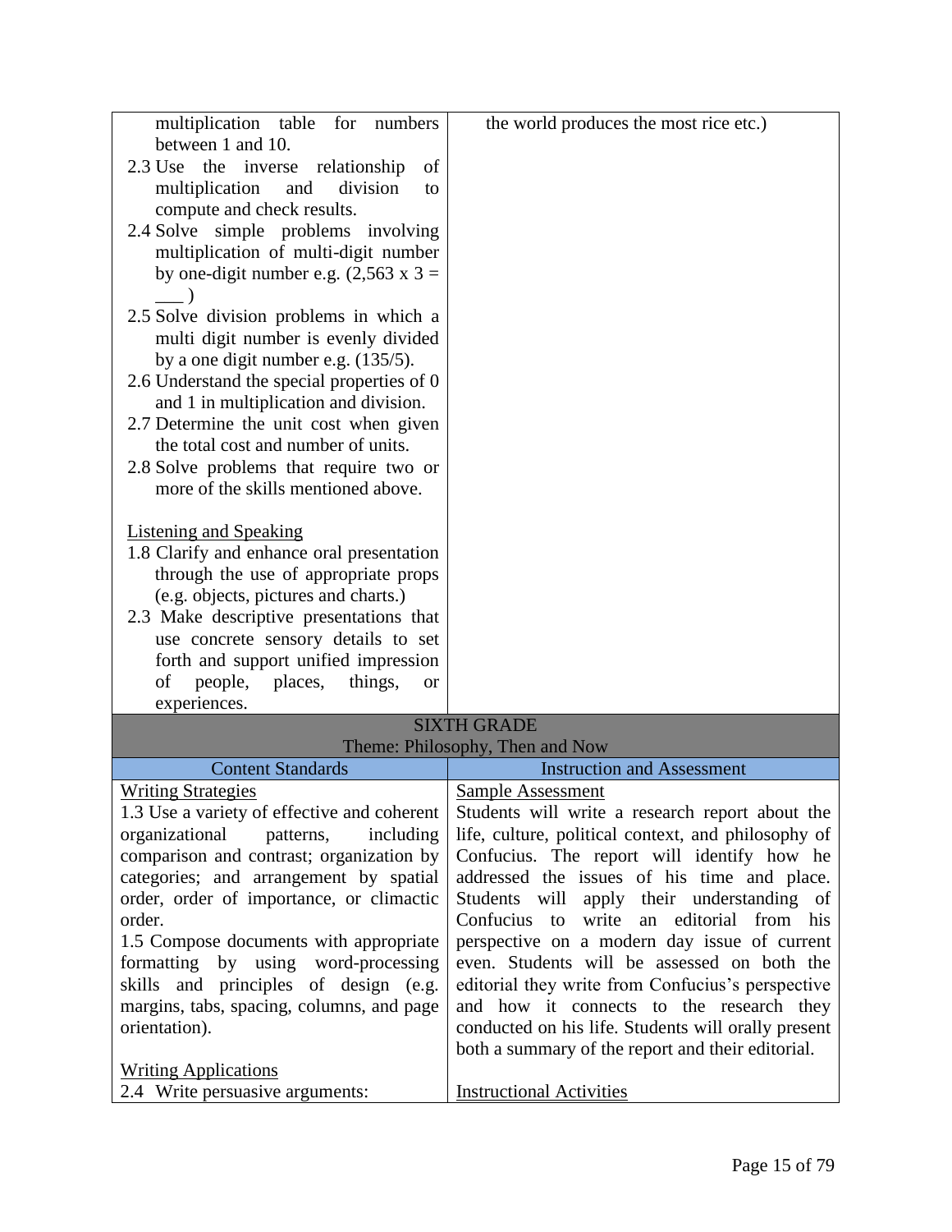| | |
|---|---|
| multiplication table for numbers between 1 and 10.<br>2.3 Use the inverse relationship of multiplication and division to compute and check results.<br>2.4 Solve simple problems involving multiplication of multi-digit number by one-digit number e.g. (2,563 x 3 = ___ )<br>2.5 Solve division problems in which a multi digit number is evenly divided by a one digit number e.g. (135/5).<br>2.6 Understand the special properties of 0 and 1 in multiplication and division.<br>2.7 Determine the unit cost when given the total cost and number of units.<br>2.8 Solve problems that require two or more of the skills mentioned above.<br><br><u>Listening and Speaking</u><br>1.8 Clarify and enhance oral presentation through the use of appropriate props (e.g. objects, pictures and charts.)<br>2.3 Make descriptive presentations that use concrete sensory details to set forth and support unified impression of people, places, things, or experiences. | the world produces the most rice etc.) |

| SIXTH GRADE<br>Theme: Philosophy, Then and Now | |
|---|---|
| **Content Standards** | **Instruction and Assessment** |
| <u>Writing Strategies</u><br>1.3 Use a variety of effective and coherent organizational patterns, including comparison and contrast; organization by categories; and arrangement by spatial order, order of importance, or climactic order.<br>1.5 Compose documents with appropriate formatting by using word-processing skills and principles of design (e.g. margins, tabs, spacing, columns, and page orientation).<br><br><u>Writing Applications</u><br>2.4 Write persuasive arguments: | <u>Sample Assessment</u><br>Students will write a research report about the life, culture, political context, and philosophy of Confucius. The report will identify how he addressed the issues of his time and place. Students will apply their understanding of Confucius to write an editorial from his perspective on a modern day issue of current even. Students will be assessed on both the editorial they write from Confucius's perspective and how it connects to the research they conducted on his life. Students will orally present both a summary of the report and their editorial.<br><br><u>Instructional Activities</u> |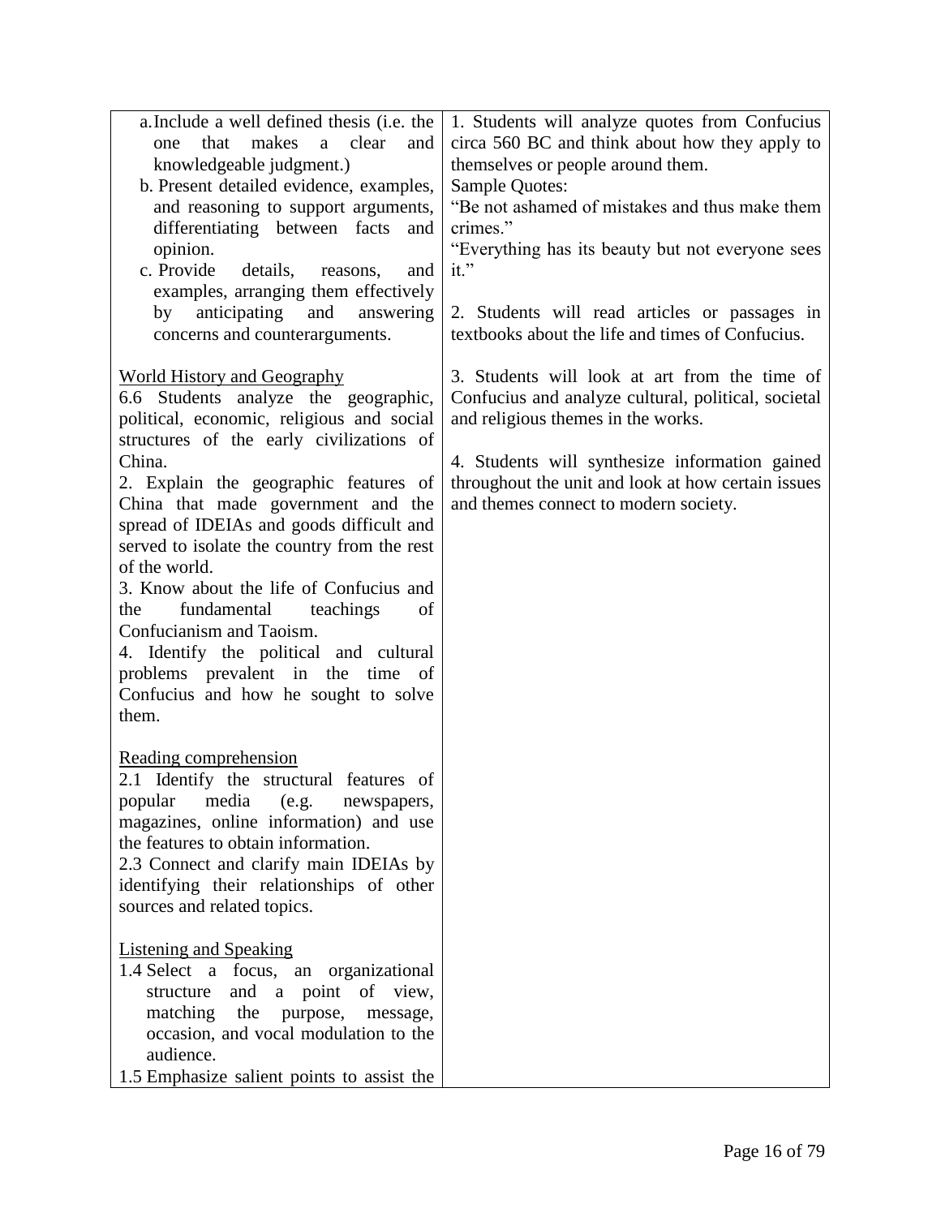| | |
|---|---|
| a. Include a well defined thesis (i.e. the one that makes a clear and knowledgeable judgment.)<br>b. Present detailed evidence, examples, and reasoning to support arguments, differentiating between facts and opinion.<br>c. Provide details, reasons, and examples, arranging them effectively by anticipating and answering concerns and counterarguments.<br><br><u>World History and Geography</u><br>6.6 Students analyze the geographic, political, economic, religious and social structures of the early civilizations of China.<br>2. Explain the geographic features of China that made government and the spread of IDEIAs and goods difficult and served to isolate the country from the rest of the world.<br>3. Know about the life of Confucius and the fundamental teachings of Confucianism and Taoism.<br>4. Identify the political and cultural problems prevalent in the time of Confucius and how he sought to solve them.<br><br><u>Reading comprehension</u><br>2.1 Identify the structural features of popular media (e.g. newspapers, magazines, online information) and use the features to obtain information.<br>2.3 Connect and clarify main IDEIAs by identifying their relationships of other sources and related topics.<br><br><u>Listening and Speaking</u><br>1.4 Select a focus, an organizational structure and a point of view, matching the purpose, message, occasion, and vocal modulation to the audience.<br>1.5 Emphasize salient points to assist the | 1. Students will analyze quotes from Confucius circa 560 BC and think about how they apply to themselves or people around them.<br>Sample Quotes:<br>"Be not ashamed of mistakes and thus make them crimes."<br>"Everything has its beauty but not everyone sees it."<br><br>2. Students will read articles or passages in textbooks about the life and times of Confucius.<br><br>3. Students will look at art from the time of Confucius and analyze cultural, political, societal and religious themes in the works.<br><br>4. Students will synthesize information gained throughout the unit and look at how certain issues and themes connect to modern society. |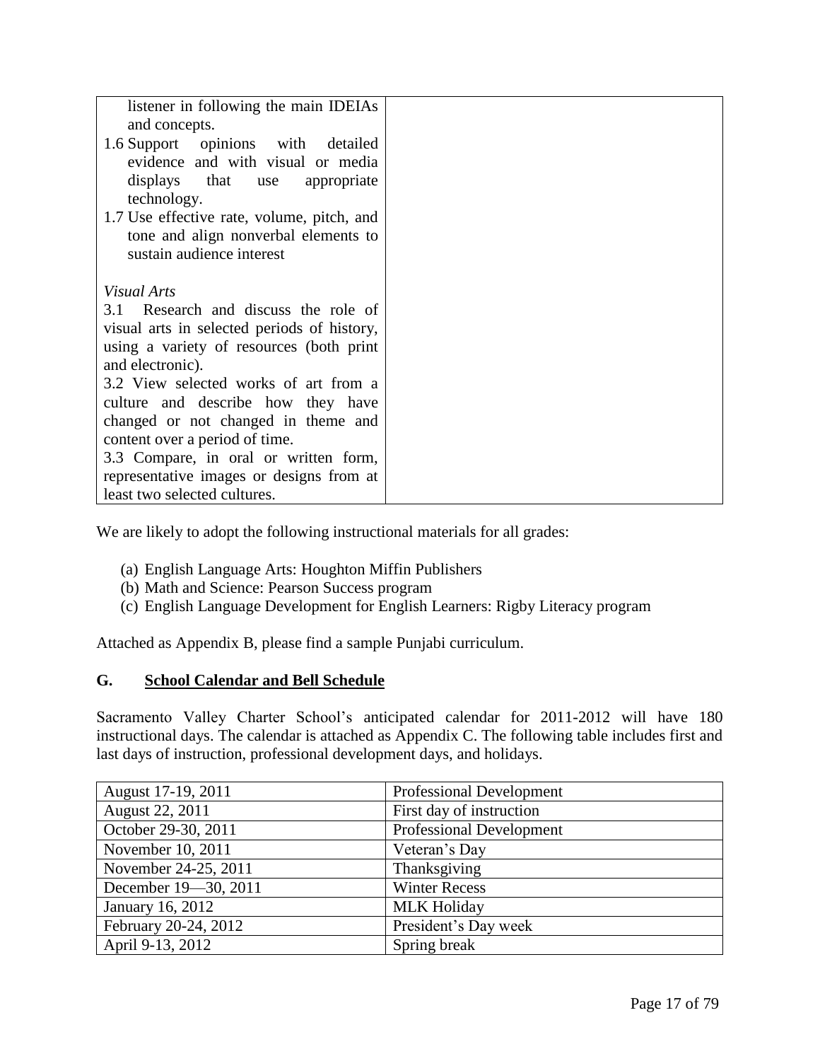| | |
|---|---|
| listener in following the main IDEIAs and concepts.<br>1.6 Support opinions with detailed evidence and with visual or media displays that use appropriate technology.<br>1.7 Use effective rate, volume, pitch, and tone and align nonverbal elements to sustain audience interest<br><br>*Visual Arts*<br>3.1 Research and discuss the role of visual arts in selected periods of history, using a variety of resources (both print and electronic).<br>3.2 View selected works of art from a culture and describe how they have changed or not changed in theme and content over a period of time.<br>3.3 Compare, in oral or written form, representative images or designs from at least two selected cultures. | |

We are likely to adopt the following instructional materials for all grades:

(a) English Language Arts: Houghton Miffin Publishers
(b) Math and Science: Pearson Success program
(c) English Language Development for English Learners: Rigby Literacy program

Attached as Appendix B, please find a sample Punjabi curriculum.

## G. School Calendar and Bell Schedule

Sacramento Valley Charter School's anticipated calendar for 2011-2012 will have 180 instructional days. The calendar is attached as Appendix C. The following table includes first and last days of instruction, professional development days, and holidays.

| | |
|---|---|
| August 17-19, 2011 | Professional Development |
| August 22, 2011 | First day of instruction |
| October 29-30, 2011 | Professional Development |
| November 10, 2011 | Veteran's Day |
| November 24-25, 2011 | Thanksgiving |
| December 19—30, 2011 | Winter Recess |
| January 16, 2012 | MLK Holiday |
| February 20-24, 2012 | President's Day week |
| April 9-13, 2012 | Spring break |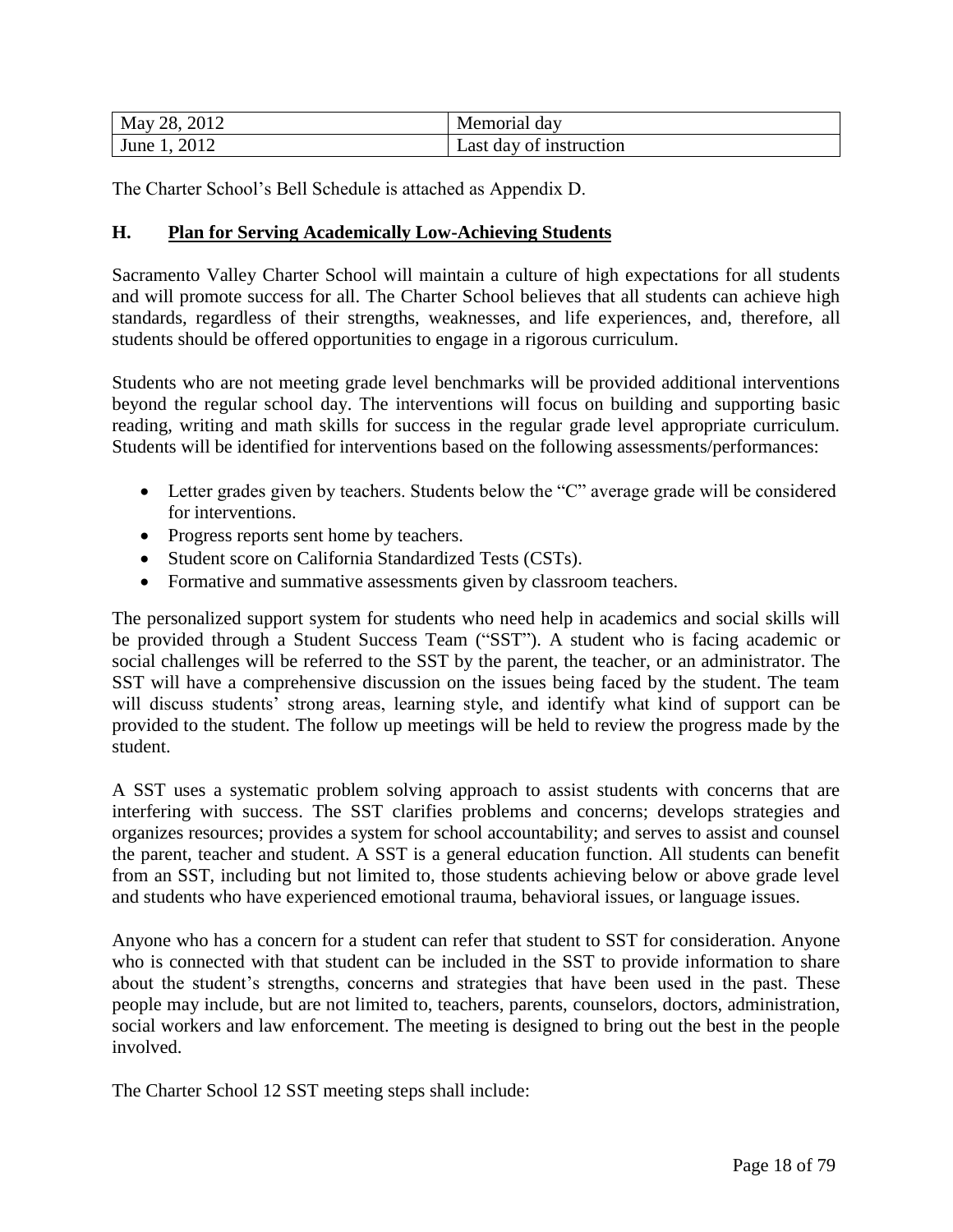| May 28, 2012 | Memorial day |
| --- | --- |
| June 1, 2012 | Last day of instruction |

The Charter School's Bell Schedule is attached as Appendix D.

### H. Plan for Serving Academically Low-Achieving Students

Sacramento Valley Charter School will maintain a culture of high expectations for all students and will promote success for all. The Charter School believes that all students can achieve high standards, regardless of their strengths, weaknesses, and life experiences, and, therefore, all students should be offered opportunities to engage in a rigorous curriculum.

Students who are not meeting grade level benchmarks will be provided additional interventions beyond the regular school day. The interventions will focus on building and supporting basic reading, writing and math skills for success in the regular grade level appropriate curriculum. Students will be identified for interventions based on the following assessments/performances:

- Letter grades given by teachers. Students below the "C" average grade will be considered for interventions.
- Progress reports sent home by teachers.
- Student score on California Standardized Tests (CSTs).
- Formative and summative assessments given by classroom teachers.

The personalized support system for students who need help in academics and social skills will be provided through a Student Success Team ("SST"). A student who is facing academic or social challenges will be referred to the SST by the parent, the teacher, or an administrator. The SST will have a comprehensive discussion on the issues being faced by the student. The team will discuss students' strong areas, learning style, and identify what kind of support can be provided to the student. The follow up meetings will be held to review the progress made by the student.

A SST uses a systematic problem solving approach to assist students with concerns that are interfering with success. The SST clarifies problems and concerns; develops strategies and organizes resources; provides a system for school accountability; and serves to assist and counsel the parent, teacher and student. A SST is a general education function. All students can benefit from an SST, including but not limited to, those students achieving below or above grade level and students who have experienced emotional trauma, behavioral issues, or language issues.

Anyone who has a concern for a student can refer that student to SST for consideration. Anyone who is connected with that student can be included in the SST to provide information to share about the student's strengths, concerns and strategies that have been used in the past. These people may include, but are not limited to, teachers, parents, counselors, doctors, administration, social workers and law enforcement. The meeting is designed to bring out the best in the people involved.

The Charter School 12 SST meeting steps shall include: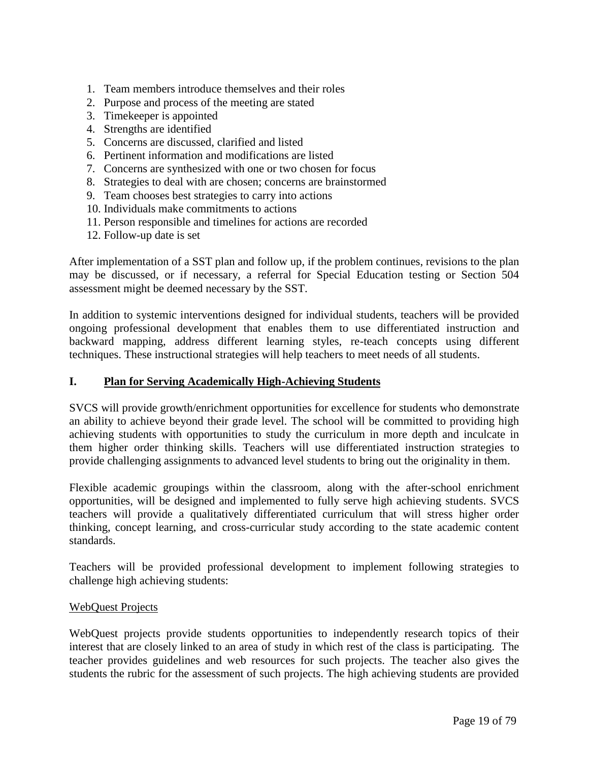1. Team members introduce themselves and their roles
2. Purpose and process of the meeting are stated
3. Timekeeper is appointed
4. Strengths are identified
5. Concerns are discussed, clarified and listed
6. Pertinent information and modifications are listed
7. Concerns are synthesized with one or two chosen for focus
8. Strategies to deal with are chosen; concerns are brainstormed
9. Team chooses best strategies to carry into actions
10. Individuals make commitments to actions
11. Person responsible and timelines for actions are recorded
12. Follow-up date is set

After implementation of a SST plan and follow up, if the problem continues, revisions to the plan may be discussed, or if necessary, a referral for Special Education testing or Section 504 assessment might be deemed necessary by the SST.

In addition to systemic interventions designed for individual students, teachers will be provided ongoing professional development that enables them to use differentiated instruction and backward mapping, address different learning styles, re-teach concepts using different techniques. These instructional strategies will help teachers to meet needs of all students.

## I. Plan for Serving Academically High-Achieving Students

SVCS will provide growth/enrichment opportunities for excellence for students who demonstrate an ability to achieve beyond their grade level. The school will be committed to providing high achieving students with opportunities to study the curriculum in more depth and inculcate in them higher order thinking skills. Teachers will use differentiated instruction strategies to provide challenging assignments to advanced level students to bring out the originality in them.

Flexible academic groupings within the classroom, along with the after-school enrichment opportunities, will be designed and implemented to fully serve high achieving students. SVCS teachers will provide a qualitatively differentiated curriculum that will stress higher order thinking, concept learning, and cross-curricular study according to the state academic content standards.

Teachers will be provided professional development to implement following strategies to challenge high achieving students:

WebQuest Projects

WebQuest projects provide students opportunities to independently research topics of their interest that are closely linked to an area of study in which rest of the class is participating. The teacher provides guidelines and web resources for such projects. The teacher also gives the students the rubric for the assessment of such projects. The high achieving students are provided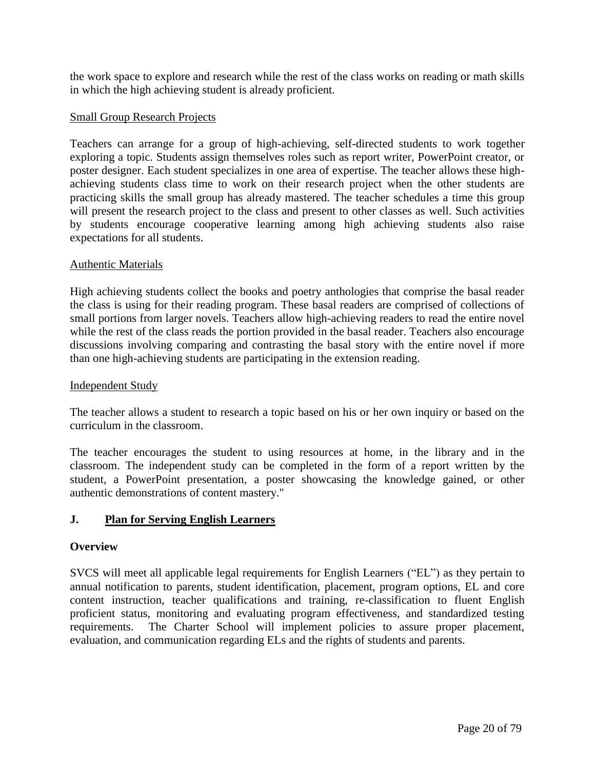the work space to explore and research while the rest of the class works on reading or math skills in which the high achieving student is already proficient.

<u>Small Group Research Projects</u>

Teachers can arrange for a group of high-achieving, self-directed students to work together exploring a topic. Students assign themselves roles such as report writer, PowerPoint creator, or poster designer. Each student specializes in one area of expertise. The teacher allows these high-achieving students class time to work on their research project when the other students are practicing skills the small group has already mastered. The teacher schedules a time this group will present the research project to the class and present to other classes as well. Such activities by students encourage cooperative learning among high achieving students also raise expectations for all students.

<u>Authentic Materials</u>

High achieving students collect the books and poetry anthologies that comprise the basal reader the class is using for their reading program. These basal readers are comprised of collections of small portions from larger novels. Teachers allow high-achieving readers to read the entire novel while the rest of the class reads the portion provided in the basal reader. Teachers also encourage discussions involving comparing and contrasting the basal story with the entire novel if more than one high-achieving students are participating in the extension reading.

<u>Independent Study</u>

The teacher allows a student to research a topic based on his or her own inquiry or based on the curriculum in the classroom.

The teacher encourages the student to using resources at home, in the library and in the classroom. The independent study can be completed in the form of a report written by the student, a PowerPoint presentation, a poster showcasing the knowledge gained, or other authentic demonstrations of content mastery."

## J. Plan for Serving English Learners

**Overview**

SVCS will meet all applicable legal requirements for English Learners ("EL") as they pertain to annual notification to parents, student identification, placement, program options, EL and core content instruction, teacher qualifications and training, re-classification to fluent English proficient status, monitoring and evaluating program effectiveness, and standardized testing requirements. The Charter School will implement policies to assure proper placement, evaluation, and communication regarding ELs and the rights of students and parents.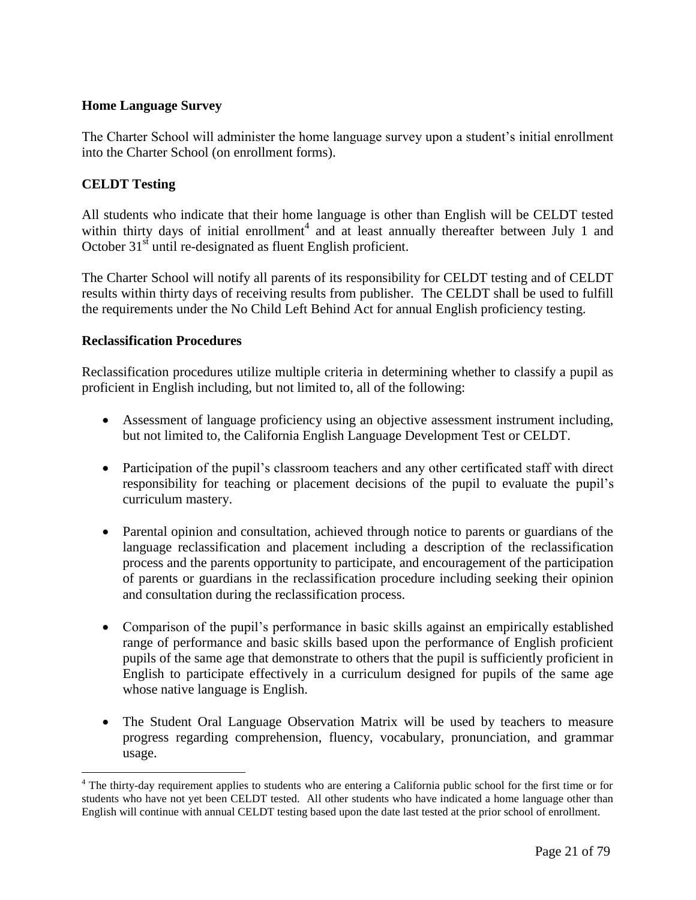**Home Language Survey**

The Charter School will administer the home language survey upon a student's initial enrollment into the Charter School (on enrollment forms).

**CELDT Testing**

All students who indicate that their home language is other than English will be CELDT tested within thirty days of initial enrollment[4] and at least annually thereafter between July 1 and October 31st until re-designated as fluent English proficient.

The Charter School will notify all parents of its responsibility for CELDT testing and of CELDT results within thirty days of receiving results from publisher. The CELDT shall be used to fulfill the requirements under the No Child Left Behind Act for annual English proficiency testing.

**Reclassification Procedures**

Reclassification procedures utilize multiple criteria in determining whether to classify a pupil as proficient in English including, but not limited to, all of the following:

- Assessment of language proficiency using an objective assessment instrument including, but not limited to, the California English Language Development Test or CELDT.
- Participation of the pupil's classroom teachers and any other certificated staff with direct responsibility for teaching or placement decisions of the pupil to evaluate the pupil's curriculum mastery.
- Parental opinion and consultation, achieved through notice to parents or guardians of the language reclassification and placement including a description of the reclassification process and the parents opportunity to participate, and encouragement of the participation of parents or guardians in the reclassification procedure including seeking their opinion and consultation during the reclassification process.
- Comparison of the pupil's performance in basic skills against an empirically established range of performance and basic skills based upon the performance of English proficient pupils of the same age that demonstrate to others that the pupil is sufficiently proficient in English to participate effectively in a curriculum designed for pupils of the same age whose native language is English.
- The Student Oral Language Observation Matrix will be used by teachers to measure progress regarding comprehension, fluency, vocabulary, pronunciation, and grammar usage.

[4] The thirty-day requirement applies to students who are entering a California public school for the first time or for students who have not yet been CELDT tested. All other students who have indicated a home language other than English will continue with annual CELDT testing based upon the date last tested at the prior school of enrollment.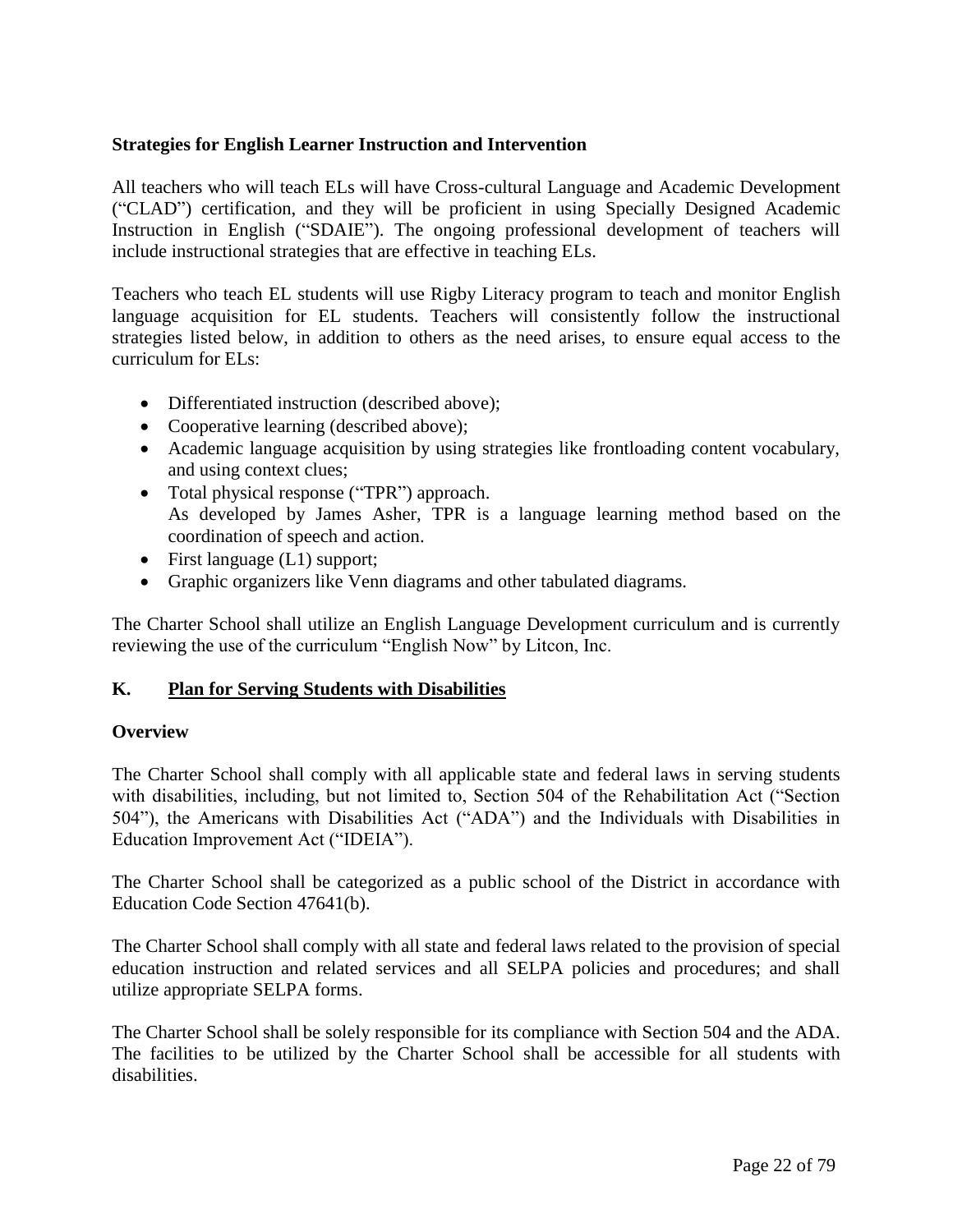**Strategies for English Learner Instruction and Intervention**

All teachers who will teach ELs will have Cross-cultural Language and Academic Development ("CLAD") certification, and they will be proficient in using Specially Designed Academic Instruction in English ("SDAIE"). The ongoing professional development of teachers will include instructional strategies that are effective in teaching ELs.

Teachers who teach EL students will use Rigby Literacy program to teach and monitor English language acquisition for EL students. Teachers will consistently follow the instructional strategies listed below, in addition to others as the need arises, to ensure equal access to the curriculum for ELs:

- Differentiated instruction (described above);
- Cooperative learning (described above);
- Academic language acquisition by using strategies like frontloading content vocabulary, and using context clues;
- Total physical response ("TPR") approach.
  As developed by James Asher, TPR is a language learning method based on the coordination of speech and action.
- First language (L1) support;
- Graphic organizers like Venn diagrams and other tabulated diagrams.

The Charter School shall utilize an English Language Development curriculum and is currently reviewing the use of the curriculum "English Now" by Litcon, Inc.

## K. Plan for Serving Students with Disabilities

**Overview**

The Charter School shall comply with all applicable state and federal laws in serving students with disabilities, including, but not limited to, Section 504 of the Rehabilitation Act ("Section 504"), the Americans with Disabilities Act ("ADA") and the Individuals with Disabilities in Education Improvement Act ("IDEIA").

The Charter School shall be categorized as a public school of the District in accordance with Education Code Section 47641(b).

The Charter School shall comply with all state and federal laws related to the provision of special education instruction and related services and all SELPA policies and procedures; and shall utilize appropriate SELPA forms.

The Charter School shall be solely responsible for its compliance with Section 504 and the ADA. The facilities to be utilized by the Charter School shall be accessible for all students with disabilities.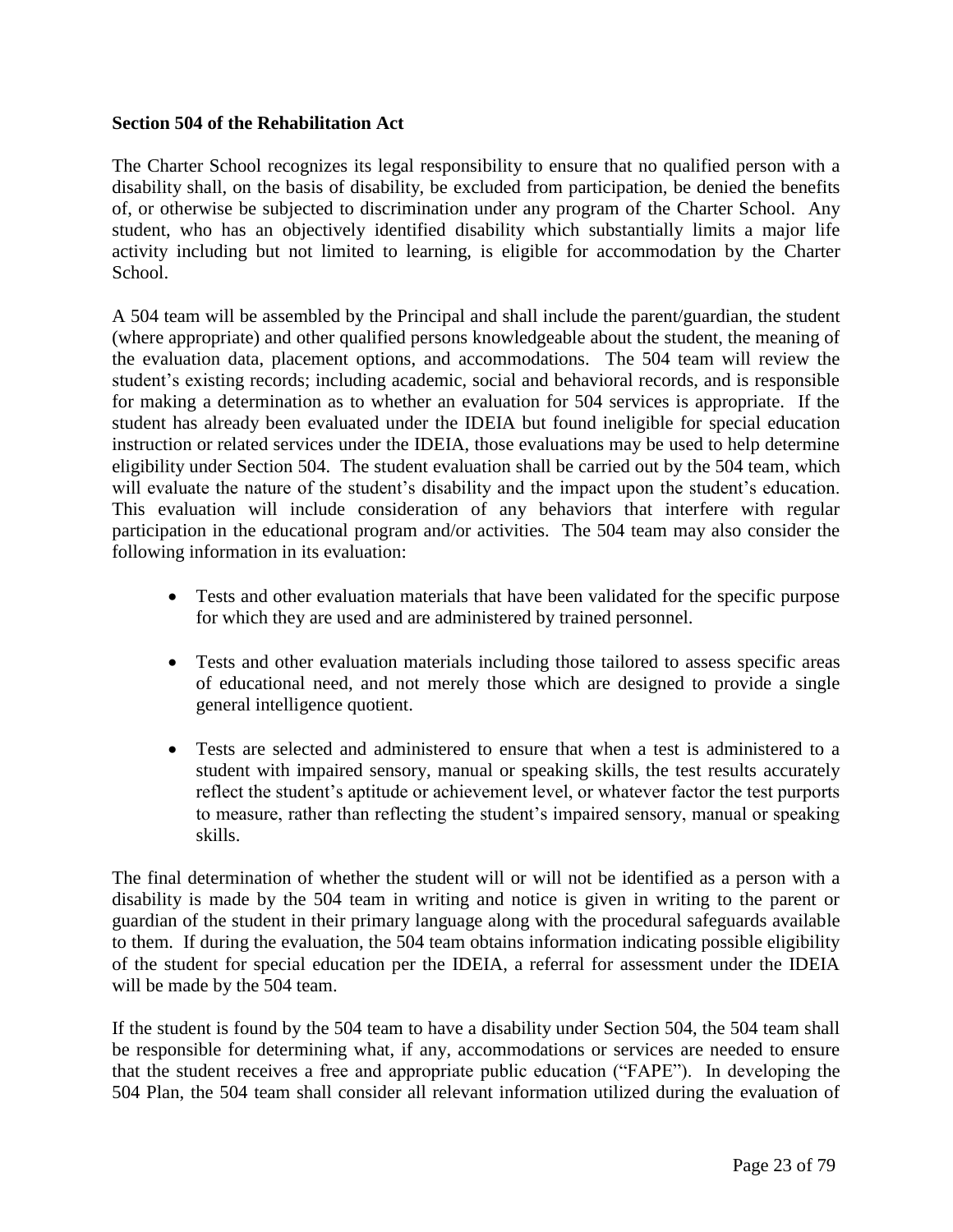**Section 504 of the Rehabilitation Act**

The Charter School recognizes its legal responsibility to ensure that no qualified person with a disability shall, on the basis of disability, be excluded from participation, be denied the benefits of, or otherwise be subjected to discrimination under any program of the Charter School. Any student, who has an objectively identified disability which substantially limits a major life activity including but not limited to learning, is eligible for accommodation by the Charter School.

A 504 team will be assembled by the Principal and shall include the parent/guardian, the student (where appropriate) and other qualified persons knowledgeable about the student, the meaning of the evaluation data, placement options, and accommodations. The 504 team will review the student's existing records; including academic, social and behavioral records, and is responsible for making a determination as to whether an evaluation for 504 services is appropriate. If the student has already been evaluated under the IDEIA but found ineligible for special education instruction or related services under the IDEIA, those evaluations may be used to help determine eligibility under Section 504. The student evaluation shall be carried out by the 504 team, which will evaluate the nature of the student's disability and the impact upon the student's education. This evaluation will include consideration of any behaviors that interfere with regular participation in the educational program and/or activities. The 504 team may also consider the following information in its evaluation:

- Tests and other evaluation materials that have been validated for the specific purpose for which they are used and are administered by trained personnel.
- Tests and other evaluation materials including those tailored to assess specific areas of educational need, and not merely those which are designed to provide a single general intelligence quotient.
- Tests are selected and administered to ensure that when a test is administered to a student with impaired sensory, manual or speaking skills, the test results accurately reflect the student's aptitude or achievement level, or whatever factor the test purports to measure, rather than reflecting the student's impaired sensory, manual or speaking skills.

The final determination of whether the student will or will not be identified as a person with a disability is made by the 504 team in writing and notice is given in writing to the parent or guardian of the student in their primary language along with the procedural safeguards available to them. If during the evaluation, the 504 team obtains information indicating possible eligibility of the student for special education per the IDEIA, a referral for assessment under the IDEIA will be made by the 504 team.

If the student is found by the 504 team to have a disability under Section 504, the 504 team shall be responsible for determining what, if any, accommodations or services are needed to ensure that the student receives a free and appropriate public education ("FAPE"). In developing the 504 Plan, the 504 team shall consider all relevant information utilized during the evaluation of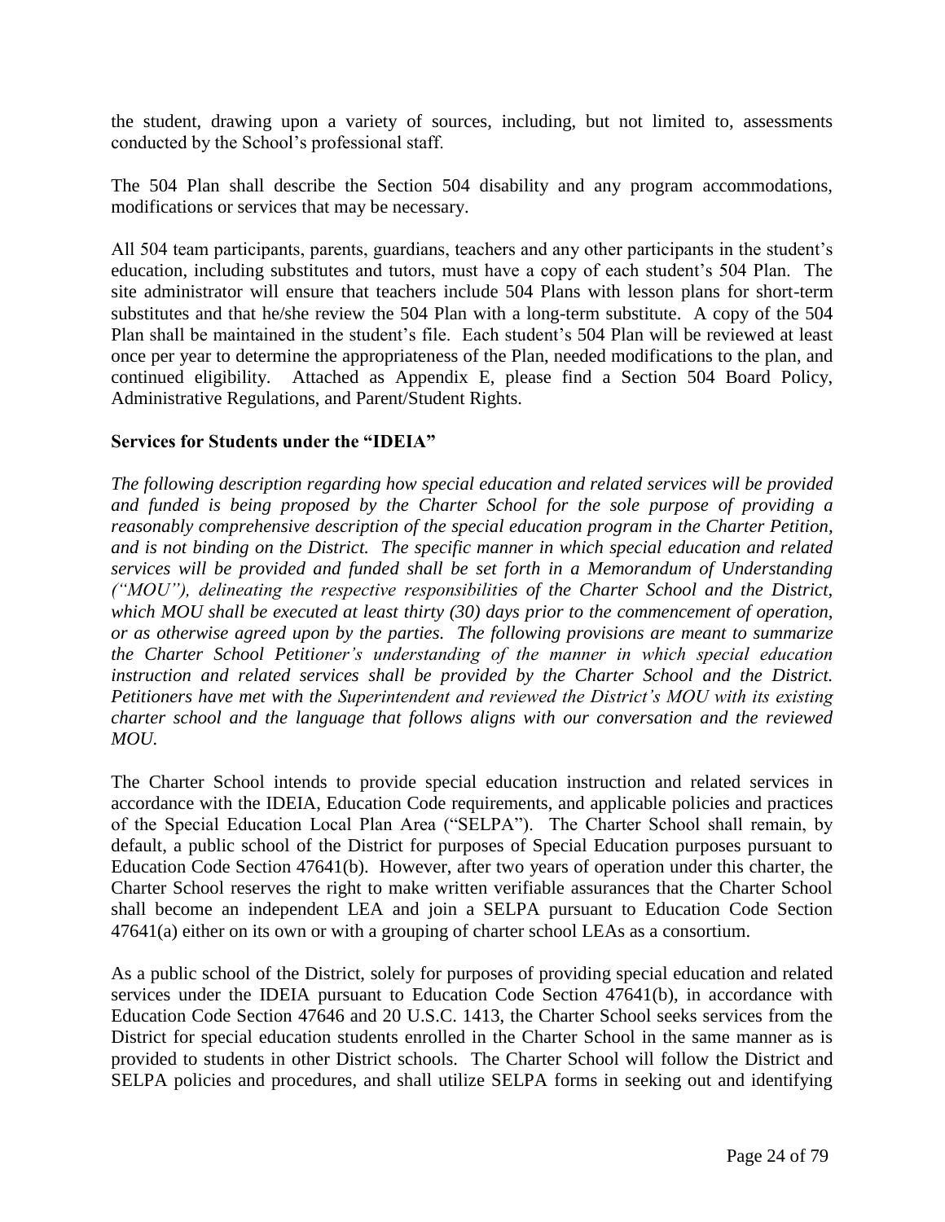the student, drawing upon a variety of sources, including, but not limited to, assessments conducted by the School's professional staff.

The 504 Plan shall describe the Section 504 disability and any program accommodations, modifications or services that may be necessary.

All 504 team participants, parents, guardians, teachers and any other participants in the student's education, including substitutes and tutors, must have a copy of each student's 504 Plan. The site administrator will ensure that teachers include 504 Plans with lesson plans for short-term substitutes and that he/she review the 504 Plan with a long-term substitute. A copy of the 504 Plan shall be maintained in the student's file. Each student's 504 Plan will be reviewed at least once per year to determine the appropriateness of the Plan, needed modifications to the plan, and continued eligibility. Attached as Appendix E, please find a Section 504 Board Policy, Administrative Regulations, and Parent/Student Rights.

**Services for Students under the "IDEIA"**

*The following description regarding how special education and related services will be provided and funded is being proposed by the Charter School for the sole purpose of providing a reasonably comprehensive description of the special education program in the Charter Petition, and is not binding on the District. The specific manner in which special education and related services will be provided and funded shall be set forth in a Memorandum of Understanding ("MOU"), delineating the respective responsibilities of the Charter School and the District, which MOU shall be executed at least thirty (30) days prior to the commencement of operation, or as otherwise agreed upon by the parties. The following provisions are meant to summarize the Charter School Petitioner's understanding of the manner in which special education instruction and related services shall be provided by the Charter School and the District. Petitioners have met with the Superintendent and reviewed the District's MOU with its existing charter school and the language that follows aligns with our conversation and the reviewed MOU.*

The Charter School intends to provide special education instruction and related services in accordance with the IDEIA, Education Code requirements, and applicable policies and practices of the Special Education Local Plan Area ("SELPA"). The Charter School shall remain, by default, a public school of the District for purposes of Special Education purposes pursuant to Education Code Section 47641(b). However, after two years of operation under this charter, the Charter School reserves the right to make written verifiable assurances that the Charter School shall become an independent LEA and join a SELPA pursuant to Education Code Section 47641(a) either on its own or with a grouping of charter school LEAs as a consortium.

As a public school of the District, solely for purposes of providing special education and related services under the IDEIA pursuant to Education Code Section 47641(b), in accordance with Education Code Section 47646 and 20 U.S.C. 1413, the Charter School seeks services from the District for special education students enrolled in the Charter School in the same manner as is provided to students in other District schools. The Charter School will follow the District and SELPA policies and procedures, and shall utilize SELPA forms in seeking out and identifying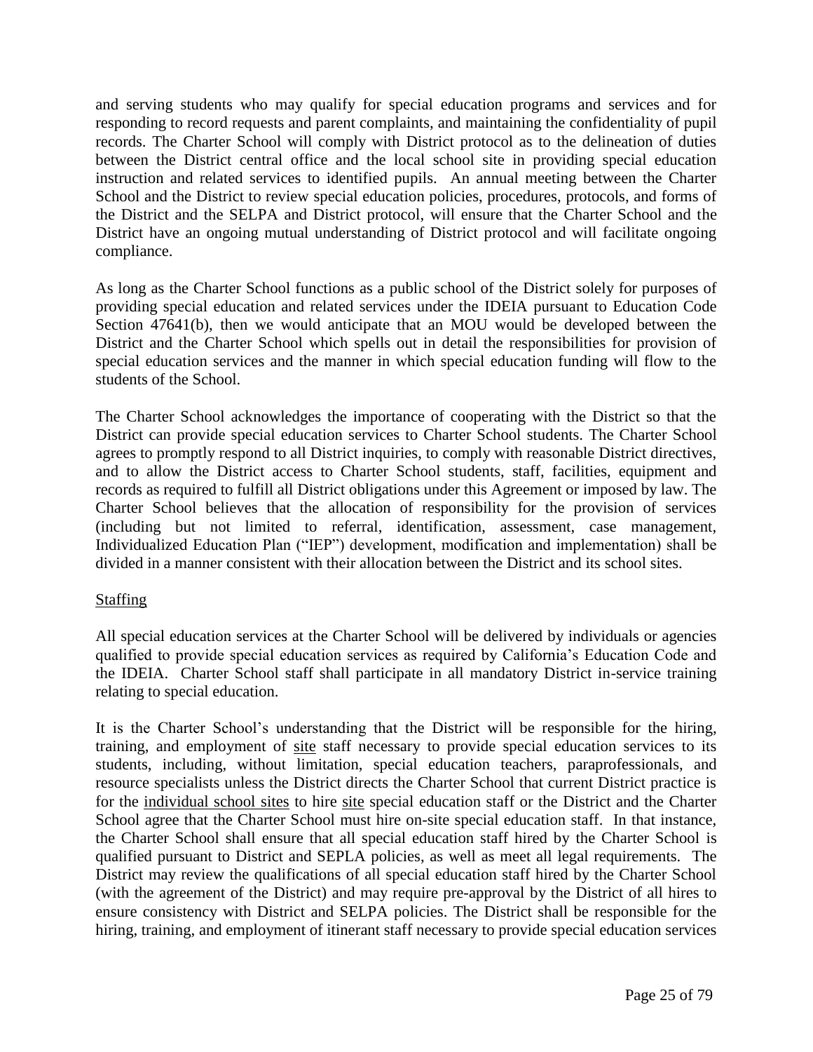and serving students who may qualify for special education programs and services and for responding to record requests and parent complaints, and maintaining the confidentiality of pupil records. The Charter School will comply with District protocol as to the delineation of duties between the District central office and the local school site in providing special education instruction and related services to identified pupils. An annual meeting between the Charter School and the District to review special education policies, procedures, protocols, and forms of the District and the SELPA and District protocol, will ensure that the Charter School and the District have an ongoing mutual understanding of District protocol and will facilitate ongoing compliance.

As long as the Charter School functions as a public school of the District solely for purposes of providing special education and related services under the IDEIA pursuant to Education Code Section 47641(b), then we would anticipate that an MOU would be developed between the District and the Charter School which spells out in detail the responsibilities for provision of special education services and the manner in which special education funding will flow to the students of the School.

The Charter School acknowledges the importance of cooperating with the District so that the District can provide special education services to Charter School students. The Charter School agrees to promptly respond to all District inquiries, to comply with reasonable District directives, and to allow the District access to Charter School students, staff, facilities, equipment and records as required to fulfill all District obligations under this Agreement or imposed by law. The Charter School believes that the allocation of responsibility for the provision of services (including but not limited to referral, identification, assessment, case management, Individualized Education Plan ("IEP") development, modification and implementation) shall be divided in a manner consistent with their allocation between the District and its school sites.

<u>Staffing</u>

All special education services at the Charter School will be delivered by individuals or agencies qualified to provide special education services as required by California's Education Code and the IDEIA. Charter School staff shall participate in all mandatory District in-service training relating to special education.

It is the Charter School's understanding that the District will be responsible for the hiring, training, and employment of <u>site</u> staff necessary to provide special education services to its students, including, without limitation, special education teachers, paraprofessionals, and resource specialists unless the District directs the Charter School that current District practice is for the <u>individual school sites</u> to hire <u>site</u> special education staff or the District and the Charter School agree that the Charter School must hire on-site special education staff. In that instance, the Charter School shall ensure that all special education staff hired by the Charter School is qualified pursuant to District and SEPLA policies, as well as meet all legal requirements. The District may review the qualifications of all special education staff hired by the Charter School (with the agreement of the District) and may require pre-approval by the District of all hires to ensure consistency with District and SELPA policies. The District shall be responsible for the hiring, training, and employment of itinerant staff necessary to provide special education services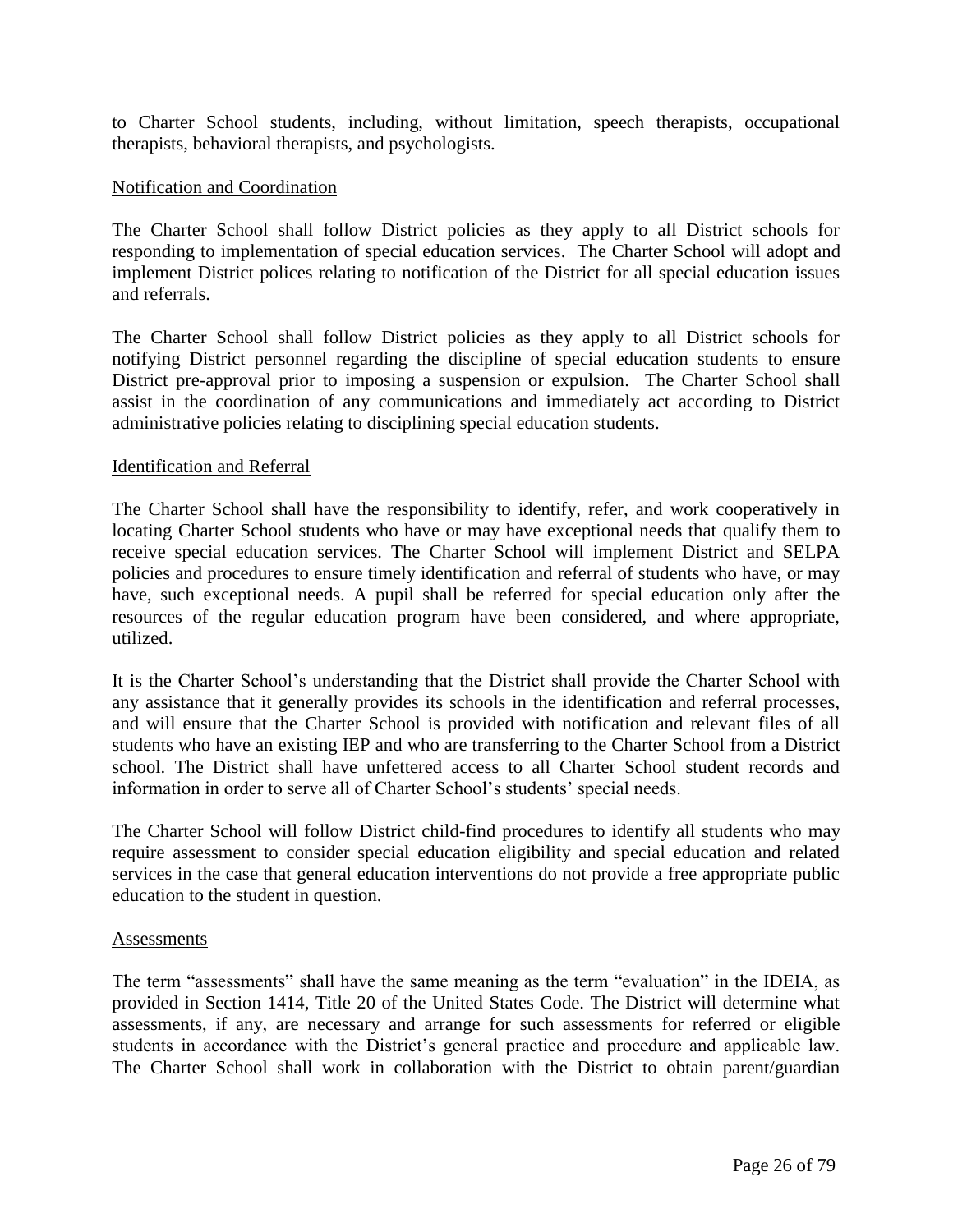to Charter School students, including, without limitation, speech therapists, occupational therapists, behavioral therapists, and psychologists.

Notification and Coordination

The Charter School shall follow District policies as they apply to all District schools for responding to implementation of special education services. The Charter School will adopt and implement District polices relating to notification of the District for all special education issues and referrals.

The Charter School shall follow District policies as they apply to all District schools for notifying District personnel regarding the discipline of special education students to ensure District pre-approval prior to imposing a suspension or expulsion. The Charter School shall assist in the coordination of any communications and immediately act according to District administrative policies relating to disciplining special education students.

Identification and Referral

The Charter School shall have the responsibility to identify, refer, and work cooperatively in locating Charter School students who have or may have exceptional needs that qualify them to receive special education services. The Charter School will implement District and SELPA policies and procedures to ensure timely identification and referral of students who have, or may have, such exceptional needs. A pupil shall be referred for special education only after the resources of the regular education program have been considered, and where appropriate, utilized.

It is the Charter School's understanding that the District shall provide the Charter School with any assistance that it generally provides its schools in the identification and referral processes, and will ensure that the Charter School is provided with notification and relevant files of all students who have an existing IEP and who are transferring to the Charter School from a District school. The District shall have unfettered access to all Charter School student records and information in order to serve all of Charter School's students' special needs.

The Charter School will follow District child-find procedures to identify all students who may require assessment to consider special education eligibility and special education and related services in the case that general education interventions do not provide a free appropriate public education to the student in question.

Assessments

The term "assessments" shall have the same meaning as the term "evaluation" in the IDEIA, as provided in Section 1414, Title 20 of the United States Code. The District will determine what assessments, if any, are necessary and arrange for such assessments for referred or eligible students in accordance with the District's general practice and procedure and applicable law. The Charter School shall work in collaboration with the District to obtain parent/guardian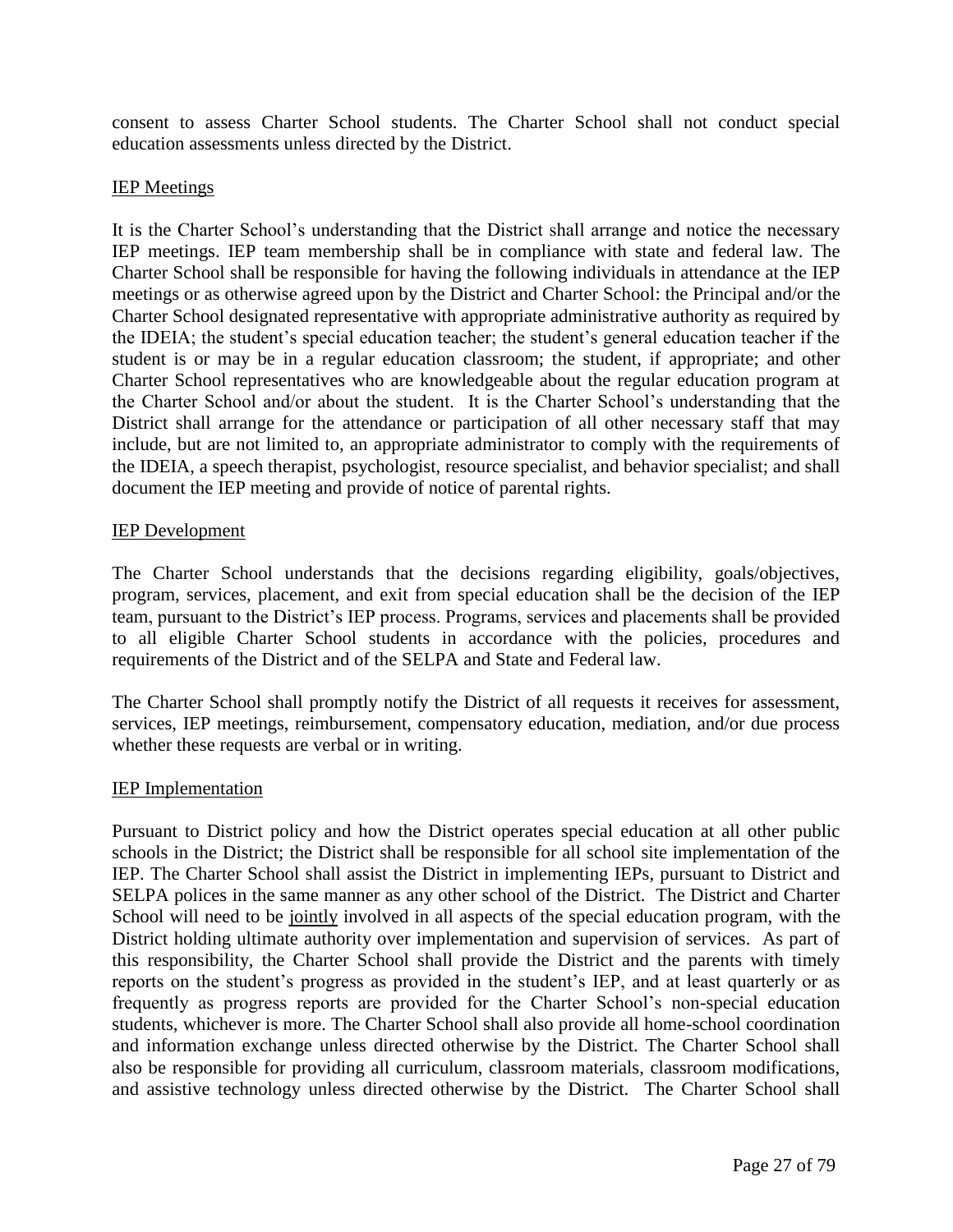consent to assess Charter School students. The Charter School shall not conduct special education assessments unless directed by the District.

<u>IEP Meetings</u>

It is the Charter School's understanding that the District shall arrange and notice the necessary IEP meetings. IEP team membership shall be in compliance with state and federal law. The Charter School shall be responsible for having the following individuals in attendance at the IEP meetings or as otherwise agreed upon by the District and Charter School: the Principal and/or the Charter School designated representative with appropriate administrative authority as required by the IDEIA; the student's special education teacher; the student's general education teacher if the student is or may be in a regular education classroom; the student, if appropriate; and other Charter School representatives who are knowledgeable about the regular education program at the Charter School and/or about the student. It is the Charter School's understanding that the District shall arrange for the attendance or participation of all other necessary staff that may include, but are not limited to, an appropriate administrator to comply with the requirements of the IDEIA, a speech therapist, psychologist, resource specialist, and behavior specialist; and shall document the IEP meeting and provide of notice of parental rights.

<u>IEP Development</u>

The Charter School understands that the decisions regarding eligibility, goals/objectives, program, services, placement, and exit from special education shall be the decision of the IEP team, pursuant to the District's IEP process. Programs, services and placements shall be provided to all eligible Charter School students in accordance with the policies, procedures and requirements of the District and of the SELPA and State and Federal law.

The Charter School shall promptly notify the District of all requests it receives for assessment, services, IEP meetings, reimbursement, compensatory education, mediation, and/or due process whether these requests are verbal or in writing.

<u>IEP Implementation</u>

Pursuant to District policy and how the District operates special education at all other public schools in the District; the District shall be responsible for all school site implementation of the IEP. The Charter School shall assist the District in implementing IEPs, pursuant to District and SELPA polices in the same manner as any other school of the District. The District and Charter School will need to be <u>jointly</u> involved in all aspects of the special education program, with the District holding ultimate authority over implementation and supervision of services. As part of this responsibility, the Charter School shall provide the District and the parents with timely reports on the student's progress as provided in the student's IEP, and at least quarterly or as frequently as progress reports are provided for the Charter School's non-special education students, whichever is more. The Charter School shall also provide all home-school coordination and information exchange unless directed otherwise by the District. The Charter School shall also be responsible for providing all curriculum, classroom materials, classroom modifications, and assistive technology unless directed otherwise by the District. The Charter School shall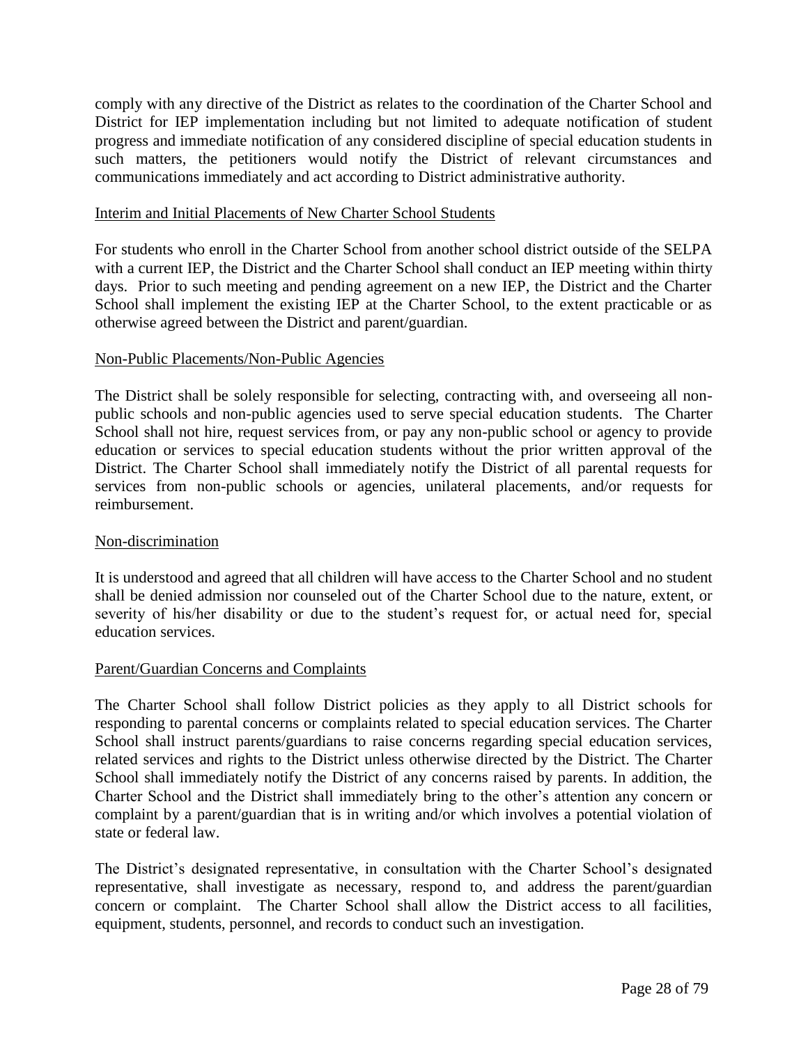comply with any directive of the District as relates to the coordination of the Charter School and District for IEP implementation including but not limited to adequate notification of student progress and immediate notification of any considered discipline of special education students in such matters, the petitioners would notify the District of relevant circumstances and communications immediately and act according to District administrative authority.

Interim and Initial Placements of New Charter School Students

For students who enroll in the Charter School from another school district outside of the SELPA with a current IEP, the District and the Charter School shall conduct an IEP meeting within thirty days. Prior to such meeting and pending agreement on a new IEP, the District and the Charter School shall implement the existing IEP at the Charter School, to the extent practicable or as otherwise agreed between the District and parent/guardian.

Non-Public Placements/Non-Public Agencies

The District shall be solely responsible for selecting, contracting with, and overseeing all non-public schools and non-public agencies used to serve special education students. The Charter School shall not hire, request services from, or pay any non-public school or agency to provide education or services to special education students without the prior written approval of the District. The Charter School shall immediately notify the District of all parental requests for services from non-public schools or agencies, unilateral placements, and/or requests for reimbursement.

Non-discrimination

It is understood and agreed that all children will have access to the Charter School and no student shall be denied admission nor counseled out of the Charter School due to the nature, extent, or severity of his/her disability or due to the student's request for, or actual need for, special education services.

Parent/Guardian Concerns and Complaints

The Charter School shall follow District policies as they apply to all District schools for responding to parental concerns or complaints related to special education services. The Charter School shall instruct parents/guardians to raise concerns regarding special education services, related services and rights to the District unless otherwise directed by the District. The Charter School shall immediately notify the District of any concerns raised by parents. In addition, the Charter School and the District shall immediately bring to the other's attention any concern or complaint by a parent/guardian that is in writing and/or which involves a potential violation of state or federal law.

The District's designated representative, in consultation with the Charter School's designated representative, shall investigate as necessary, respond to, and address the parent/guardian concern or complaint. The Charter School shall allow the District access to all facilities, equipment, students, personnel, and records to conduct such an investigation.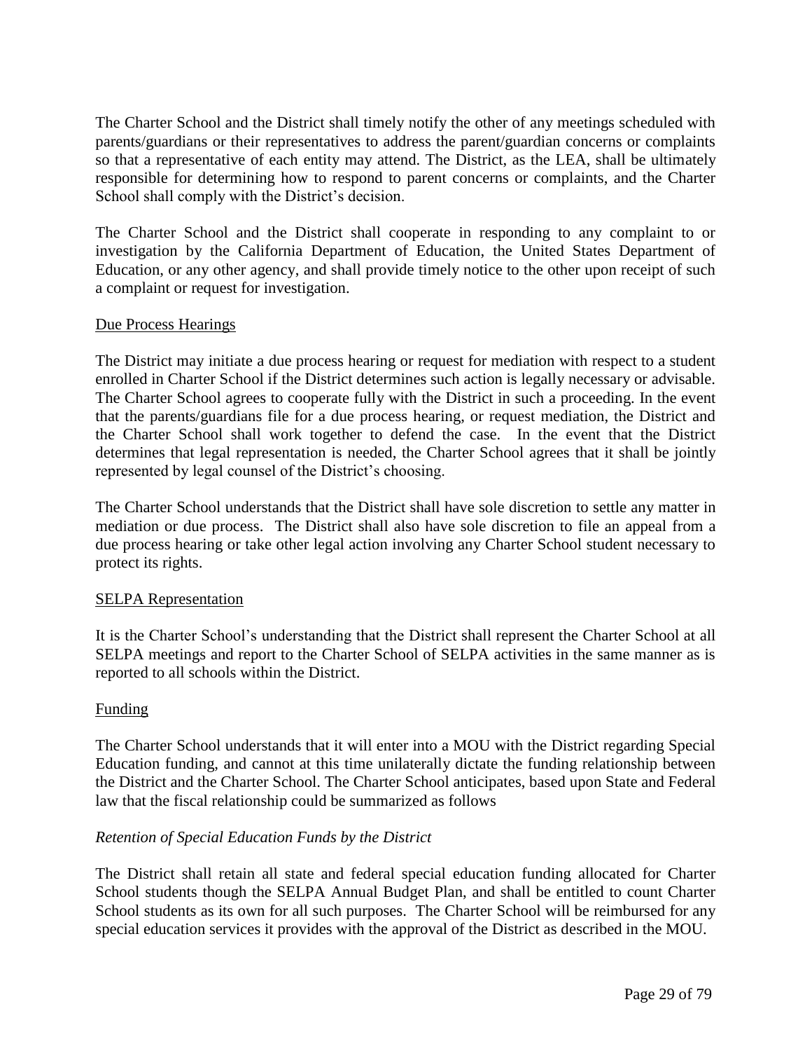The Charter School and the District shall timely notify the other of any meetings scheduled with parents/guardians or their representatives to address the parent/guardian concerns or complaints so that a representative of each entity may attend. The District, as the LEA, shall be ultimately responsible for determining how to respond to parent concerns or complaints, and the Charter School shall comply with the District's decision.

The Charter School and the District shall cooperate in responding to any complaint to or investigation by the California Department of Education, the United States Department of Education, or any other agency, and shall provide timely notice to the other upon receipt of such a complaint or request for investigation.

<u>Due Process Hearings</u>

The District may initiate a due process hearing or request for mediation with respect to a student enrolled in Charter School if the District determines such action is legally necessary or advisable. The Charter School agrees to cooperate fully with the District in such a proceeding. In the event that the parents/guardians file for a due process hearing, or request mediation, the District and the Charter School shall work together to defend the case. In the event that the District determines that legal representation is needed, the Charter School agrees that it shall be jointly represented by legal counsel of the District's choosing.

The Charter School understands that the District shall have sole discretion to settle any matter in mediation or due process. The District shall also have sole discretion to file an appeal from a due process hearing or take other legal action involving any Charter School student necessary to protect its rights.

<u>SELPA Representation</u>

It is the Charter School's understanding that the District shall represent the Charter School at all SELPA meetings and report to the Charter School of SELPA activities in the same manner as is reported to all schools within the District.

<u>Funding</u>

The Charter School understands that it will enter into a MOU with the District regarding Special Education funding, and cannot at this time unilaterally dictate the funding relationship between the District and the Charter School. The Charter School anticipates, based upon State and Federal law that the fiscal relationship could be summarized as follows

*Retention of Special Education Funds by the District*

The District shall retain all state and federal special education funding allocated for Charter School students though the SELPA Annual Budget Plan, and shall be entitled to count Charter School students as its own for all such purposes. The Charter School will be reimbursed for any special education services it provides with the approval of the District as described in the MOU.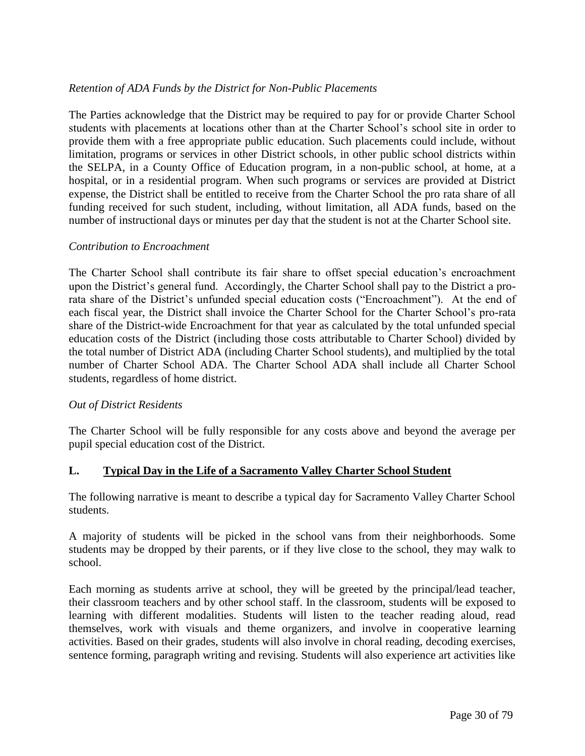*Retention of ADA Funds by the District for Non-Public Placements*

The Parties acknowledge that the District may be required to pay for or provide Charter School students with placements at locations other than at the Charter School's school site in order to provide them with a free appropriate public education. Such placements could include, without limitation, programs or services in other District schools, in other public school districts within the SELPA, in a County Office of Education program, in a non-public school, at home, at a hospital, or in a residential program. When such programs or services are provided at District expense, the District shall be entitled to receive from the Charter School the pro rata share of all funding received for such student, including, without limitation, all ADA funds, based on the number of instructional days or minutes per day that the student is not at the Charter School site.

*Contribution to Encroachment*

The Charter School shall contribute its fair share to offset special education's encroachment upon the District's general fund. Accordingly, the Charter School shall pay to the District a pro-rata share of the District's unfunded special education costs ("Encroachment"). At the end of each fiscal year, the District shall invoice the Charter School for the Charter School's pro-rata share of the District-wide Encroachment for that year as calculated by the total unfunded special education costs of the District (including those costs attributable to Charter School) divided by the total number of District ADA (including Charter School students), and multiplied by the total number of Charter School ADA. The Charter School ADA shall include all Charter School students, regardless of home district.

*Out of District Residents*

The Charter School will be fully responsible for any costs above and beyond the average per pupil special education cost of the District.

## L. Typical Day in the Life of a Sacramento Valley Charter School Student

The following narrative is meant to describe a typical day for Sacramento Valley Charter School students.

A majority of students will be picked in the school vans from their neighborhoods. Some students may be dropped by their parents, or if they live close to the school, they may walk to school.

Each morning as students arrive at school, they will be greeted by the principal/lead teacher, their classroom teachers and by other school staff. In the classroom, students will be exposed to learning with different modalities. Students will listen to the teacher reading aloud, read themselves, work with visuals and theme organizers, and involve in cooperative learning activities. Based on their grades, students will also involve in choral reading, decoding exercises, sentence forming, paragraph writing and revising. Students will also experience art activities like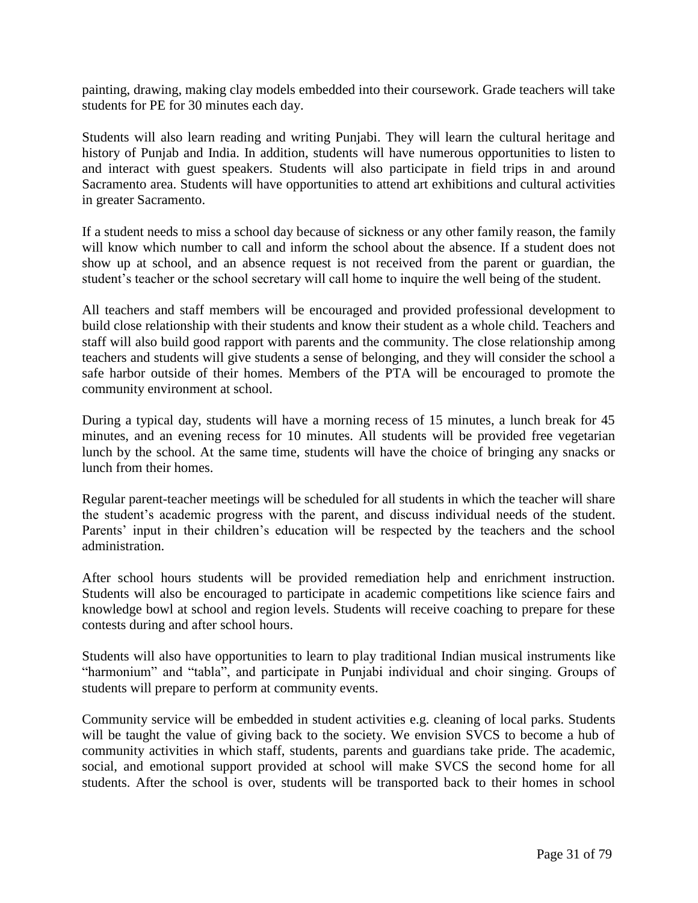painting, drawing, making clay models embedded into their coursework. Grade teachers will take students for PE for 30 minutes each day.

Students will also learn reading and writing Punjabi. They will learn the cultural heritage and history of Punjab and India. In addition, students will have numerous opportunities to listen to and interact with guest speakers. Students will also participate in field trips in and around Sacramento area. Students will have opportunities to attend art exhibitions and cultural activities in greater Sacramento.

If a student needs to miss a school day because of sickness or any other family reason, the family will know which number to call and inform the school about the absence. If a student does not show up at school, and an absence request is not received from the parent or guardian, the student's teacher or the school secretary will call home to inquire the well being of the student.

All teachers and staff members will be encouraged and provided professional development to build close relationship with their students and know their student as a whole child. Teachers and staff will also build good rapport with parents and the community. The close relationship among teachers and students will give students a sense of belonging, and they will consider the school a safe harbor outside of their homes. Members of the PTA will be encouraged to promote the community environment at school.

During a typical day, students will have a morning recess of 15 minutes, a lunch break for 45 minutes, and an evening recess for 10 minutes. All students will be provided free vegetarian lunch by the school. At the same time, students will have the choice of bringing any snacks or lunch from their homes.

Regular parent-teacher meetings will be scheduled for all students in which the teacher will share the student's academic progress with the parent, and discuss individual needs of the student. Parents' input in their children's education will be respected by the teachers and the school administration.

After school hours students will be provided remediation help and enrichment instruction. Students will also be encouraged to participate in academic competitions like science fairs and knowledge bowl at school and region levels. Students will receive coaching to prepare for these contests during and after school hours.

Students will also have opportunities to learn to play traditional Indian musical instruments like "harmonium" and "tabla", and participate in Punjabi individual and choir singing. Groups of students will prepare to perform at community events.

Community service will be embedded in student activities e.g. cleaning of local parks. Students will be taught the value of giving back to the society. We envision SVCS to become a hub of community activities in which staff, students, parents and guardians take pride. The academic, social, and emotional support provided at school will make SVCS the second home for all students. After the school is over, students will be transported back to their homes in school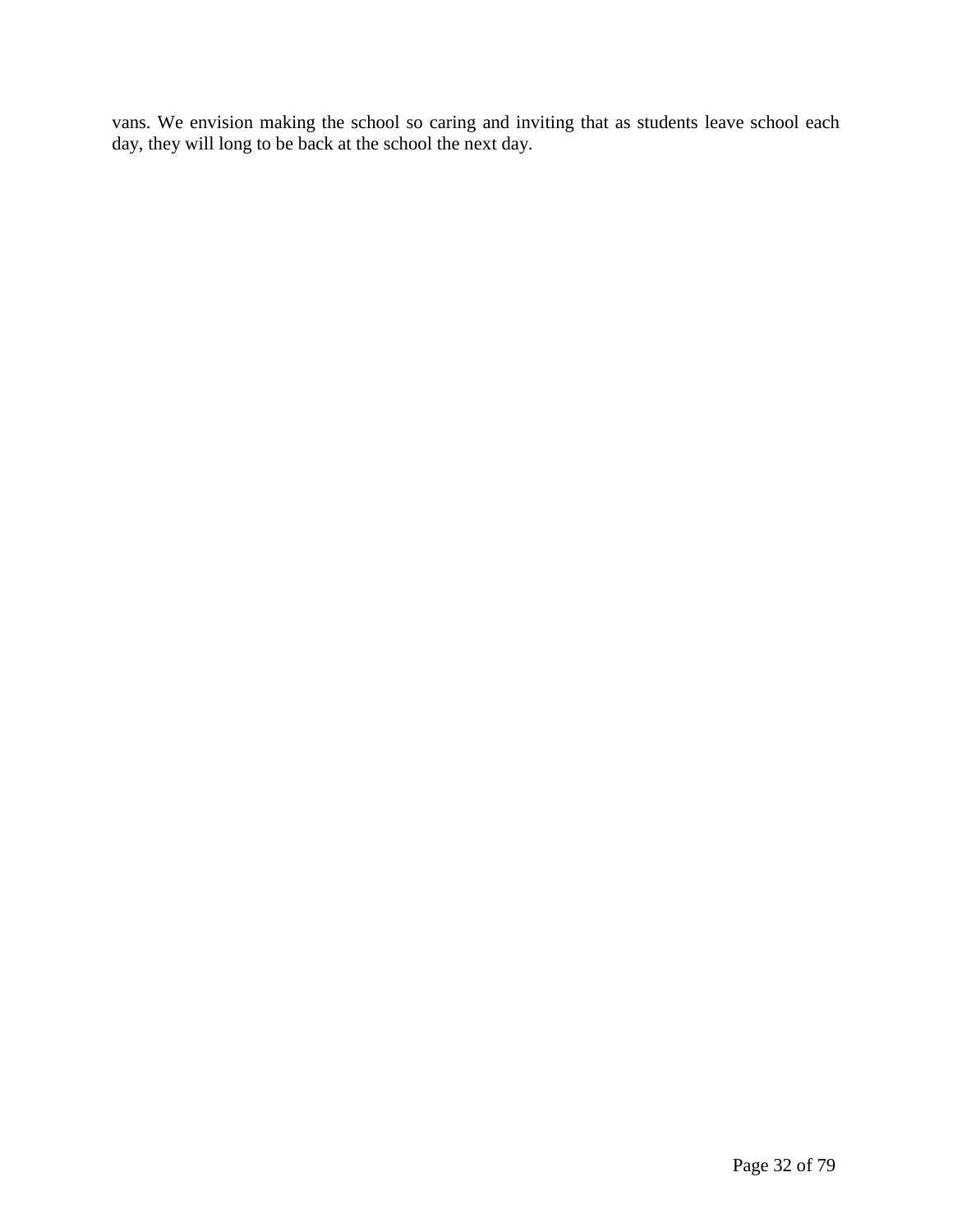vans. We envision making the school so caring and inviting that as students leave school each day, they will long to be back at the school the next day.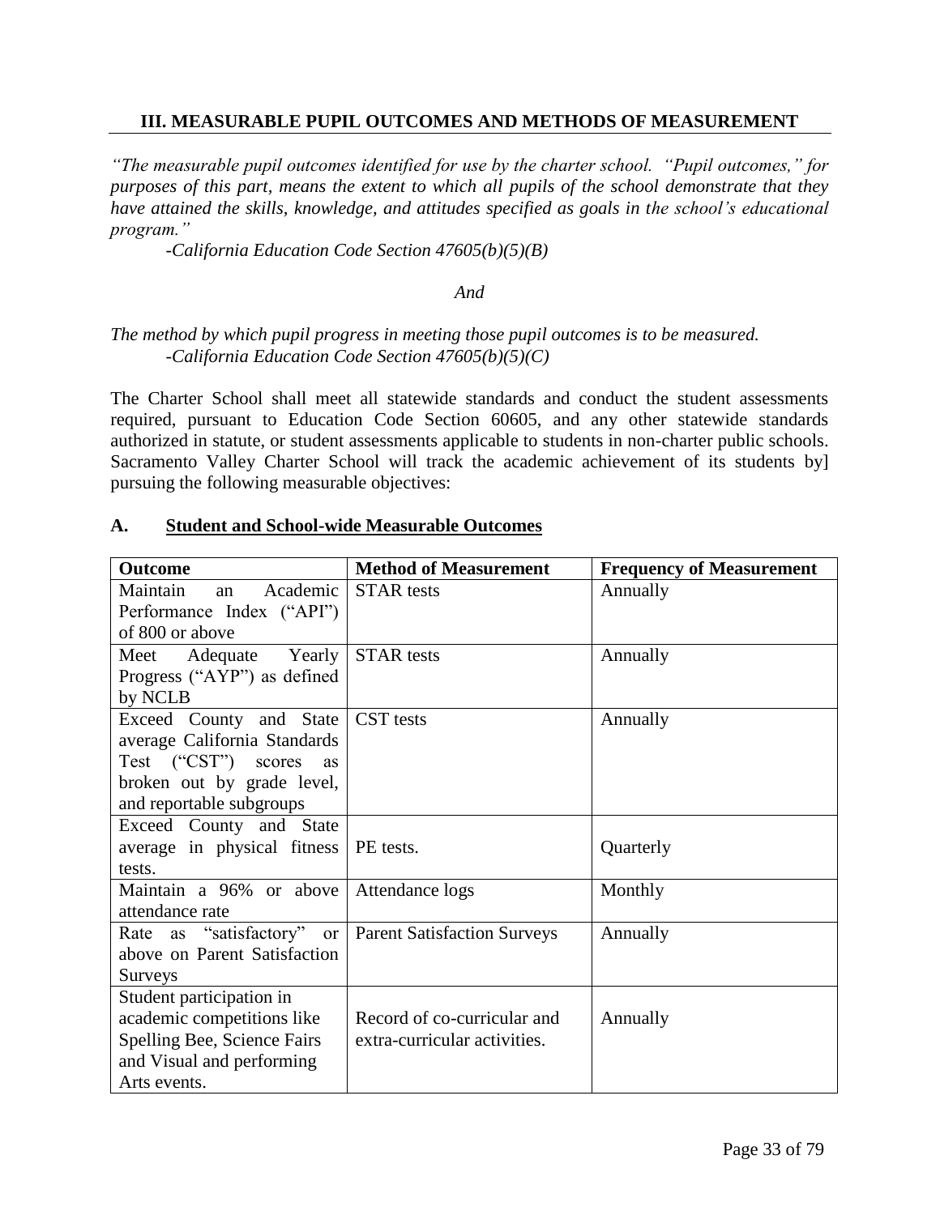## III. MEASURABLE PUPIL OUTCOMES AND METHODS OF MEASUREMENT

*"The measurable pupil outcomes identified for use by the charter school. "Pupil outcomes," for purposes of this part, means the extent to which all pupils of the school demonstrate that they have attained the skills, knowledge, and attitudes specified as goals in the school's educational program."*

*-California Education Code Section 47605(b)(5)(B)*

*And*

*The method by which pupil progress in meeting those pupil outcomes is to be measured.*
*-California Education Code Section 47605(b)(5)(C)*

The Charter School shall meet all statewide standards and conduct the student assessments required, pursuant to Education Code Section 60605, and any other statewide standards authorized in statute, or student assessments applicable to students in non-charter public schools. Sacramento Valley Charter School will track the academic achievement of its students by] pursuing the following measurable objectives:

### A. Student and School-wide Measurable Outcomes

| Outcome | Method of Measurement | Frequency of Measurement |
|---|---|---|
| Maintain an Academic Performance Index ("API") of 800 or above | STAR tests | Annually |
| Meet Adequate Yearly Progress ("AYP") as defined by NCLB | STAR tests | Annually |
| Exceed County and State average California Standards Test ("CST") scores as broken out by grade level, and reportable subgroups | CST tests | Annually |
| Exceed County and State average in physical fitness tests. | PE tests. | Quarterly |
| Maintain a 96% or above attendance rate | Attendance logs | Monthly |
| Rate as "satisfactory" or above on Parent Satisfaction Surveys | Parent Satisfaction Surveys | Annually |
| Student participation in academic competitions like Spelling Bee, Science Fairs and Visual and performing Arts events. | Record of co-curricular and extra-curricular activities. | Annually |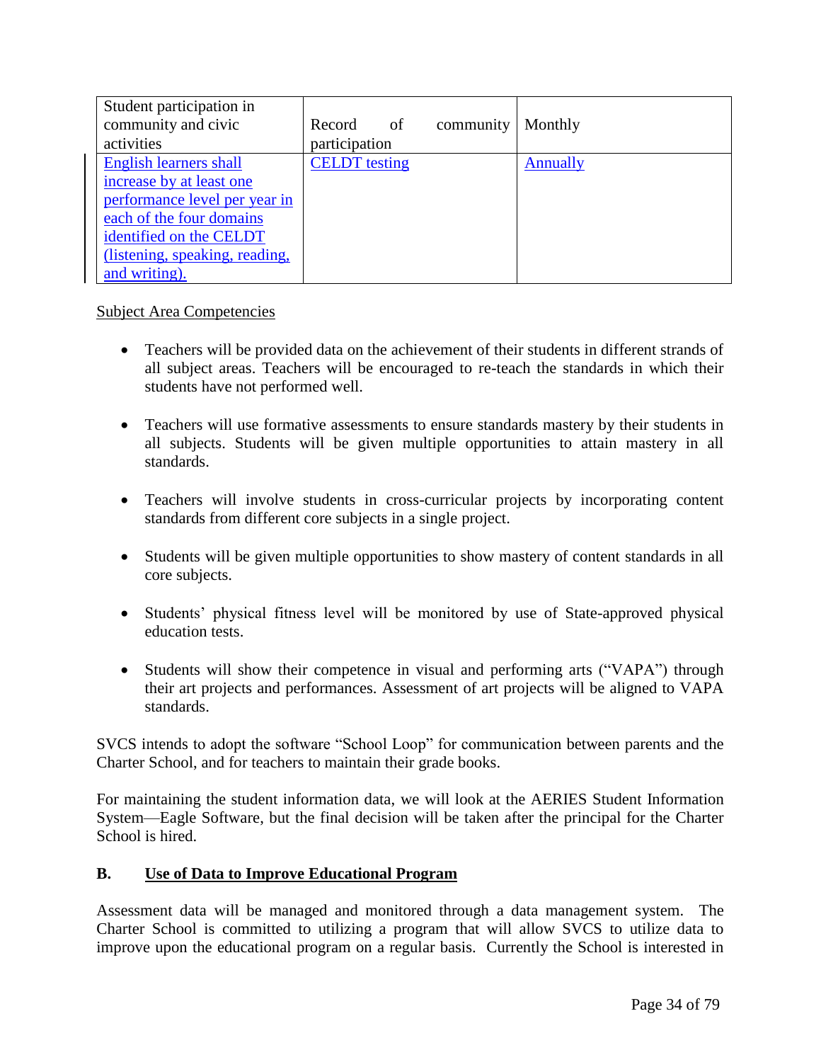| Student participation in community and civic activities | Record of community participation | Monthly |
|---|---|---|
| English learners shall increase by at least one performance level per year in each of the four domains identified on the CELDT (listening, speaking, reading, and writing). | CELDT testing | Annually |

Subject Area Competencies

- Teachers will be provided data on the achievement of their students in different strands of all subject areas. Teachers will be encouraged to re-teach the standards in which their students have not performed well.
- Teachers will use formative assessments to ensure standards mastery by their students in all subjects. Students will be given multiple opportunities to attain mastery in all standards.
- Teachers will involve students in cross-curricular projects by incorporating content standards from different core subjects in a single project.
- Students will be given multiple opportunities to show mastery of content standards in all core subjects.
- Students' physical fitness level will be monitored by use of State-approved physical education tests.
- Students will show their competence in visual and performing arts ("VAPA") through their art projects and performances. Assessment of art projects will be aligned to VAPA standards.

SVCS intends to adopt the software "School Loop" for communication between parents and the Charter School, and for teachers to maintain their grade books.

For maintaining the student information data, we will look at the AERIES Student Information System—Eagle Software, but the final decision will be taken after the principal for the Charter School is hired.

## B. Use of Data to Improve Educational Program

Assessment data will be managed and monitored through a data management system. The Charter School is committed to utilizing a program that will allow SVCS to utilize data to improve upon the educational program on a regular basis. Currently the School is interested in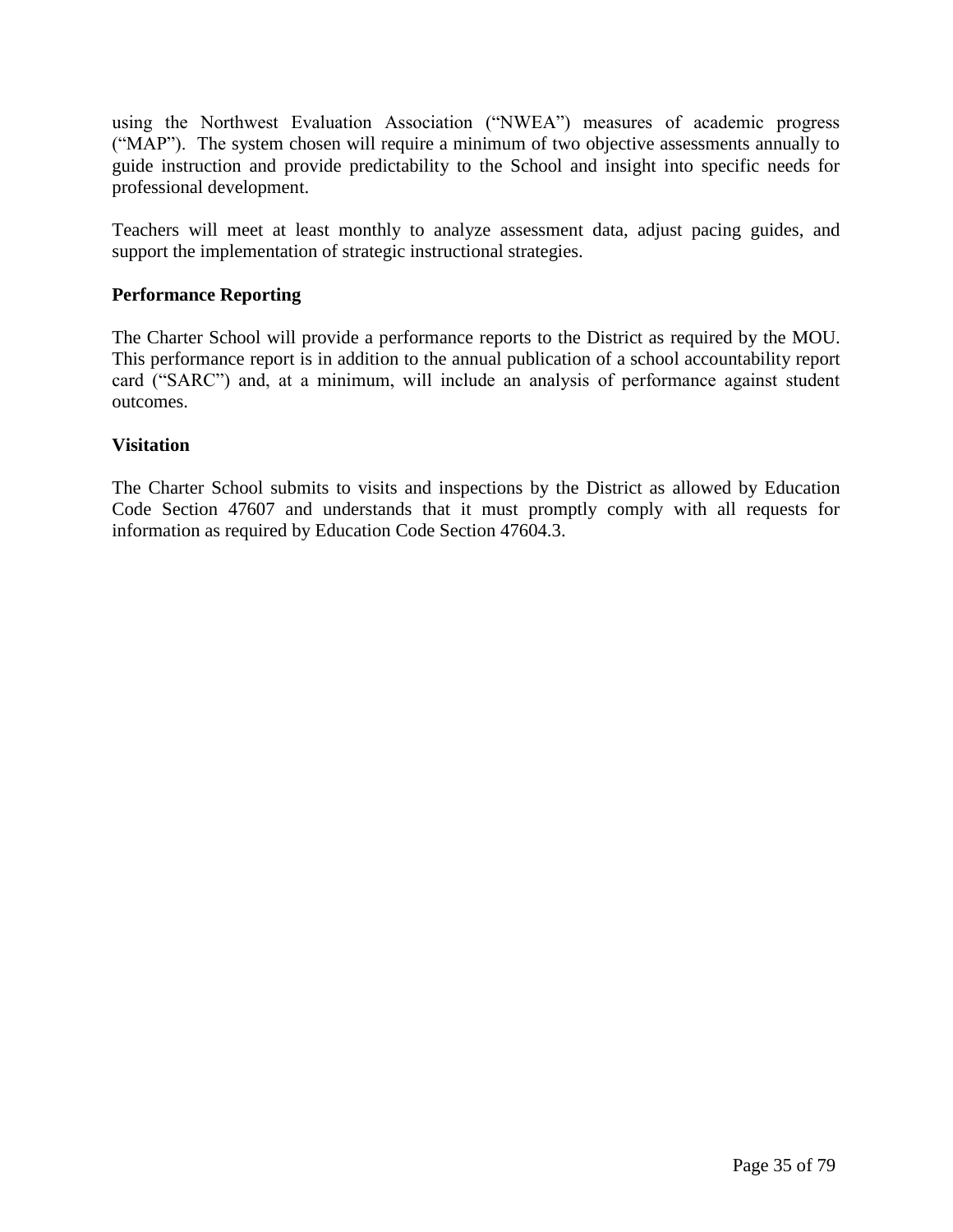using the Northwest Evaluation Association (“NWEA”) measures of academic progress (“MAP”). The system chosen will require a minimum of two objective assessments annually to guide instruction and provide predictability to the School and insight into specific needs for professional development.

Teachers will meet at least monthly to analyze assessment data, adjust pacing guides, and support the implementation of strategic instructional strategies.

**Performance Reporting**

The Charter School will provide a performance reports to the District as required by the MOU. This performance report is in addition to the annual publication of a school accountability report card (“SARC”) and, at a minimum, will include an analysis of performance against student outcomes.

**Visitation**

The Charter School submits to visits and inspections by the District as allowed by Education Code Section 47607 and understands that it must promptly comply with all requests for information as required by Education Code Section 47604.3.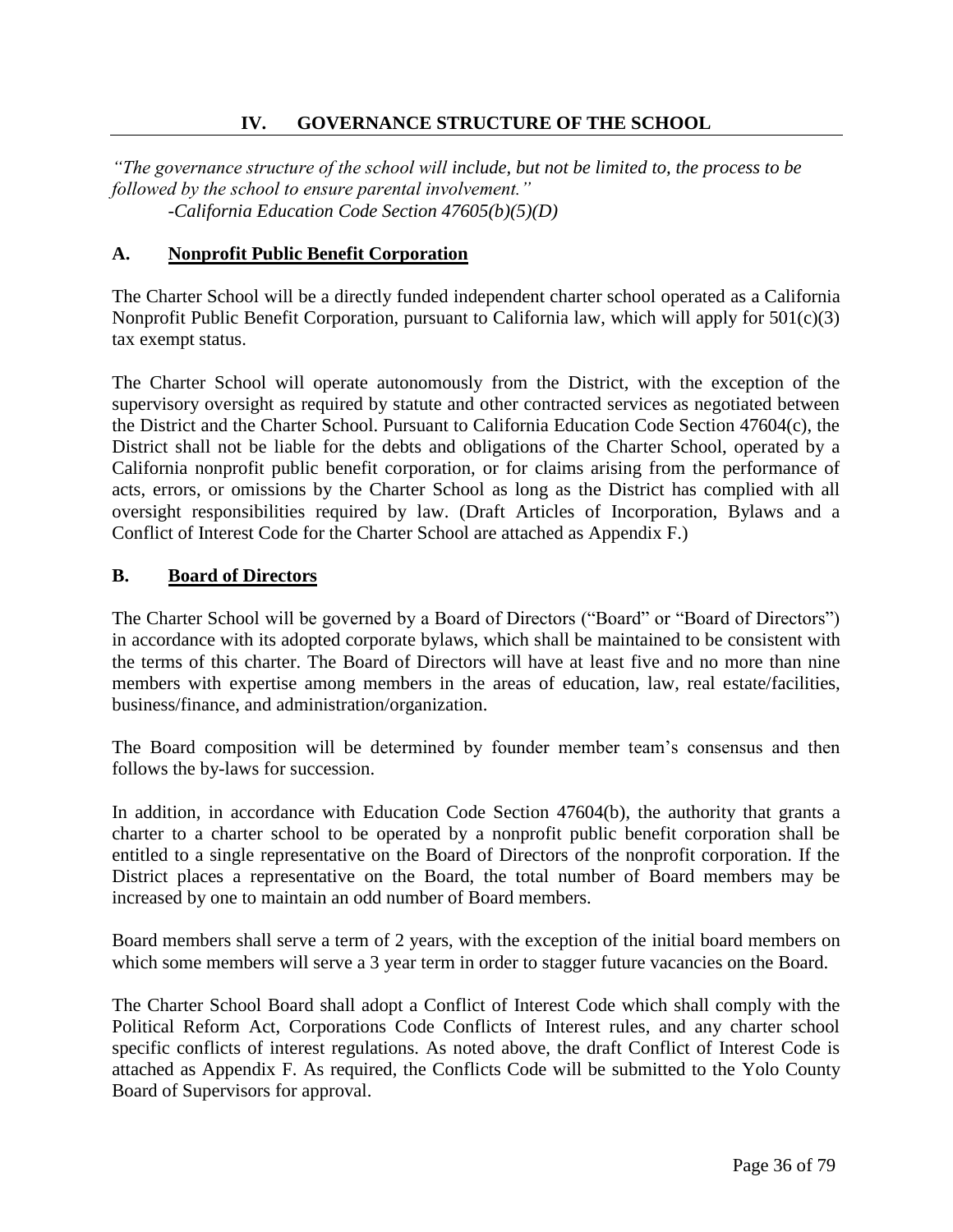## IV. GOVERNANCE STRUCTURE OF THE SCHOOL

*"The governance structure of the school will include, but not be limited to, the process to be followed by the school to ensure parental involvement."*
*-California Education Code Section 47605(b)(5)(D)*

### A. Nonprofit Public Benefit Corporation

The Charter School will be a directly funded independent charter school operated as a California Nonprofit Public Benefit Corporation, pursuant to California law, which will apply for 501(c)(3) tax exempt status.

The Charter School will operate autonomously from the District, with the exception of the supervisory oversight as required by statute and other contracted services as negotiated between the District and the Charter School. Pursuant to California Education Code Section 47604(c), the District shall not be liable for the debts and obligations of the Charter School, operated by a California nonprofit public benefit corporation, or for claims arising from the performance of acts, errors, or omissions by the Charter School as long as the District has complied with all oversight responsibilities required by law. (Draft Articles of Incorporation, Bylaws and a Conflict of Interest Code for the Charter School are attached as Appendix F.)

### B. Board of Directors

The Charter School will be governed by a Board of Directors ("Board" or "Board of Directors") in accordance with its adopted corporate bylaws, which shall be maintained to be consistent with the terms of this charter. The Board of Directors will have at least five and no more than nine members with expertise among members in the areas of education, law, real estate/facilities, business/finance, and administration/organization.

The Board composition will be determined by founder member team's consensus and then follows the by-laws for succession.

In addition, in accordance with Education Code Section 47604(b), the authority that grants a charter to a charter school to be operated by a nonprofit public benefit corporation shall be entitled to a single representative on the Board of Directors of the nonprofit corporation. If the District places a representative on the Board, the total number of Board members may be increased by one to maintain an odd number of Board members.

Board members shall serve a term of 2 years, with the exception of the initial board members on which some members will serve a 3 year term in order to stagger future vacancies on the Board.

The Charter School Board shall adopt a Conflict of Interest Code which shall comply with the Political Reform Act, Corporations Code Conflicts of Interest rules, and any charter school specific conflicts of interest regulations. As noted above, the draft Conflict of Interest Code is attached as Appendix F. As required, the Conflicts Code will be submitted to the Yolo County Board of Supervisors for approval.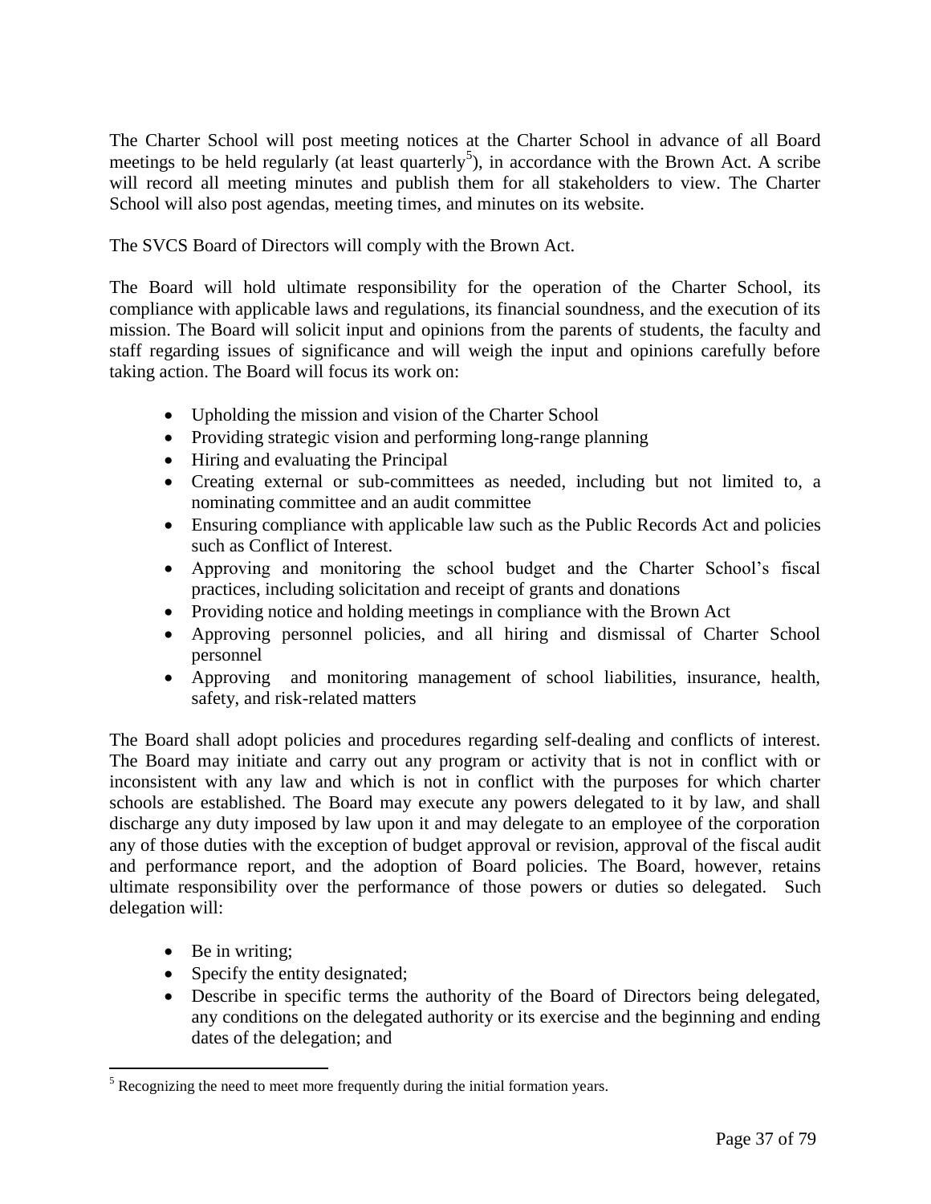The Charter School will post meeting notices at the Charter School in advance of all Board meetings to be held regularly (at least quarterly[5]), in accordance with the Brown Act. A scribe will record all meeting minutes and publish them for all stakeholders to view. The Charter School will also post agendas, meeting times, and minutes on its website.

The SVCS Board of Directors will comply with the Brown Act.

The Board will hold ultimate responsibility for the operation of the Charter School, its compliance with applicable laws and regulations, its financial soundness, and the execution of its mission. The Board will solicit input and opinions from the parents of students, the faculty and staff regarding issues of significance and will weigh the input and opinions carefully before taking action. The Board will focus its work on:

- Upholding the mission and vision of the Charter School
- Providing strategic vision and performing long-range planning
- Hiring and evaluating the Principal
- Creating external or sub-committees as needed, including but not limited to, a nominating committee and an audit committee
- Ensuring compliance with applicable law such as the Public Records Act and policies such as Conflict of Interest.
- Approving and monitoring the school budget and the Charter School's fiscal practices, including solicitation and receipt of grants and donations
- Providing notice and holding meetings in compliance with the Brown Act
- Approving personnel policies, and all hiring and dismissal of Charter School personnel
- Approving and monitoring management of school liabilities, insurance, health, safety, and risk-related matters

The Board shall adopt policies and procedures regarding self-dealing and conflicts of interest. The Board may initiate and carry out any program or activity that is not in conflict with or inconsistent with any law and which is not in conflict with the purposes for which charter schools are established. The Board may execute any powers delegated to it by law, and shall discharge any duty imposed by law upon it and may delegate to an employee of the corporation any of those duties with the exception of budget approval or revision, approval of the fiscal audit and performance report, and the adoption of Board policies. The Board, however, retains ultimate responsibility over the performance of those powers or duties so delegated. Such delegation will:

- Be in writing;
- Specify the entity designated;
- Describe in specific terms the authority of the Board of Directors being delegated, any conditions on the delegated authority or its exercise and the beginning and ending dates of the delegation; and

[5] Recognizing the need to meet more frequently during the initial formation years.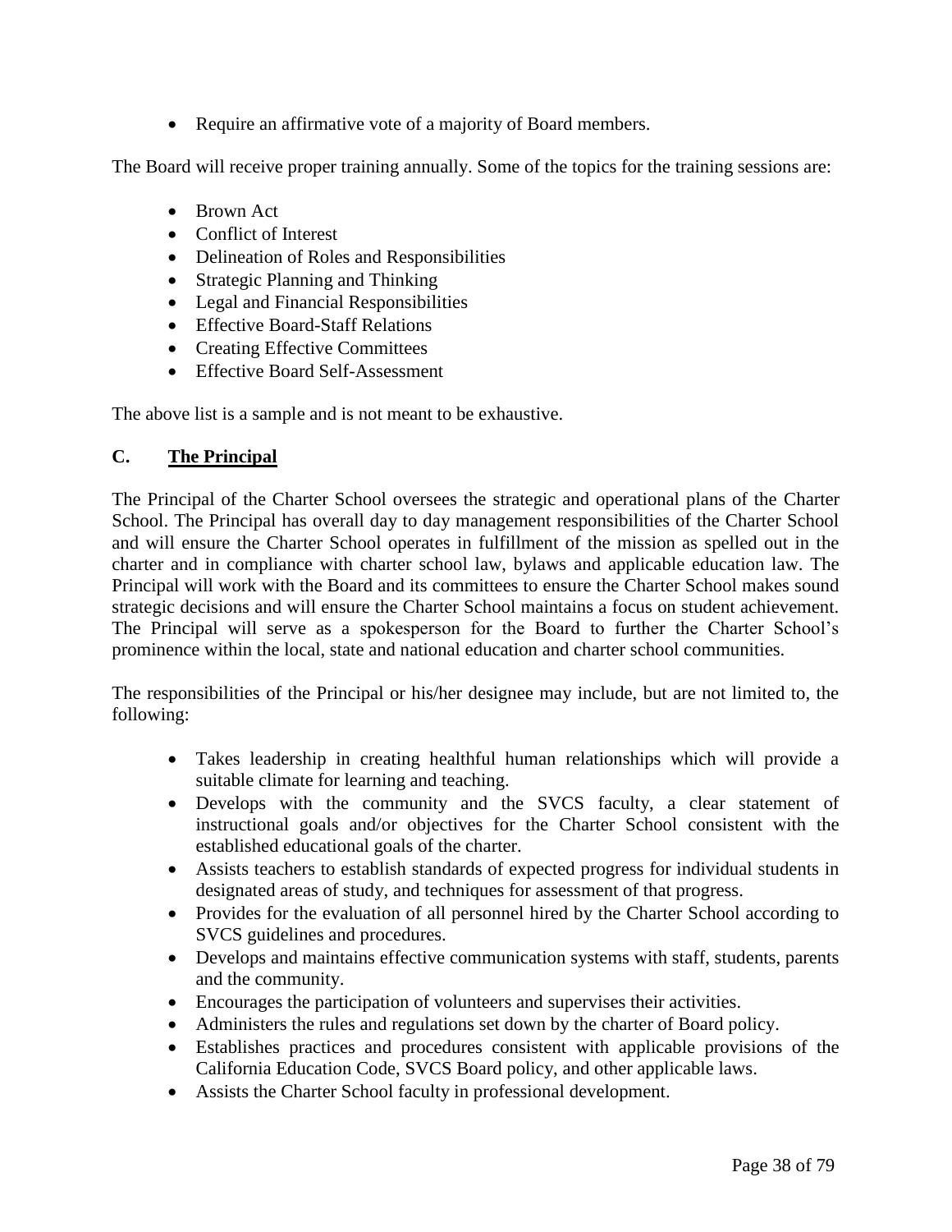- Require an affirmative vote of a majority of Board members.

The Board will receive proper training annually. Some of the topics for the training sessions are:

- Brown Act
- Conflict of Interest
- Delineation of Roles and Responsibilities
- Strategic Planning and Thinking
- Legal and Financial Responsibilities
- Effective Board-Staff Relations
- Creating Effective Committees
- Effective Board Self-Assessment

The above list is a sample and is not meant to be exhaustive.

### C. The Principal

The Principal of the Charter School oversees the strategic and operational plans of the Charter School. The Principal has overall day to day management responsibilities of the Charter School and will ensure the Charter School operates in fulfillment of the mission as spelled out in the charter and in compliance with charter school law, bylaws and applicable education law. The Principal will work with the Board and its committees to ensure the Charter School makes sound strategic decisions and will ensure the Charter School maintains a focus on student achievement. The Principal will serve as a spokesperson for the Board to further the Charter School's prominence within the local, state and national education and charter school communities.

The responsibilities of the Principal or his/her designee may include, but are not limited to, the following:

- Takes leadership in creating healthful human relationships which will provide a suitable climate for learning and teaching.
- Develops with the community and the SVCS faculty, a clear statement of instructional goals and/or objectives for the Charter School consistent with the established educational goals of the charter.
- Assists teachers to establish standards of expected progress for individual students in designated areas of study, and techniques for assessment of that progress.
- Provides for the evaluation of all personnel hired by the Charter School according to SVCS guidelines and procedures.
- Develops and maintains effective communication systems with staff, students, parents and the community.
- Encourages the participation of volunteers and supervises their activities.
- Administers the rules and regulations set down by the charter of Board policy.
- Establishes practices and procedures consistent with applicable provisions of the California Education Code, SVCS Board policy, and other applicable laws.
- Assists the Charter School faculty in professional development.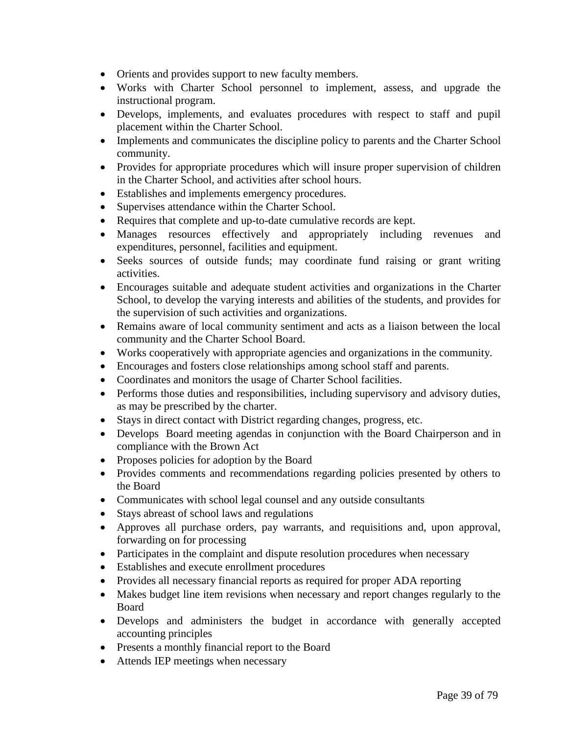- Orients and provides support to new faculty members.
- Works with Charter School personnel to implement, assess, and upgrade the instructional program.
- Develops, implements, and evaluates procedures with respect to staff and pupil placement within the Charter School.
- Implements and communicates the discipline policy to parents and the Charter School community.
- Provides for appropriate procedures which will insure proper supervision of children in the Charter School, and activities after school hours.
- Establishes and implements emergency procedures.
- Supervises attendance within the Charter School.
- Requires that complete and up-to-date cumulative records are kept.
- Manages resources effectively and appropriately including revenues and expenditures, personnel, facilities and equipment.
- Seeks sources of outside funds; may coordinate fund raising or grant writing activities.
- Encourages suitable and adequate student activities and organizations in the Charter School, to develop the varying interests and abilities of the students, and provides for the supervision of such activities and organizations.
- Remains aware of local community sentiment and acts as a liaison between the local community and the Charter School Board.
- Works cooperatively with appropriate agencies and organizations in the community.
- Encourages and fosters close relationships among school staff and parents.
- Coordinates and monitors the usage of Charter School facilities.
- Performs those duties and responsibilities, including supervisory and advisory duties, as may be prescribed by the charter.
- Stays in direct contact with District regarding changes, progress, etc.
- Develops Board meeting agendas in conjunction with the Board Chairperson and in compliance with the Brown Act
- Proposes policies for adoption by the Board
- Provides comments and recommendations regarding policies presented by others to the Board
- Communicates with school legal counsel and any outside consultants
- Stays abreast of school laws and regulations
- Approves all purchase orders, pay warrants, and requisitions and, upon approval, forwarding on for processing
- Participates in the complaint and dispute resolution procedures when necessary
- Establishes and execute enrollment procedures
- Provides all necessary financial reports as required for proper ADA reporting
- Makes budget line item revisions when necessary and report changes regularly to the Board
- Develops and administers the budget in accordance with generally accepted accounting principles
- Presents a monthly financial report to the Board
- Attends IEP meetings when necessary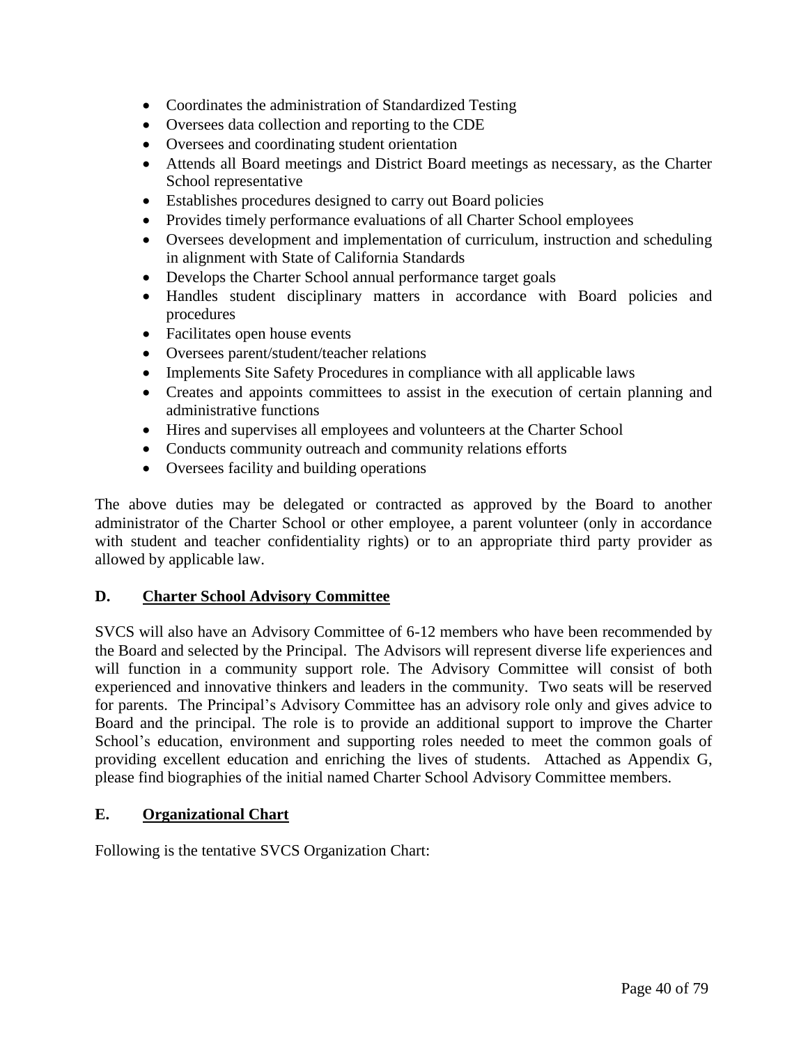- Coordinates the administration of Standardized Testing
- Oversees data collection and reporting to the CDE
- Oversees and coordinating student orientation
- Attends all Board meetings and District Board meetings as necessary, as the Charter School representative
- Establishes procedures designed to carry out Board policies
- Provides timely performance evaluations of all Charter School employees
- Oversees development and implementation of curriculum, instruction and scheduling in alignment with State of California Standards
- Develops the Charter School annual performance target goals
- Handles student disciplinary matters in accordance with Board policies and procedures
- Facilitates open house events
- Oversees parent/student/teacher relations
- Implements Site Safety Procedures in compliance with all applicable laws
- Creates and appoints committees to assist in the execution of certain planning and administrative functions
- Hires and supervises all employees and volunteers at the Charter School
- Conducts community outreach and community relations efforts
- Oversees facility and building operations

The above duties may be delegated or contracted as approved by the Board to another administrator of the Charter School or other employee, a parent volunteer (only in accordance with student and teacher confidentiality rights) or to an appropriate third party provider as allowed by applicable law.

## D. Charter School Advisory Committee

SVCS will also have an Advisory Committee of 6-12 members who have been recommended by the Board and selected by the Principal. The Advisors will represent diverse life experiences and will function in a community support role. The Advisory Committee will consist of both experienced and innovative thinkers and leaders in the community. Two seats will be reserved for parents. The Principal's Advisory Committee has an advisory role only and gives advice to Board and the principal. The role is to provide an additional support to improve the Charter School's education, environment and supporting roles needed to meet the common goals of providing excellent education and enriching the lives of students. Attached as Appendix G, please find biographies of the initial named Charter School Advisory Committee members.

## E. Organizational Chart

Following is the tentative SVCS Organization Chart: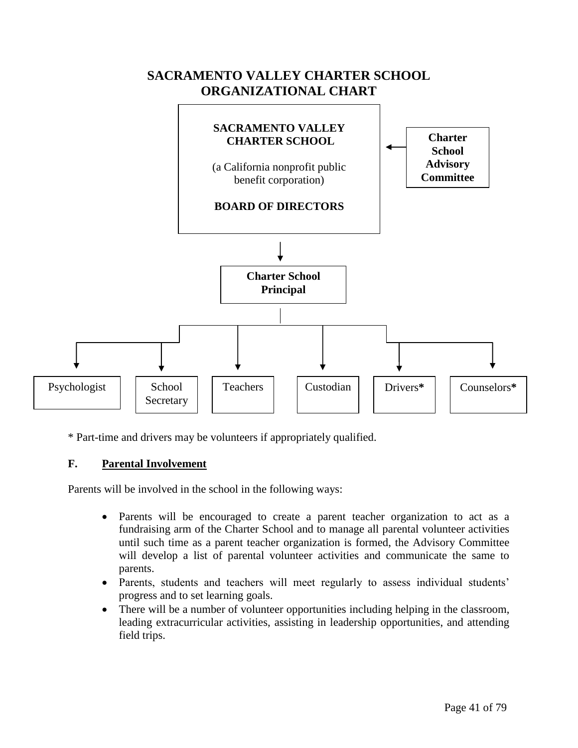# SACRAMENTO VALLEY CHARTER SCHOOL ORGANIZATIONAL CHART

**SACRAMENTO VALLEY CHARTER SCHOOL**

(a California nonprofit public benefit corporation)

**BOARD OF DIRECTORS**

**Charter School Advisory Committee**

**Charter School Principal**

Psychologist | School Secretary | Teachers | Custodian | Drivers* | Counselors*

\* Part-time and drivers may be volunteers if appropriately qualified.

### F. Parental Involvement

Parents will be involved in the school in the following ways:

- Parents will be encouraged to create a parent teacher organization to act as a fundraising arm of the Charter School and to manage all parental volunteer activities until such time as a parent teacher organization is formed, the Advisory Committee will develop a list of parental volunteer activities and communicate the same to parents.
- Parents, students and teachers will meet regularly to assess individual students' progress and to set learning goals.
- There will be a number of volunteer opportunities including helping in the classroom, leading extracurricular activities, assisting in leadership opportunities, and attending field trips.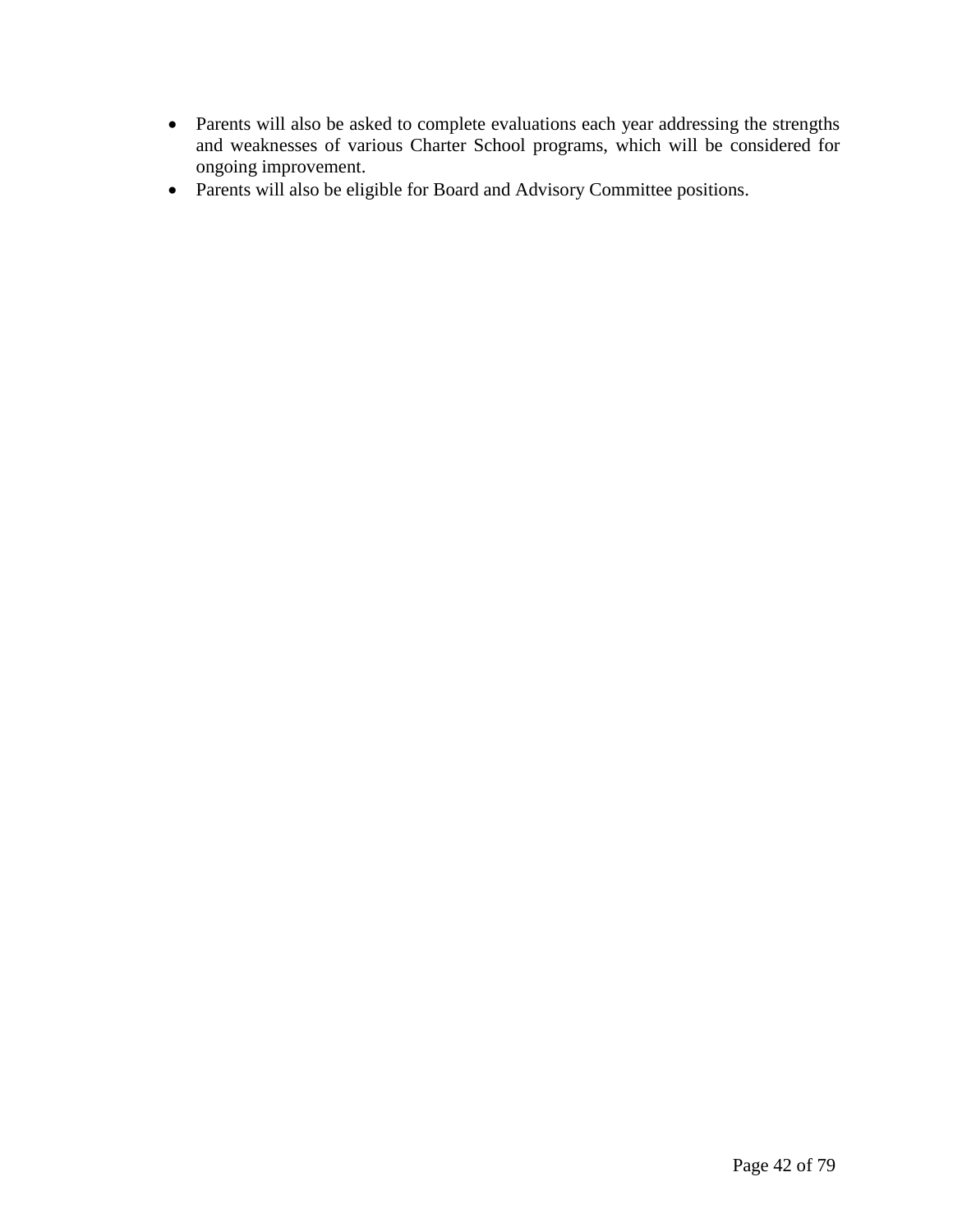- Parents will also be asked to complete evaluations each year addressing the strengths and weaknesses of various Charter School programs, which will be considered for ongoing improvement.
- Parents will also be eligible for Board and Advisory Committee positions.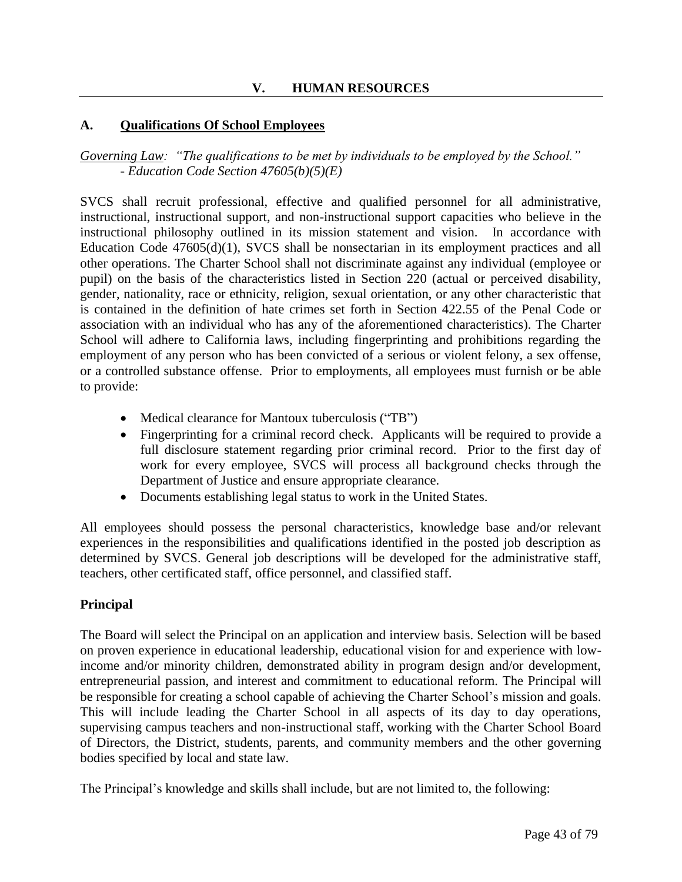# V. HUMAN RESOURCES

## A. Qualifications Of School Employees

*Governing Law: "The qualifications to be met by individuals to be employed by the School." - Education Code Section 47605(b)(5)(E)*

SVCS shall recruit professional, effective and qualified personnel for all administrative, instructional, instructional support, and non-instructional support capacities who believe in the instructional philosophy outlined in its mission statement and vision. In accordance with Education Code 47605(d)(1), SVCS shall be nonsectarian in its employment practices and all other operations. The Charter School shall not discriminate against any individual (employee or pupil) on the basis of the characteristics listed in Section 220 (actual or perceived disability, gender, nationality, race or ethnicity, religion, sexual orientation, or any other characteristic that is contained in the definition of hate crimes set forth in Section 422.55 of the Penal Code or association with an individual who has any of the aforementioned characteristics). The Charter School will adhere to California laws, including fingerprinting and prohibitions regarding the employment of any person who has been convicted of a serious or violent felony, a sex offense, or a controlled substance offense. Prior to employments, all employees must furnish or be able to provide:

- Medical clearance for Mantoux tuberculosis ("TB")
- Fingerprinting for a criminal record check. Applicants will be required to provide a full disclosure statement regarding prior criminal record. Prior to the first day of work for every employee, SVCS will process all background checks through the Department of Justice and ensure appropriate clearance.
- Documents establishing legal status to work in the United States.

All employees should possess the personal characteristics, knowledge base and/or relevant experiences in the responsibilities and qualifications identified in the posted job description as determined by SVCS. General job descriptions will be developed for the administrative staff, teachers, other certificated staff, office personnel, and classified staff.

### Principal

The Board will select the Principal on an application and interview basis. Selection will be based on proven experience in educational leadership, educational vision for and experience with low-income and/or minority children, demonstrated ability in program design and/or development, entrepreneurial passion, and interest and commitment to educational reform. The Principal will be responsible for creating a school capable of achieving the Charter School's mission and goals. This will include leading the Charter School in all aspects of its day to day operations, supervising campus teachers and non-instructional staff, working with the Charter School Board of Directors, the District, students, parents, and community members and the other governing bodies specified by local and state law.

The Principal's knowledge and skills shall include, but are not limited to, the following: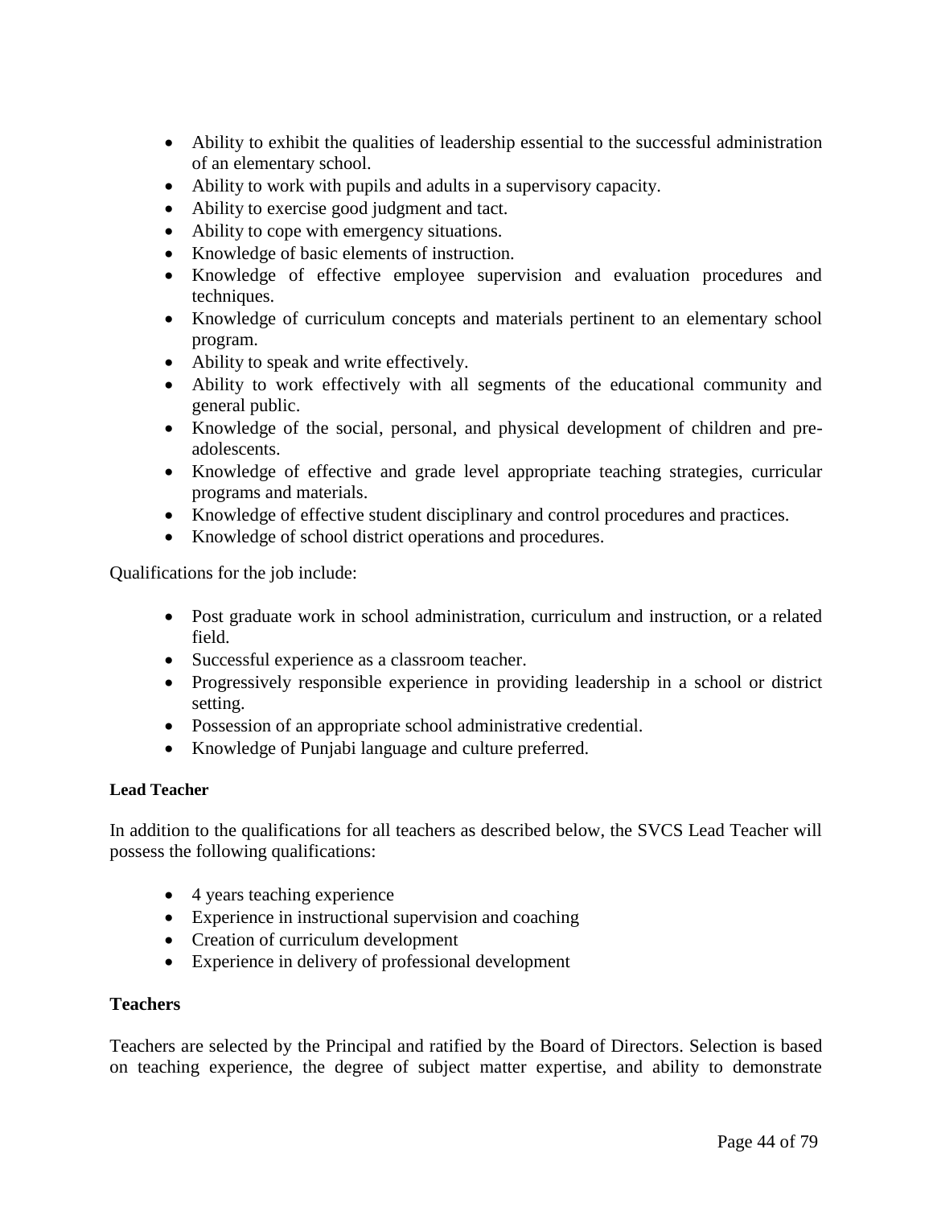- Ability to exhibit the qualities of leadership essential to the successful administration of an elementary school.
- Ability to work with pupils and adults in a supervisory capacity.
- Ability to exercise good judgment and tact.
- Ability to cope with emergency situations.
- Knowledge of basic elements of instruction.
- Knowledge of effective employee supervision and evaluation procedures and techniques.
- Knowledge of curriculum concepts and materials pertinent to an elementary school program.
- Ability to speak and write effectively.
- Ability to work effectively with all segments of the educational community and general public.
- Knowledge of the social, personal, and physical development of children and pre-adolescents.
- Knowledge of effective and grade level appropriate teaching strategies, curricular programs and materials.
- Knowledge of effective student disciplinary and control procedures and practices.
- Knowledge of school district operations and procedures.

Qualifications for the job include:

- Post graduate work in school administration, curriculum and instruction, or a related field.
- Successful experience as a classroom teacher.
- Progressively responsible experience in providing leadership in a school or district setting.
- Possession of an appropriate school administrative credential.
- Knowledge of Punjabi language and culture preferred.

#### Lead Teacher

In addition to the qualifications for all teachers as described below, the SVCS Lead Teacher will possess the following qualifications:

- 4 years teaching experience
- Experience in instructional supervision and coaching
- Creation of curriculum development
- Experience in delivery of professional development

### Teachers

Teachers are selected by the Principal and ratified by the Board of Directors. Selection is based on teaching experience, the degree of subject matter expertise, and ability to demonstrate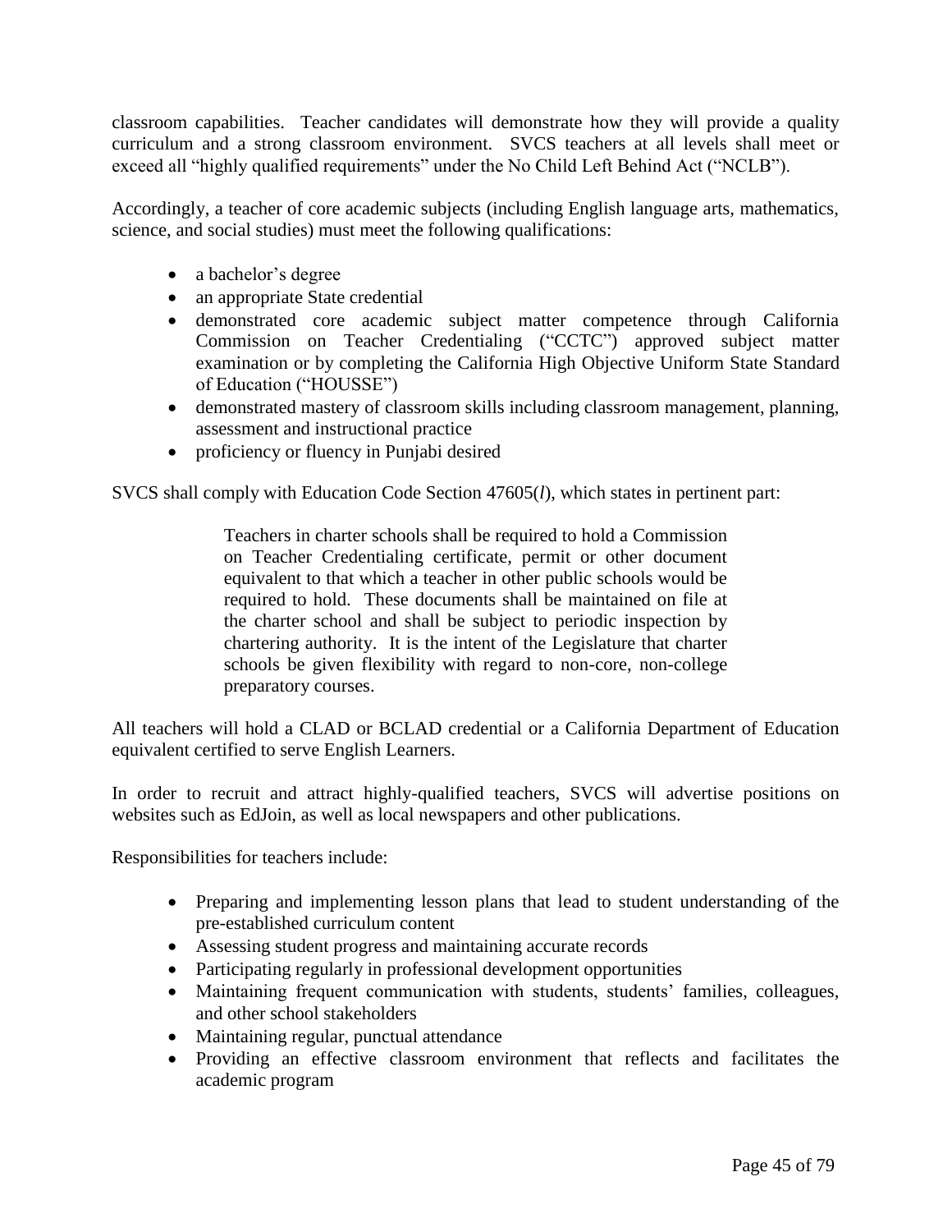classroom capabilities. Teacher candidates will demonstrate how they will provide a quality curriculum and a strong classroom environment. SVCS teachers at all levels shall meet or exceed all "highly qualified requirements" under the No Child Left Behind Act ("NCLB").

Accordingly, a teacher of core academic subjects (including English language arts, mathematics, science, and social studies) must meet the following qualifications:

- a bachelor's degree
- an appropriate State credential
- demonstrated core academic subject matter competence through California Commission on Teacher Credentialing ("CCTC") approved subject matter examination or by completing the California High Objective Uniform State Standard of Education ("HOUSSE")
- demonstrated mastery of classroom skills including classroom management, planning, assessment and instructional practice
- proficiency or fluency in Punjabi desired

SVCS shall comply with Education Code Section 47605(*l*), which states in pertinent part:

> Teachers in charter schools shall be required to hold a Commission on Teacher Credentialing certificate, permit or other document equivalent to that which a teacher in other public schools would be required to hold. These documents shall be maintained on file at the charter school and shall be subject to periodic inspection by chartering authority. It is the intent of the Legislature that charter schools be given flexibility with regard to non-core, non-college preparatory courses.

All teachers will hold a CLAD or BCLAD credential or a California Department of Education equivalent certified to serve English Learners.

In order to recruit and attract highly-qualified teachers, SVCS will advertise positions on websites such as EdJoin, as well as local newspapers and other publications.

Responsibilities for teachers include:

- Preparing and implementing lesson plans that lead to student understanding of the pre-established curriculum content
- Assessing student progress and maintaining accurate records
- Participating regularly in professional development opportunities
- Maintaining frequent communication with students, students' families, colleagues, and other school stakeholders
- Maintaining regular, punctual attendance
- Providing an effective classroom environment that reflects and facilitates the academic program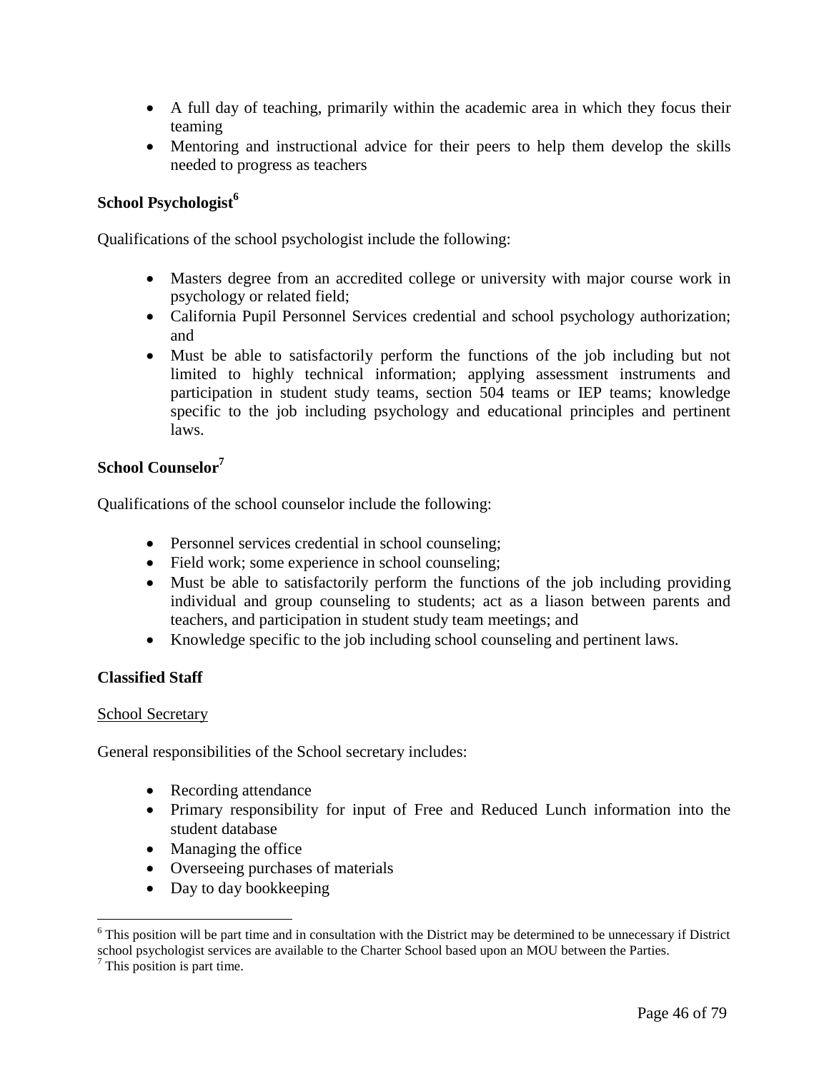- A full day of teaching, primarily within the academic area in which they focus their teaming
- Mentoring and instructional advice for their peers to help them develop the skills needed to progress as teachers

**School Psychologist[6]**

Qualifications of the school psychologist include the following:

- Masters degree from an accredited college or university with major course work in psychology or related field;
- California Pupil Personnel Services credential and school psychology authorization; and
- Must be able to satisfactorily perform the functions of the job including but not limited to highly technical information; applying assessment instruments and participation in student study teams, section 504 teams or IEP teams; knowledge specific to the job including psychology and educational principles and pertinent laws.

**School Counselor[7]**

Qualifications of the school counselor include the following:

- Personnel services credential in school counseling;
- Field work; some experience in school counseling;
- Must be able to satisfactorily perform the functions of the job including providing individual and group counseling to students; act as a liason between parents and teachers, and participation in student study team meetings; and
- Knowledge specific to the job including school counseling and pertinent laws.

**Classified Staff**

School Secretary

General responsibilities of the School secretary includes:

- Recording attendance
- Primary responsibility for input of Free and Reduced Lunch information into the student database
- Managing the office
- Overseeing purchases of materials
- Day to day bookkeeping

---

[6] This position will be part time and in consultation with the District may be determined to be unnecessary if District school psychologist services are available to the Charter School based upon an MOU between the Parties.

[7] This position is part time.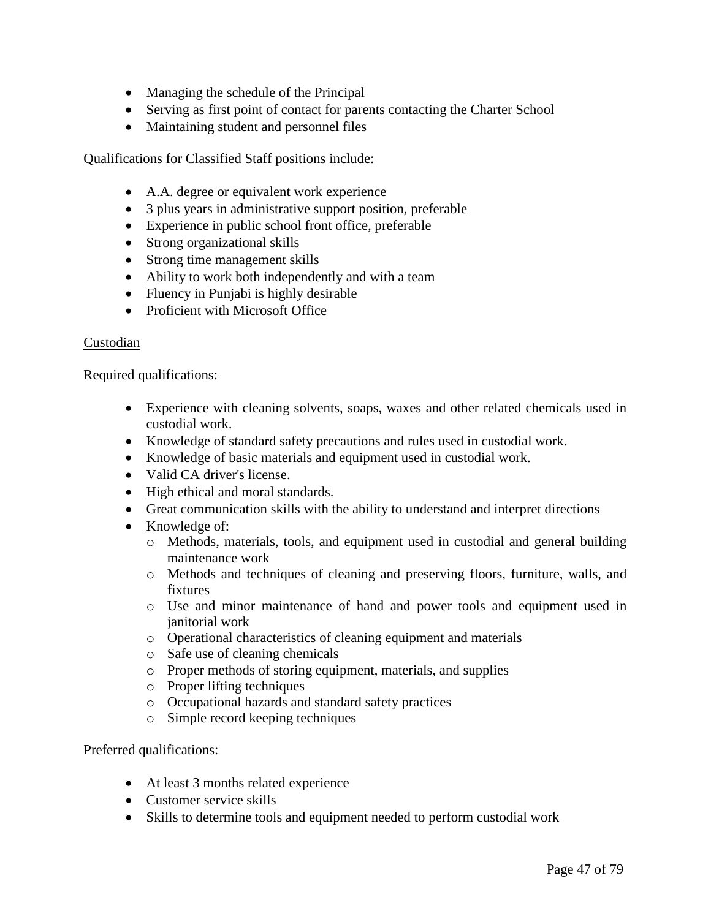- Managing the schedule of the Principal
- Serving as first point of contact for parents contacting the Charter School
- Maintaining student and personnel files

Qualifications for Classified Staff positions include:

- A.A. degree or equivalent work experience
- 3 plus years in administrative support position, preferable
- Experience in public school front office, preferable
- Strong organizational skills
- Strong time management skills
- Ability to work both independently and with a team
- Fluency in Punjabi is highly desirable
- Proficient with Microsoft Office

<u>Custodian</u>

Required qualifications:

- Experience with cleaning solvents, soaps, waxes and other related chemicals used in custodial work.
- Knowledge of standard safety precautions and rules used in custodial work.
- Knowledge of basic materials and equipment used in custodial work.
- Valid CA driver's license.
- High ethical and moral standards.
- Great communication skills with the ability to understand and interpret directions
- Knowledge of:
  - Methods, materials, tools, and equipment used in custodial and general building maintenance work
  - Methods and techniques of cleaning and preserving floors, furniture, walls, and fixtures
  - Use and minor maintenance of hand and power tools and equipment used in janitorial work
  - Operational characteristics of cleaning equipment and materials
  - Safe use of cleaning chemicals
  - Proper methods of storing equipment, materials, and supplies
  - Proper lifting techniques
  - Occupational hazards and standard safety practices
  - Simple record keeping techniques

Preferred qualifications:

- At least 3 months related experience
- Customer service skills
- Skills to determine tools and equipment needed to perform custodial work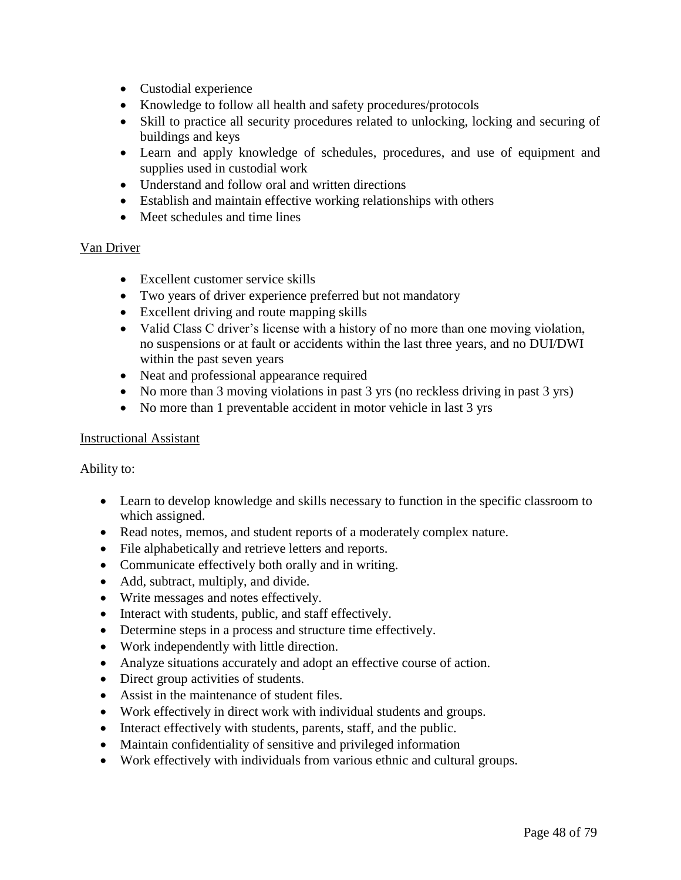- Custodial experience
- Knowledge to follow all health and safety procedures/protocols
- Skill to practice all security procedures related to unlocking, locking and securing of buildings and keys
- Learn and apply knowledge of schedules, procedures, and use of equipment and supplies used in custodial work
- Understand and follow oral and written directions
- Establish and maintain effective working relationships with others
- Meet schedules and time lines

<u>Van Driver</u>

- Excellent customer service skills
- Two years of driver experience preferred but not mandatory
- Excellent driving and route mapping skills
- Valid Class C driver's license with a history of no more than one moving violation, no suspensions or at fault or accidents within the last three years, and no DUI/DWI within the past seven years
- Neat and professional appearance required
- No more than 3 moving violations in past 3 yrs (no reckless driving in past 3 yrs)
- No more than 1 preventable accident in motor vehicle in last 3 yrs

<u>Instructional Assistant</u>

Ability to:

- Learn to develop knowledge and skills necessary to function in the specific classroom to which assigned.
- Read notes, memos, and student reports of a moderately complex nature.
- File alphabetically and retrieve letters and reports.
- Communicate effectively both orally and in writing.
- Add, subtract, multiply, and divide.
- Write messages and notes effectively.
- Interact with students, public, and staff effectively.
- Determine steps in a process and structure time effectively.
- Work independently with little direction.
- Analyze situations accurately and adopt an effective course of action.
- Direct group activities of students.
- Assist in the maintenance of student files.
- Work effectively in direct work with individual students and groups.
- Interact effectively with students, parents, staff, and the public.
- Maintain confidentiality of sensitive and privileged information
- Work effectively with individuals from various ethnic and cultural groups.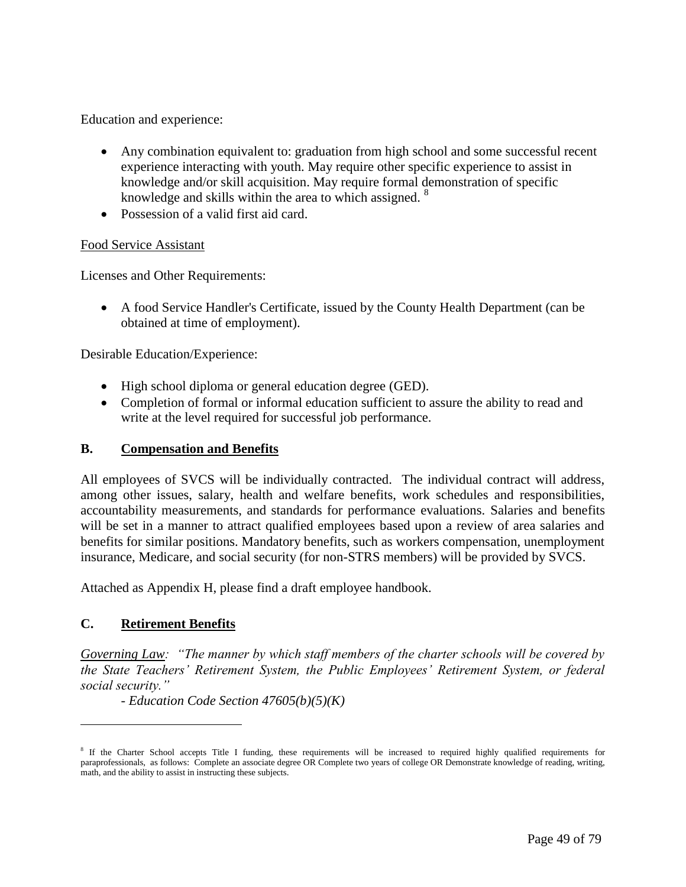Education and experience:

- Any combination equivalent to: graduation from high school and some successful recent experience interacting with youth. May require other specific experience to assist in knowledge and/or skill acquisition. May require formal demonstration of specific knowledge and skills within the area to which assigned. [8]
- Possession of a valid first aid card.

<u>Food Service Assistant</u>

Licenses and Other Requirements:

- A food Service Handler's Certificate, issued by the County Health Department (can be obtained at time of employment).

Desirable Education/Experience:

- High school diploma or general education degree (GED).
- Completion of formal or informal education sufficient to assure the ability to read and write at the level required for successful job performance.

## B. Compensation and Benefits

All employees of SVCS will be individually contracted. The individual contract will address, among other issues, salary, health and welfare benefits, work schedules and responsibilities, accountability measurements, and standards for performance evaluations. Salaries and benefits will be set in a manner to attract qualified employees based upon a review of area salaries and benefits for similar positions. Mandatory benefits, such as workers compensation, unemployment insurance, Medicare, and social security (for non-STRS members) will be provided by SVCS.

Attached as Appendix H, please find a draft employee handbook.

## C. Retirement Benefits

*<u>Governing Law</u>: "The manner by which staff members of the charter schools will be covered by the State Teachers' Retirement System, the Public Employees' Retirement System, or federal social security."*

*- Education Code Section 47605(b)(5)(K)*

---

[8] If the Charter School accepts Title I funding, these requirements will be increased to required highly qualified requirements for paraprofessionals, as follows: Complete an associate degree OR Complete two years of college OR Demonstrate knowledge of reading, writing, math, and the ability to assist in instructing these subjects.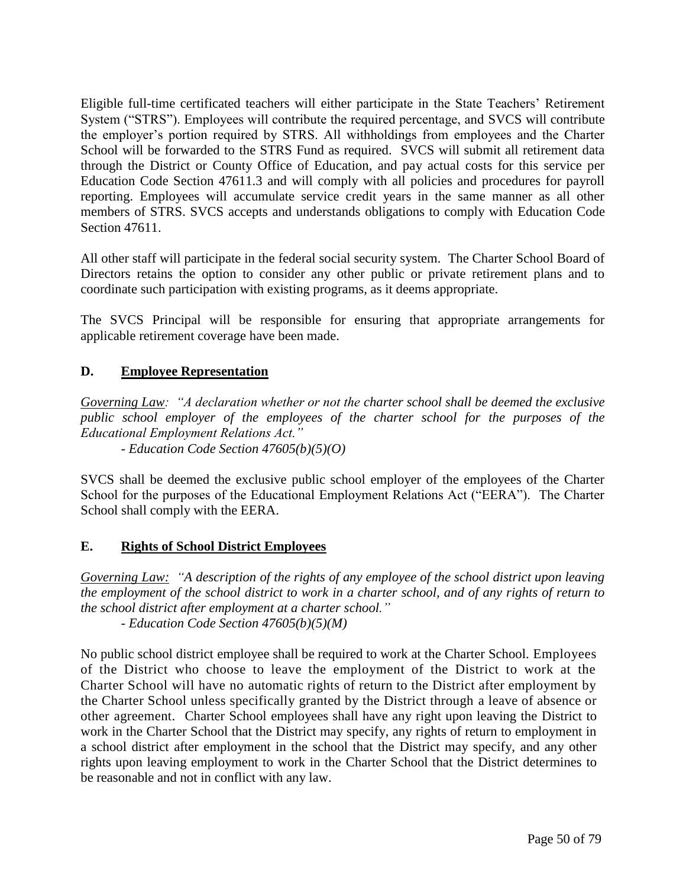Eligible full-time certificated teachers will either participate in the State Teachers' Retirement System ("STRS"). Employees will contribute the required percentage, and SVCS will contribute the employer's portion required by STRS. All withholdings from employees and the Charter School will be forwarded to the STRS Fund as required. SVCS will submit all retirement data through the District or County Office of Education, and pay actual costs for this service per Education Code Section 47611.3 and will comply with all policies and procedures for payroll reporting. Employees will accumulate service credit years in the same manner as all other members of STRS. SVCS accepts and understands obligations to comply with Education Code Section 47611.

All other staff will participate in the federal social security system. The Charter School Board of Directors retains the option to consider any other public or private retirement plans and to coordinate such participation with existing programs, as it deems appropriate.

The SVCS Principal will be responsible for ensuring that appropriate arrangements for applicable retirement coverage have been made.

### D. Employee Representation

*Governing Law: "A declaration whether or not the charter school shall be deemed the exclusive public school employer of the employees of the charter school for the purposes of the Educational Employment Relations Act."*

*- Education Code Section 47605(b)(5)(O)*

SVCS shall be deemed the exclusive public school employer of the employees of the Charter School for the purposes of the Educational Employment Relations Act ("EERA"). The Charter School shall comply with the EERA.

### E. Rights of School District Employees

*Governing Law: "A description of the rights of any employee of the school district upon leaving the employment of the school district to work in a charter school, and of any rights of return to the school district after employment at a charter school."*

*- Education Code Section 47605(b)(5)(M)*

No public school district employee shall be required to work at the Charter School. Employees of the District who choose to leave the employment of the District to work at the Charter School will have no automatic rights of return to the District after employment by the Charter School unless specifically granted by the District through a leave of absence or other agreement. Charter School employees shall have any right upon leaving the District to work in the Charter School that the District may specify, any rights of return to employment in a school district after employment in the school that the District may specify, and any other rights upon leaving employment to work in the Charter School that the District determines to be reasonable and not in conflict with any law.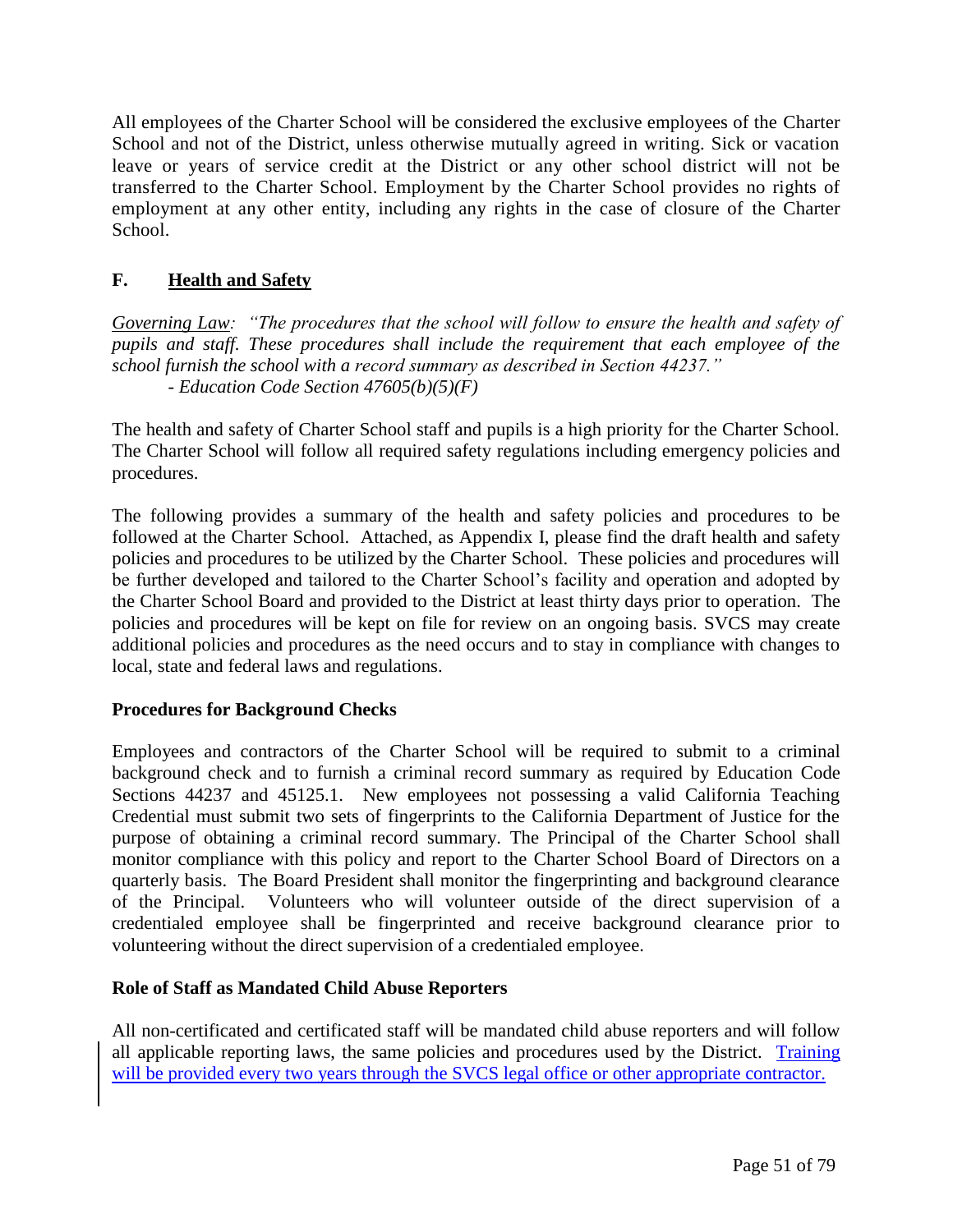All employees of the Charter School will be considered the exclusive employees of the Charter School and not of the District, unless otherwise mutually agreed in writing. Sick or vacation leave or years of service credit at the District or any other school district will not be transferred to the Charter School. Employment by the Charter School provides no rights of employment at any other entity, including any rights in the case of closure of the Charter School.

## F. Health and Safety

*Governing Law: "The procedures that the school will follow to ensure the health and safety of pupils and staff. These procedures shall include the requirement that each employee of the school furnish the school with a record summary as described in Section 44237."*
*- Education Code Section 47605(b)(5)(F)*

The health and safety of Charter School staff and pupils is a high priority for the Charter School. The Charter School will follow all required safety regulations including emergency policies and procedures.

The following provides a summary of the health and safety policies and procedures to be followed at the Charter School. Attached, as Appendix I, please find the draft health and safety policies and procedures to be utilized by the Charter School. These policies and procedures will be further developed and tailored to the Charter School's facility and operation and adopted by the Charter School Board and provided to the District at least thirty days prior to operation. The policies and procedures will be kept on file for review on an ongoing basis. SVCS may create additional policies and procedures as the need occurs and to stay in compliance with changes to local, state and federal laws and regulations.

### Procedures for Background Checks

Employees and contractors of the Charter School will be required to submit to a criminal background check and to furnish a criminal record summary as required by Education Code Sections 44237 and 45125.1. New employees not possessing a valid California Teaching Credential must submit two sets of fingerprints to the California Department of Justice for the purpose of obtaining a criminal record summary. The Principal of the Charter School shall monitor compliance with this policy and report to the Charter School Board of Directors on a quarterly basis. The Board President shall monitor the fingerprinting and background clearance of the Principal. Volunteers who will volunteer outside of the direct supervision of a credentialed employee shall be fingerprinted and receive background clearance prior to volunteering without the direct supervision of a credentialed employee.

### Role of Staff as Mandated Child Abuse Reporters

All non-certificated and certificated staff will be mandated child abuse reporters and will follow all applicable reporting laws, the same policies and procedures used by the District. Training will be provided every two years through the SVCS legal office or other appropriate contractor.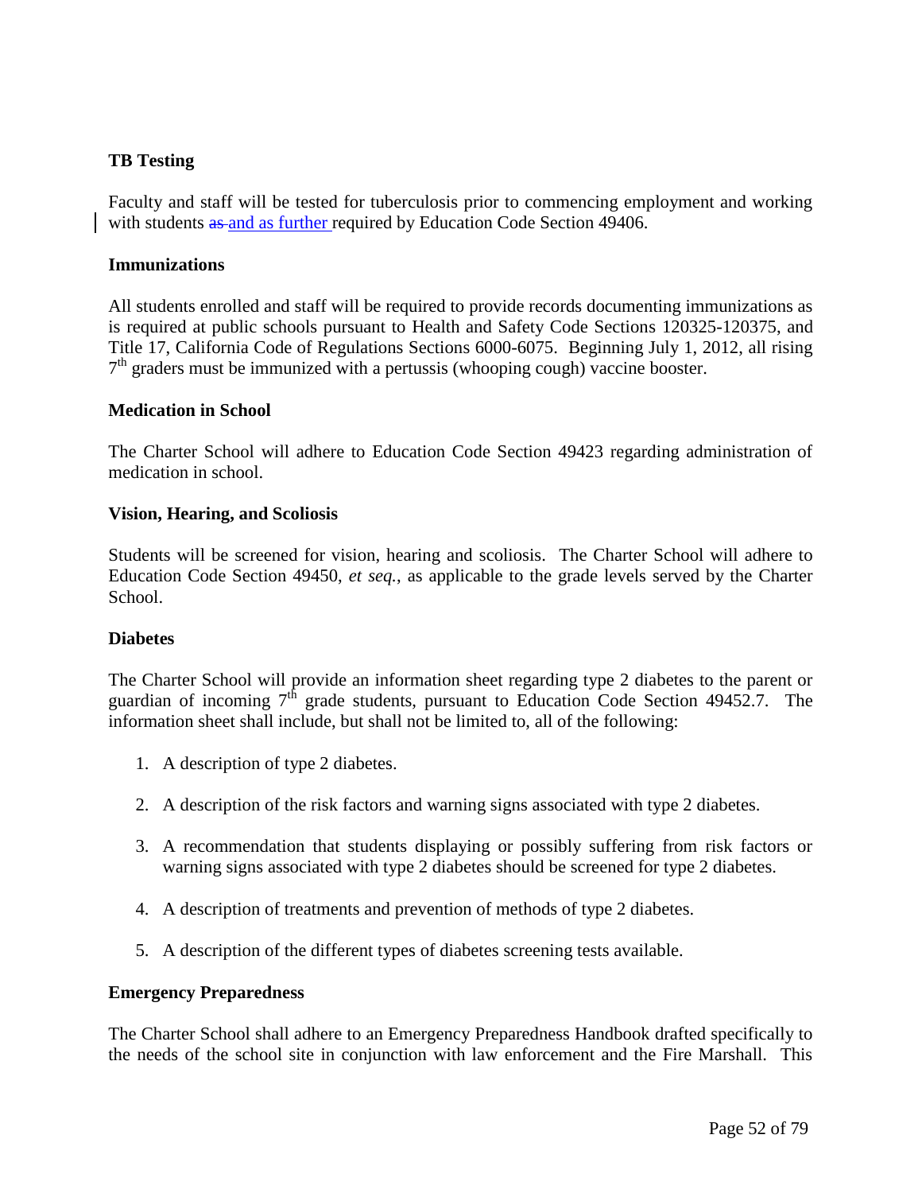**TB Testing**

Faculty and staff will be tested for tuberculosis prior to commencing employment and working with students ~~as~~ and as further required by Education Code Section 49406.

**Immunizations**

All students enrolled and staff will be required to provide records documenting immunizations as is required at public schools pursuant to Health and Safety Code Sections 120325-120375, and Title 17, California Code of Regulations Sections 6000-6075. Beginning July 1, 2012, all rising $7^{th}$ graders must be immunized with a pertussis (whooping cough) vaccine booster.

**Medication in School**

The Charter School will adhere to Education Code Section 49423 regarding administration of medication in school.

**Vision, Hearing, and Scoliosis**

Students will be screened for vision, hearing and scoliosis. The Charter School will adhere to Education Code Section 49450, *et seq.*, as applicable to the grade levels served by the Charter School.

**Diabetes**

The Charter School will provide an information sheet regarding type 2 diabetes to the parent or guardian of incoming $7^{th}$ grade students, pursuant to Education Code Section 49452.7. The information sheet shall include, but shall not be limited to, all of the following:

1. A description of type 2 diabetes.
2. A description of the risk factors and warning signs associated with type 2 diabetes.
3. A recommendation that students displaying or possibly suffering from risk factors or warning signs associated with type 2 diabetes should be screened for type 2 diabetes.
4. A description of treatments and prevention of methods of type 2 diabetes.
5. A description of the different types of diabetes screening tests available.

**Emergency Preparedness**

The Charter School shall adhere to an Emergency Preparedness Handbook drafted specifically to the needs of the school site in conjunction with law enforcement and the Fire Marshall. This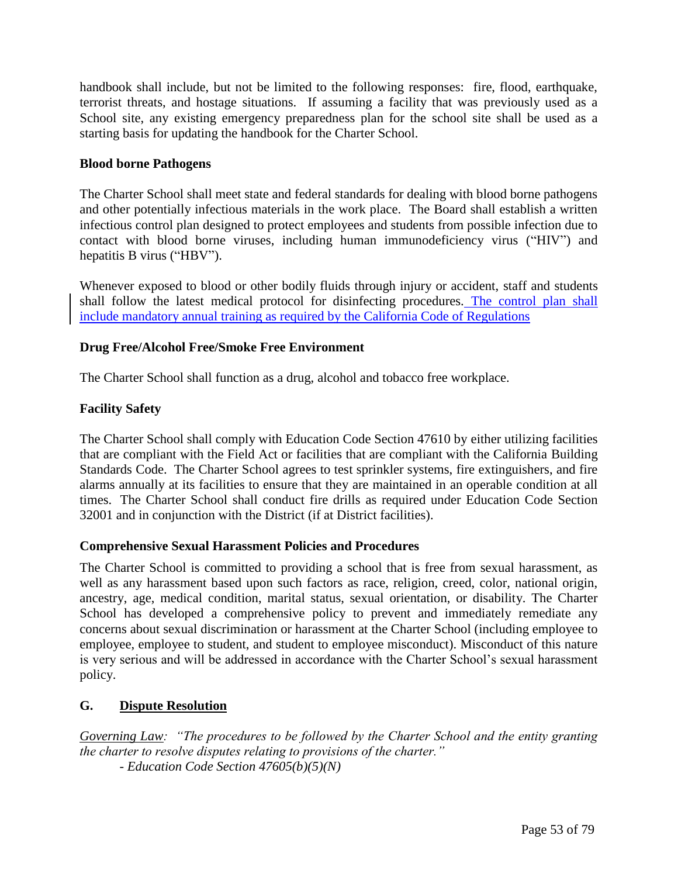handbook shall include, but not be limited to the following responses: fire, flood, earthquake, terrorist threats, and hostage situations. If assuming a facility that was previously used as a School site, any existing emergency preparedness plan for the school site shall be used as a starting basis for updating the handbook for the Charter School.

**Blood borne Pathogens**

The Charter School shall meet state and federal standards for dealing with blood borne pathogens and other potentially infectious materials in the work place. The Board shall establish a written infectious control plan designed to protect employees and students from possible infection due to contact with blood borne viruses, including human immunodeficiency virus ("HIV") and hepatitis B virus ("HBV").

Whenever exposed to blood or other bodily fluids through injury or accident, staff and students shall follow the latest medical protocol for disinfecting procedures. The control plan shall include mandatory annual training as required by the California Code of Regulations

**Drug Free/Alcohol Free/Smoke Free Environment**

The Charter School shall function as a drug, alcohol and tobacco free workplace.

**Facility Safety**

The Charter School shall comply with Education Code Section 47610 by either utilizing facilities that are compliant with the Field Act or facilities that are compliant with the California Building Standards Code. The Charter School agrees to test sprinkler systems, fire extinguishers, and fire alarms annually at its facilities to ensure that they are maintained in an operable condition at all times. The Charter School shall conduct fire drills as required under Education Code Section 32001 and in conjunction with the District (if at District facilities).

**Comprehensive Sexual Harassment Policies and Procedures**

The Charter School is committed to providing a school that is free from sexual harassment, as well as any harassment based upon such factors as race, religion, creed, color, national origin, ancestry, age, medical condition, marital status, sexual orientation, or disability. The Charter School has developed a comprehensive policy to prevent and immediately remediate any concerns about sexual discrimination or harassment at the Charter School (including employee to employee, employee to student, and student to employee misconduct). Misconduct of this nature is very serious and will be addressed in accordance with the Charter School's sexual harassment policy.

## G. Dispute Resolution

*Governing Law: "The procedures to be followed by the Charter School and the entity granting the charter to resolve disputes relating to provisions of the charter."*

*- Education Code Section 47605(b)(5)(N)*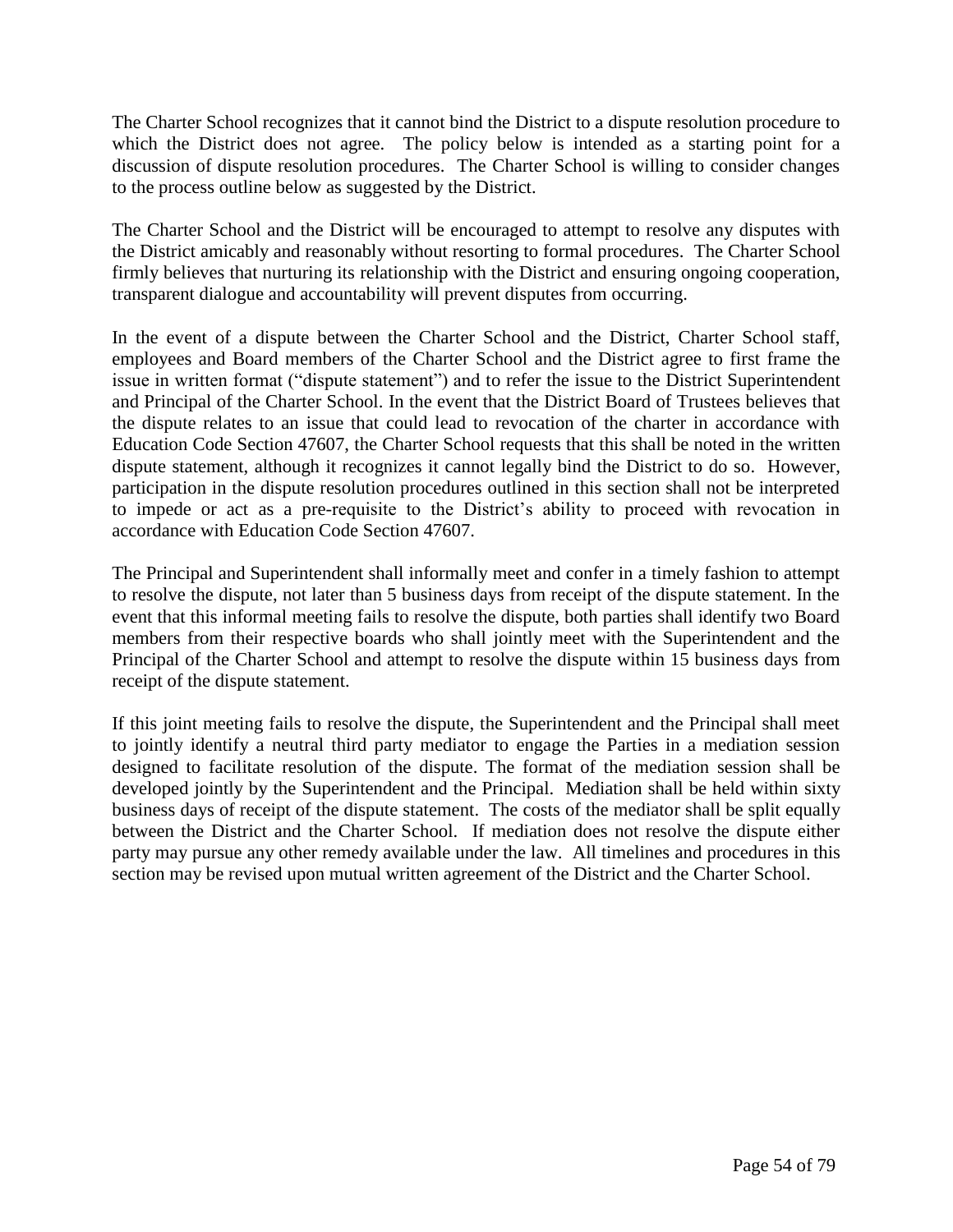The Charter School recognizes that it cannot bind the District to a dispute resolution procedure to which the District does not agree. The policy below is intended as a starting point for a discussion of dispute resolution procedures. The Charter School is willing to consider changes to the process outline below as suggested by the District.

The Charter School and the District will be encouraged to attempt to resolve any disputes with the District amicably and reasonably without resorting to formal procedures. The Charter School firmly believes that nurturing its relationship with the District and ensuring ongoing cooperation, transparent dialogue and accountability will prevent disputes from occurring.

In the event of a dispute between the Charter School and the District, Charter School staff, employees and Board members of the Charter School and the District agree to first frame the issue in written format ("dispute statement") and to refer the issue to the District Superintendent and Principal of the Charter School. In the event that the District Board of Trustees believes that the dispute relates to an issue that could lead to revocation of the charter in accordance with Education Code Section 47607, the Charter School requests that this shall be noted in the written dispute statement, although it recognizes it cannot legally bind the District to do so. However, participation in the dispute resolution procedures outlined in this section shall not be interpreted to impede or act as a pre-requisite to the District's ability to proceed with revocation in accordance with Education Code Section 47607.

The Principal and Superintendent shall informally meet and confer in a timely fashion to attempt to resolve the dispute, not later than 5 business days from receipt of the dispute statement. In the event that this informal meeting fails to resolve the dispute, both parties shall identify two Board members from their respective boards who shall jointly meet with the Superintendent and the Principal of the Charter School and attempt to resolve the dispute within 15 business days from receipt of the dispute statement.

If this joint meeting fails to resolve the dispute, the Superintendent and the Principal shall meet to jointly identify a neutral third party mediator to engage the Parties in a mediation session designed to facilitate resolution of the dispute. The format of the mediation session shall be developed jointly by the Superintendent and the Principal. Mediation shall be held within sixty business days of receipt of the dispute statement. The costs of the mediator shall be split equally between the District and the Charter School. If mediation does not resolve the dispute either party may pursue any other remedy available under the law. All timelines and procedures in this section may be revised upon mutual written agreement of the District and the Charter School.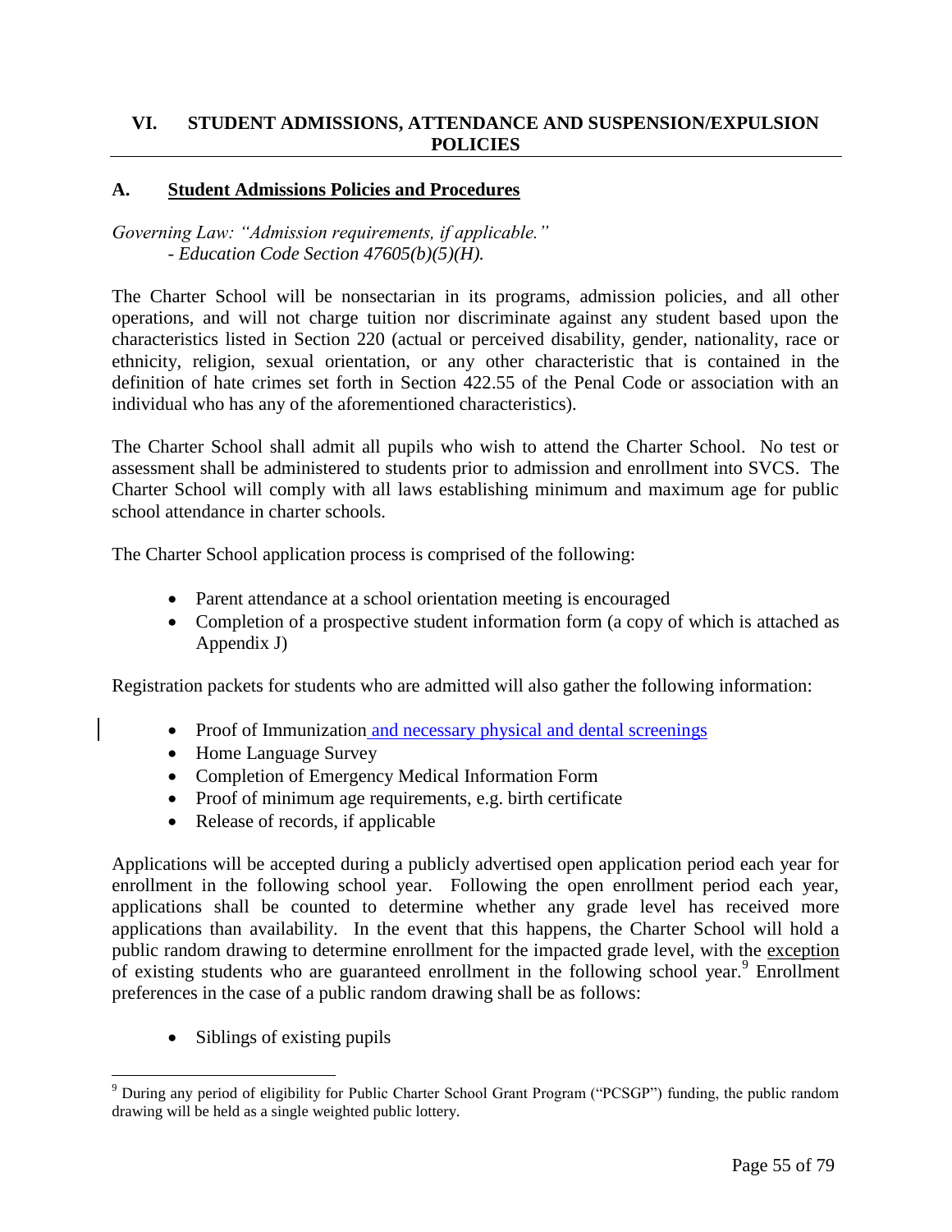## VI. STUDENT ADMISSIONS, ATTENDANCE AND SUSPENSION/EXPULSION POLICIES

### A. Student Admissions Policies and Procedures

*Governing Law: "Admission requirements, if applicable."*
*- Education Code Section 47605(b)(5)(H).*

The Charter School will be nonsectarian in its programs, admission policies, and all other operations, and will not charge tuition nor discriminate against any student based upon the characteristics listed in Section 220 (actual or perceived disability, gender, nationality, race or ethnicity, religion, sexual orientation, or any other characteristic that is contained in the definition of hate crimes set forth in Section 422.55 of the Penal Code or association with an individual who has any of the aforementioned characteristics).

The Charter School shall admit all pupils who wish to attend the Charter School. No test or assessment shall be administered to students prior to admission and enrollment into SVCS. The Charter School will comply with all laws establishing minimum and maximum age for public school attendance in charter schools.

The Charter School application process is comprised of the following:

- Parent attendance at a school orientation meeting is encouraged
- Completion of a prospective student information form (a copy of which is attached as Appendix J)

Registration packets for students who are admitted will also gather the following information:

- Proof of Immunization and necessary physical and dental screenings
- Home Language Survey
- Completion of Emergency Medical Information Form
- Proof of minimum age requirements, e.g. birth certificate
- Release of records, if applicable

Applications will be accepted during a publicly advertised open application period each year for enrollment in the following school year. Following the open enrollment period each year, applications shall be counted to determine whether any grade level has received more applications than availability. In the event that this happens, the Charter School will hold a public random drawing to determine enrollment for the impacted grade level, with the exception of existing students who are guaranteed enrollment in the following school year.[9] Enrollment preferences in the case of a public random drawing shall be as follows:

- Siblings of existing pupils

[9] During any period of eligibility for Public Charter School Grant Program ("PCSGP") funding, the public random drawing will be held as a single weighted public lottery.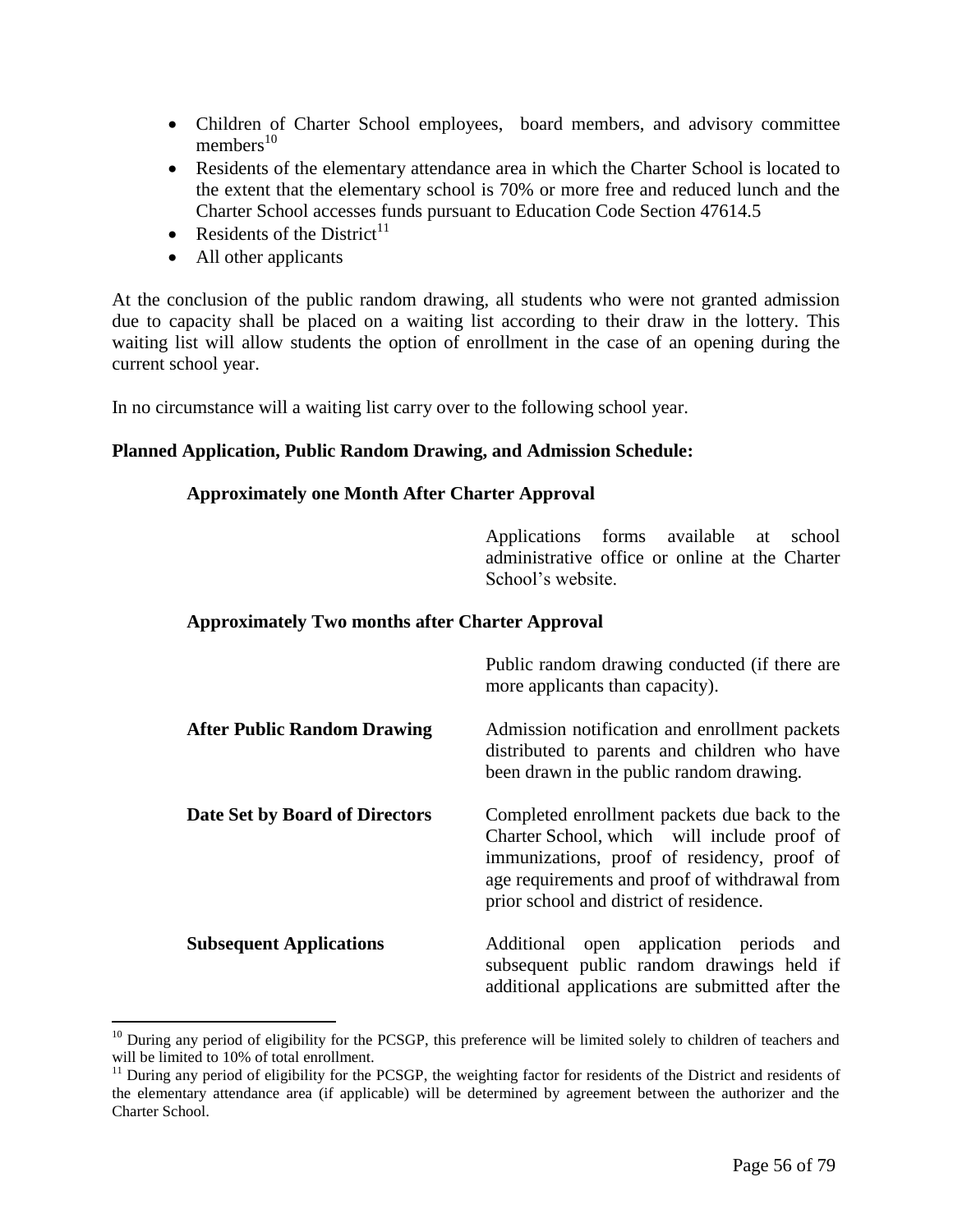- Children of Charter School employees, board members, and advisory committee members[10]
- Residents of the elementary attendance area in which the Charter School is located to the extent that the elementary school is 70% or more free and reduced lunch and the Charter School accesses funds pursuant to Education Code Section 47614.5
- Residents of the District[11]
- All other applicants

At the conclusion of the public random drawing, all students who were not granted admission due to capacity shall be placed on a waiting list according to their draw in the lottery. This waiting list will allow students the option of enrollment in the case of an opening during the current school year.

In no circumstance will a waiting list carry over to the following school year.

**Planned Application, Public Random Drawing, and Admission Schedule:**

**Approximately one Month After Charter Approval**

Applications forms available at school administrative office or online at the Charter School's website.

**Approximately Two months after Charter Approval**

Public random drawing conducted (if there are more applicants than capacity).

**After Public Random Drawing** — Admission notification and enrollment packets distributed to parents and children who have been drawn in the public random drawing.

**Date Set by Board of Directors** — Completed enrollment packets due back to the Charter School, which will include proof of immunizations, proof of residency, proof of age requirements and proof of withdrawal from prior school and district of residence.

**Subsequent Applications** — Additional open application periods and subsequent public random drawings held if additional applications are submitted after the

---

[10] During any period of eligibility for the PCSGP, this preference will be limited solely to children of teachers and will be limited to 10% of total enrollment.

[11] During any period of eligibility for the PCSGP, the weighting factor for residents of the District and residents of the elementary attendance area (if applicable) will be determined by agreement between the authorizer and the Charter School.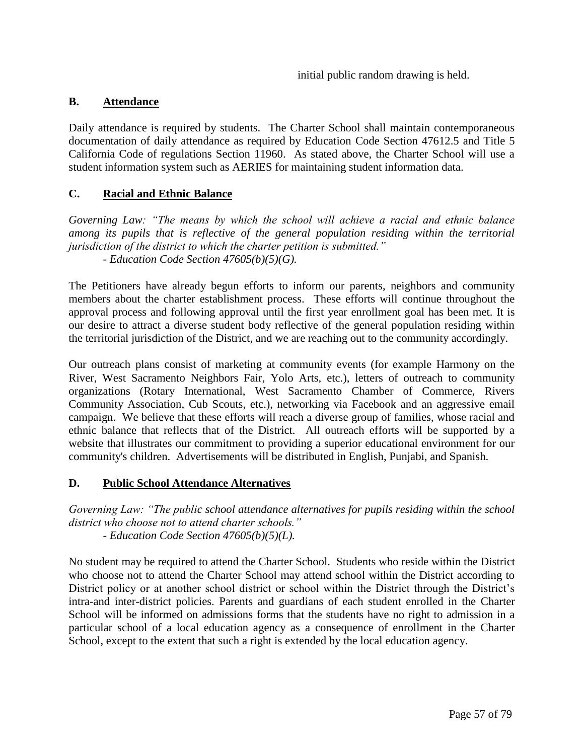initial public random drawing is held.

### B. Attendance

Daily attendance is required by students. The Charter School shall maintain contemporaneous documentation of daily attendance as required by Education Code Section 47612.5 and Title 5 California Code of regulations Section 11960. As stated above, the Charter School will use a student information system such as AERIES for maintaining student information data.

### C. Racial and Ethnic Balance

*Governing Law: "The means by which the school will achieve a racial and ethnic balance among its pupils that is reflective of the general population residing within the territorial jurisdiction of the district to which the charter petition is submitted."*

*- Education Code Section 47605(b)(5)(G).*

The Petitioners have already begun efforts to inform our parents, neighbors and community members about the charter establishment process. These efforts will continue throughout the approval process and following approval until the first year enrollment goal has been met. It is our desire to attract a diverse student body reflective of the general population residing within the territorial jurisdiction of the District, and we are reaching out to the community accordingly.

Our outreach plans consist of marketing at community events (for example Harmony on the River, West Sacramento Neighbors Fair, Yolo Arts, etc.), letters of outreach to community organizations (Rotary International, West Sacramento Chamber of Commerce, Rivers Community Association, Cub Scouts, etc.), networking via Facebook and an aggressive email campaign. We believe that these efforts will reach a diverse group of families, whose racial and ethnic balance that reflects that of the District. All outreach efforts will be supported by a website that illustrates our commitment to providing a superior educational environment for our community's children. Advertisements will be distributed in English, Punjabi, and Spanish.

### D. Public School Attendance Alternatives

*Governing Law: "The public school attendance alternatives for pupils residing within the school district who choose not to attend charter schools."*

*- Education Code Section 47605(b)(5)(L).*

No student may be required to attend the Charter School. Students who reside within the District who choose not to attend the Charter School may attend school within the District according to District policy or at another school district or school within the District through the District's intra-and inter-district policies. Parents and guardians of each student enrolled in the Charter School will be informed on admissions forms that the students have no right to admission in a particular school of a local education agency as a consequence of enrollment in the Charter School, except to the extent that such a right is extended by the local education agency.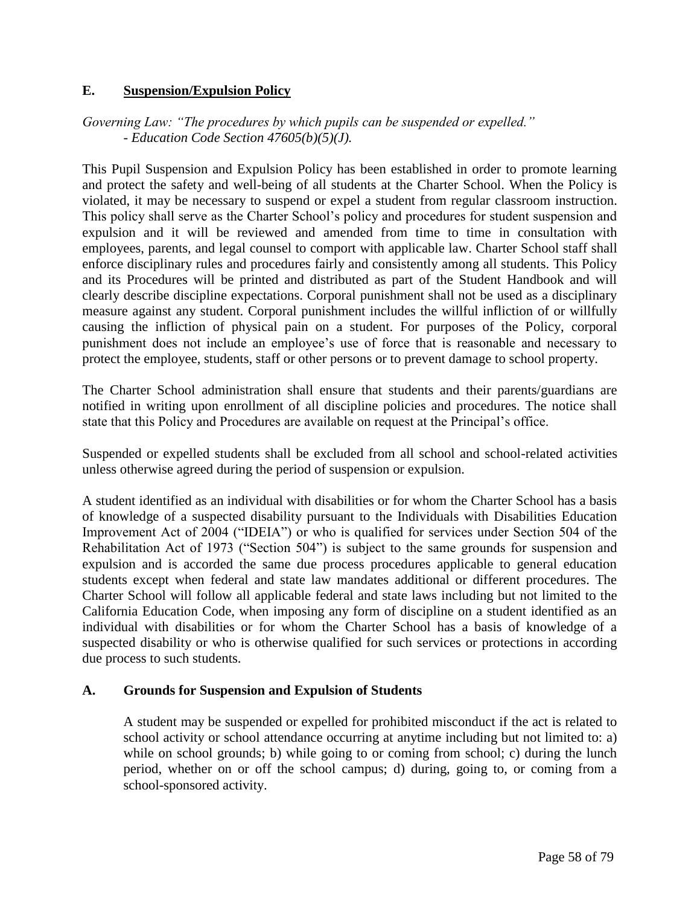## E. <u>Suspension/Expulsion Policy</u>

*Governing Law: "The procedures by which pupils can be suspended or expelled." - Education Code Section 47605(b)(5)(J).*

This Pupil Suspension and Expulsion Policy has been established in order to promote learning and protect the safety and well-being of all students at the Charter School. When the Policy is violated, it may be necessary to suspend or expel a student from regular classroom instruction. This policy shall serve as the Charter School's policy and procedures for student suspension and expulsion and it will be reviewed and amended from time to time in consultation with employees, parents, and legal counsel to comport with applicable law. Charter School staff shall enforce disciplinary rules and procedures fairly and consistently among all students. This Policy and its Procedures will be printed and distributed as part of the Student Handbook and will clearly describe discipline expectations. Corporal punishment shall not be used as a disciplinary measure against any student. Corporal punishment includes the willful infliction of or willfully causing the infliction of physical pain on a student. For purposes of the Policy, corporal punishment does not include an employee's use of force that is reasonable and necessary to protect the employee, students, staff or other persons or to prevent damage to school property.

The Charter School administration shall ensure that students and their parents/guardians are notified in writing upon enrollment of all discipline policies and procedures. The notice shall state that this Policy and Procedures are available on request at the Principal's office.

Suspended or expelled students shall be excluded from all school and school-related activities unless otherwise agreed during the period of suspension or expulsion.

A student identified as an individual with disabilities or for whom the Charter School has a basis of knowledge of a suspected disability pursuant to the Individuals with Disabilities Education Improvement Act of 2004 ("IDEIA") or who is qualified for services under Section 504 of the Rehabilitation Act of 1973 ("Section 504") is subject to the same grounds for suspension and expulsion and is accorded the same due process procedures applicable to general education students except when federal and state law mandates additional or different procedures. The Charter School will follow all applicable federal and state laws including but not limited to the California Education Code, when imposing any form of discipline on a student identified as an individual with disabilities or for whom the Charter School has a basis of knowledge of a suspected disability or who is otherwise qualified for such services or protections in according due process to such students.

### A. Grounds for Suspension and Expulsion of Students

A student may be suspended or expelled for prohibited misconduct if the act is related to school activity or school attendance occurring at anytime including but not limited to: a) while on school grounds; b) while going to or coming from school; c) during the lunch period, whether on or off the school campus; d) during, going to, or coming from a school-sponsored activity.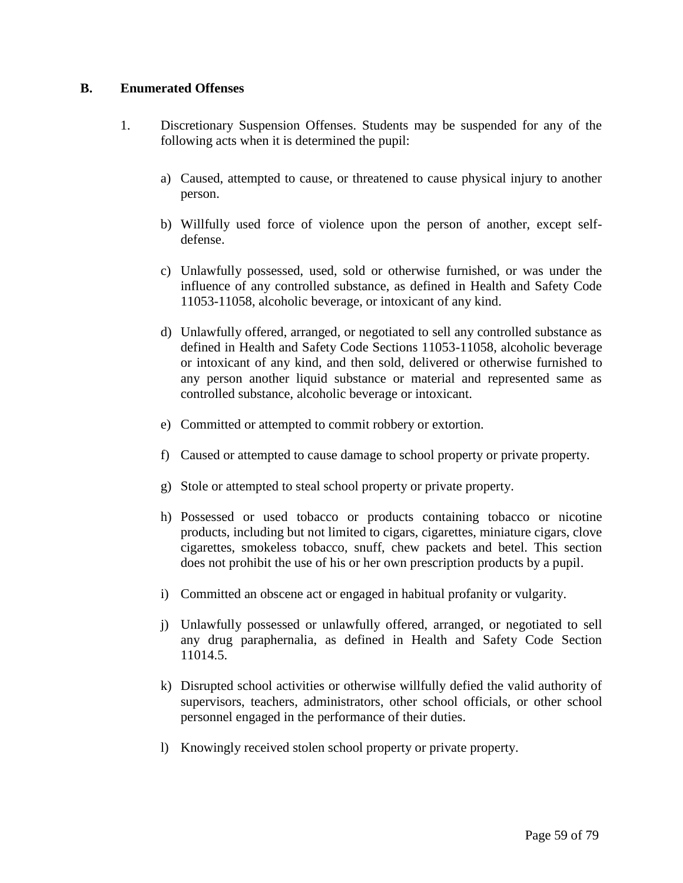## B. Enumerated Offenses

1. Discretionary Suspension Offenses. Students may be suspended for any of the following acts when it is determined the pupil:

   a) Caused, attempted to cause, or threatened to cause physical injury to another person.

   b) Willfully used force of violence upon the person of another, except self-defense.

   c) Unlawfully possessed, used, sold or otherwise furnished, or was under the influence of any controlled substance, as defined in Health and Safety Code 11053-11058, alcoholic beverage, or intoxicant of any kind.

   d) Unlawfully offered, arranged, or negotiated to sell any controlled substance as defined in Health and Safety Code Sections 11053-11058, alcoholic beverage or intoxicant of any kind, and then sold, delivered or otherwise furnished to any person another liquid substance or material and represented same as controlled substance, alcoholic beverage or intoxicant.

   e) Committed or attempted to commit robbery or extortion.

   f) Caused or attempted to cause damage to school property or private property.

   g) Stole or attempted to steal school property or private property.

   h) Possessed or used tobacco or products containing tobacco or nicotine products, including but not limited to cigars, cigarettes, miniature cigars, clove cigarettes, smokeless tobacco, snuff, chew packets and betel. This section does not prohibit the use of his or her own prescription products by a pupil.

   i) Committed an obscene act or engaged in habitual profanity or vulgarity.

   j) Unlawfully possessed or unlawfully offered, arranged, or negotiated to sell any drug paraphernalia, as defined in Health and Safety Code Section 11014.5.

   k) Disrupted school activities or otherwise willfully defied the valid authority of supervisors, teachers, administrators, other school officials, or other school personnel engaged in the performance of their duties.

   l) Knowingly received stolen school property or private property.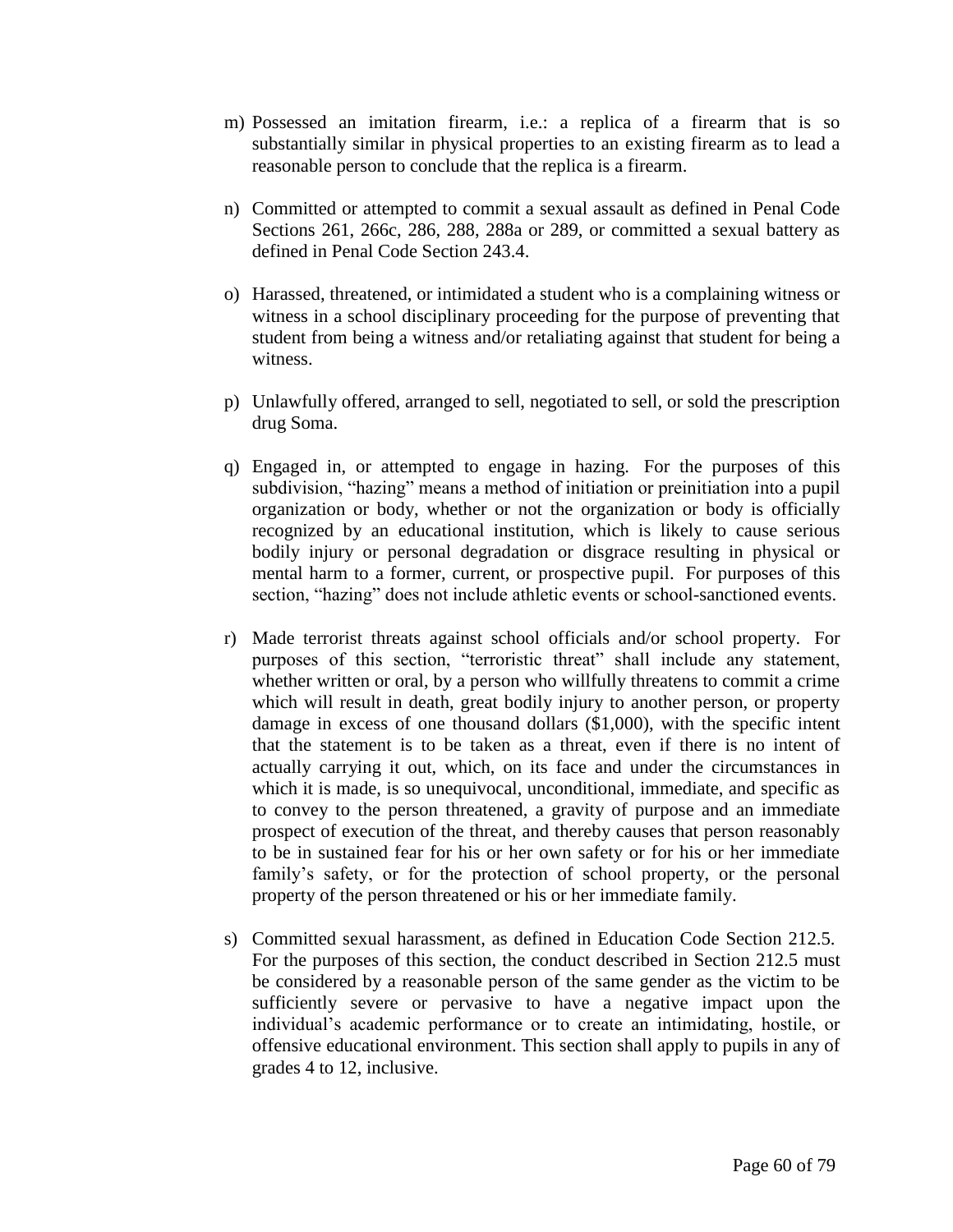m) Possessed an imitation firearm, i.e.: a replica of a firearm that is so substantially similar in physical properties to an existing firearm as to lead a reasonable person to conclude that the replica is a firearm.

n) Committed or attempted to commit a sexual assault as defined in Penal Code Sections 261, 266c, 286, 288, 288a or 289, or committed a sexual battery as defined in Penal Code Section 243.4.

o) Harassed, threatened, or intimidated a student who is a complaining witness or witness in a school disciplinary proceeding for the purpose of preventing that student from being a witness and/or retaliating against that student for being a witness.

p) Unlawfully offered, arranged to sell, negotiated to sell, or sold the prescription drug Soma.

q) Engaged in, or attempted to engage in hazing. For the purposes of this subdivision, "hazing" means a method of initiation or preinitiation into a pupil organization or body, whether or not the organization or body is officially recognized by an educational institution, which is likely to cause serious bodily injury or personal degradation or disgrace resulting in physical or mental harm to a former, current, or prospective pupil. For purposes of this section, "hazing" does not include athletic events or school-sanctioned events.

r) Made terrorist threats against school officials and/or school property. For purposes of this section, "terroristic threat" shall include any statement, whether written or oral, by a person who willfully threatens to commit a crime which will result in death, great bodily injury to another person, or property damage in excess of one thousand dollars ($1,000), with the specific intent that the statement is to be taken as a threat, even if there is no intent of actually carrying it out, which, on its face and under the circumstances in which it is made, is so unequivocal, unconditional, immediate, and specific as to convey to the person threatened, a gravity of purpose and an immediate prospect of execution of the threat, and thereby causes that person reasonably to be in sustained fear for his or her own safety or for his or her immediate family's safety, or for the protection of school property, or the personal property of the person threatened or his or her immediate family.

s) Committed sexual harassment, as defined in Education Code Section 212.5. For the purposes of this section, the conduct described in Section 212.5 must be considered by a reasonable person of the same gender as the victim to be sufficiently severe or pervasive to have a negative impact upon the individual's academic performance or to create an intimidating, hostile, or offensive educational environment. This section shall apply to pupils in any of grades 4 to 12, inclusive.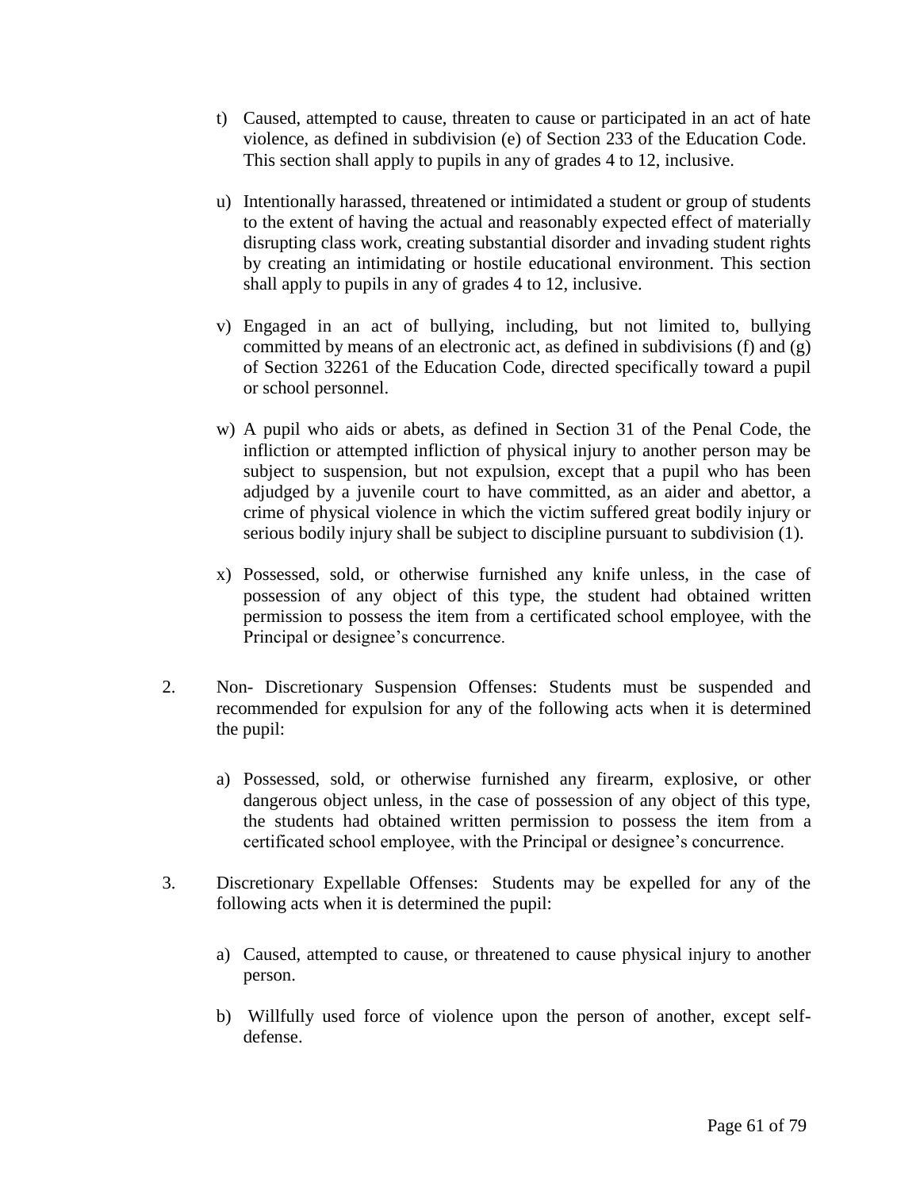t) Caused, attempted to cause, threaten to cause or participated in an act of hate violence, as defined in subdivision (e) of Section 233 of the Education Code. This section shall apply to pupils in any of grades 4 to 12, inclusive.

u) Intentionally harassed, threatened or intimidated a student or group of students to the extent of having the actual and reasonably expected effect of materially disrupting class work, creating substantial disorder and invading student rights by creating an intimidating or hostile educational environment. This section shall apply to pupils in any of grades 4 to 12, inclusive.

v) Engaged in an act of bullying, including, but not limited to, bullying committed by means of an electronic act, as defined in subdivisions (f) and (g) of Section 32261 of the Education Code, directed specifically toward a pupil or school personnel.

w) A pupil who aids or abets, as defined in Section 31 of the Penal Code, the infliction or attempted infliction of physical injury to another person may be subject to suspension, but not expulsion, except that a pupil who has been adjudged by a juvenile court to have committed, as an aider and abettor, a crime of physical violence in which the victim suffered great bodily injury or serious bodily injury shall be subject to discipline pursuant to subdivision (1).

x) Possessed, sold, or otherwise furnished any knife unless, in the case of possession of any object of this type, the student had obtained written permission to possess the item from a certificated school employee, with the Principal or designee's concurrence.

2. Non- Discretionary Suspension Offenses: Students must be suspended and recommended for expulsion for any of the following acts when it is determined the pupil:

   a) Possessed, sold, or otherwise furnished any firearm, explosive, or other dangerous object unless, in the case of possession of any object of this type, the students had obtained written permission to possess the item from a certificated school employee, with the Principal or designee's concurrence.

3. Discretionary Expellable Offenses: Students may be expelled for any of the following acts when it is determined the pupil:

   a) Caused, attempted to cause, or threatened to cause physical injury to another person.

   b) Willfully used force of violence upon the person of another, except self-defense.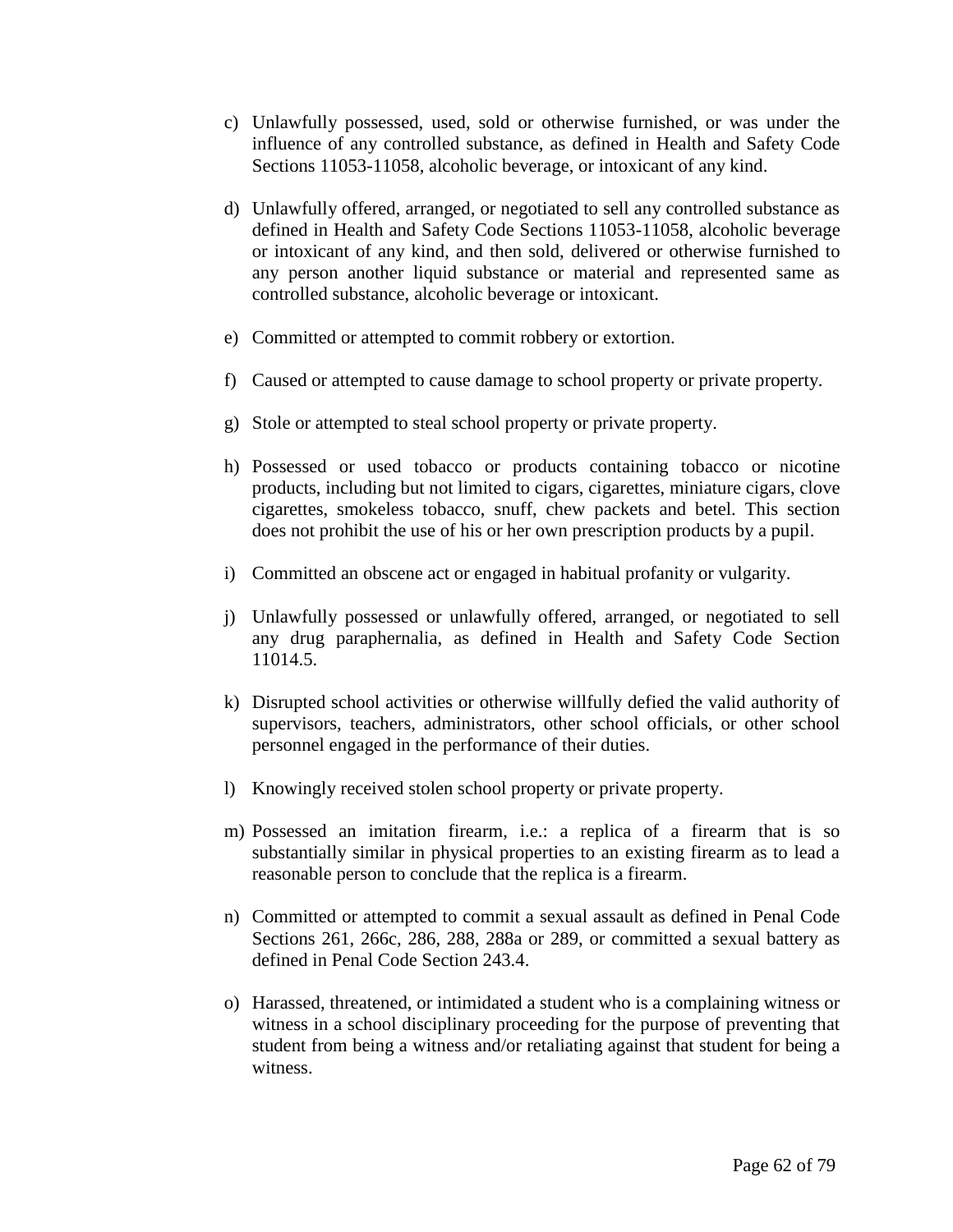c) Unlawfully possessed, used, sold or otherwise furnished, or was under the influence of any controlled substance, as defined in Health and Safety Code Sections 11053-11058, alcoholic beverage, or intoxicant of any kind.

d) Unlawfully offered, arranged, or negotiated to sell any controlled substance as defined in Health and Safety Code Sections 11053-11058, alcoholic beverage or intoxicant of any kind, and then sold, delivered or otherwise furnished to any person another liquid substance or material and represented same as controlled substance, alcoholic beverage or intoxicant.

e) Committed or attempted to commit robbery or extortion.

f) Caused or attempted to cause damage to school property or private property.

g) Stole or attempted to steal school property or private property.

h) Possessed or used tobacco or products containing tobacco or nicotine products, including but not limited to cigars, cigarettes, miniature cigars, clove cigarettes, smokeless tobacco, snuff, chew packets and betel. This section does not prohibit the use of his or her own prescription products by a pupil.

i) Committed an obscene act or engaged in habitual profanity or vulgarity.

j) Unlawfully possessed or unlawfully offered, arranged, or negotiated to sell any drug paraphernalia, as defined in Health and Safety Code Section 11014.5.

k) Disrupted school activities or otherwise willfully defied the valid authority of supervisors, teachers, administrators, other school officials, or other school personnel engaged in the performance of their duties.

l) Knowingly received stolen school property or private property.

m) Possessed an imitation firearm, i.e.: a replica of a firearm that is so substantially similar in physical properties to an existing firearm as to lead a reasonable person to conclude that the replica is a firearm.

n) Committed or attempted to commit a sexual assault as defined in Penal Code Sections 261, 266c, 286, 288, 288a or 289, or committed a sexual battery as defined in Penal Code Section 243.4.

o) Harassed, threatened, or intimidated a student who is a complaining witness or witness in a school disciplinary proceeding for the purpose of preventing that student from being a witness and/or retaliating against that student for being a witness.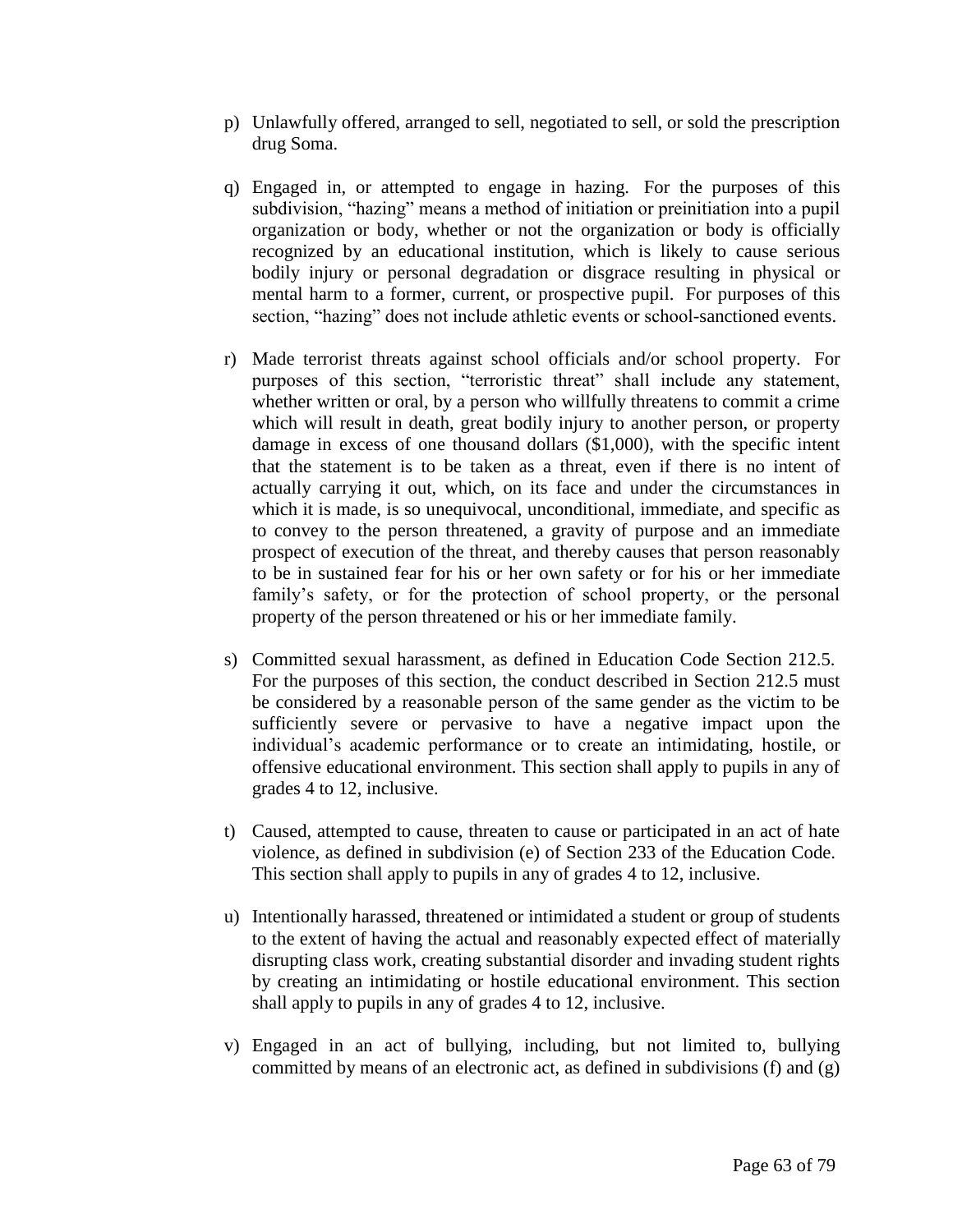p) Unlawfully offered, arranged to sell, negotiated to sell, or sold the prescription drug Soma.

q) Engaged in, or attempted to engage in hazing. For the purposes of this subdivision, "hazing" means a method of initiation or preinitiation into a pupil organization or body, whether or not the organization or body is officially recognized by an educational institution, which is likely to cause serious bodily injury or personal degradation or disgrace resulting in physical or mental harm to a former, current, or prospective pupil. For purposes of this section, "hazing" does not include athletic events or school-sanctioned events.

r) Made terrorist threats against school officials and/or school property. For purposes of this section, "terroristic threat" shall include any statement, whether written or oral, by a person who willfully threatens to commit a crime which will result in death, great bodily injury to another person, or property damage in excess of one thousand dollars ($1,000), with the specific intent that the statement is to be taken as a threat, even if there is no intent of actually carrying it out, which, on its face and under the circumstances in which it is made, is so unequivocal, unconditional, immediate, and specific as to convey to the person threatened, a gravity of purpose and an immediate prospect of execution of the threat, and thereby causes that person reasonably to be in sustained fear for his or her own safety or for his or her immediate family's safety, or for the protection of school property, or the personal property of the person threatened or his or her immediate family.

s) Committed sexual harassment, as defined in Education Code Section 212.5. For the purposes of this section, the conduct described in Section 212.5 must be considered by a reasonable person of the same gender as the victim to be sufficiently severe or pervasive to have a negative impact upon the individual's academic performance or to create an intimidating, hostile, or offensive educational environment. This section shall apply to pupils in any of grades 4 to 12, inclusive.

t) Caused, attempted to cause, threaten to cause or participated in an act of hate violence, as defined in subdivision (e) of Section 233 of the Education Code. This section shall apply to pupils in any of grades 4 to 12, inclusive.

u) Intentionally harassed, threatened or intimidated a student or group of students to the extent of having the actual and reasonably expected effect of materially disrupting class work, creating substantial disorder and invading student rights by creating an intimidating or hostile educational environment. This section shall apply to pupils in any of grades 4 to 12, inclusive.

v) Engaged in an act of bullying, including, but not limited to, bullying committed by means of an electronic act, as defined in subdivisions (f) and (g)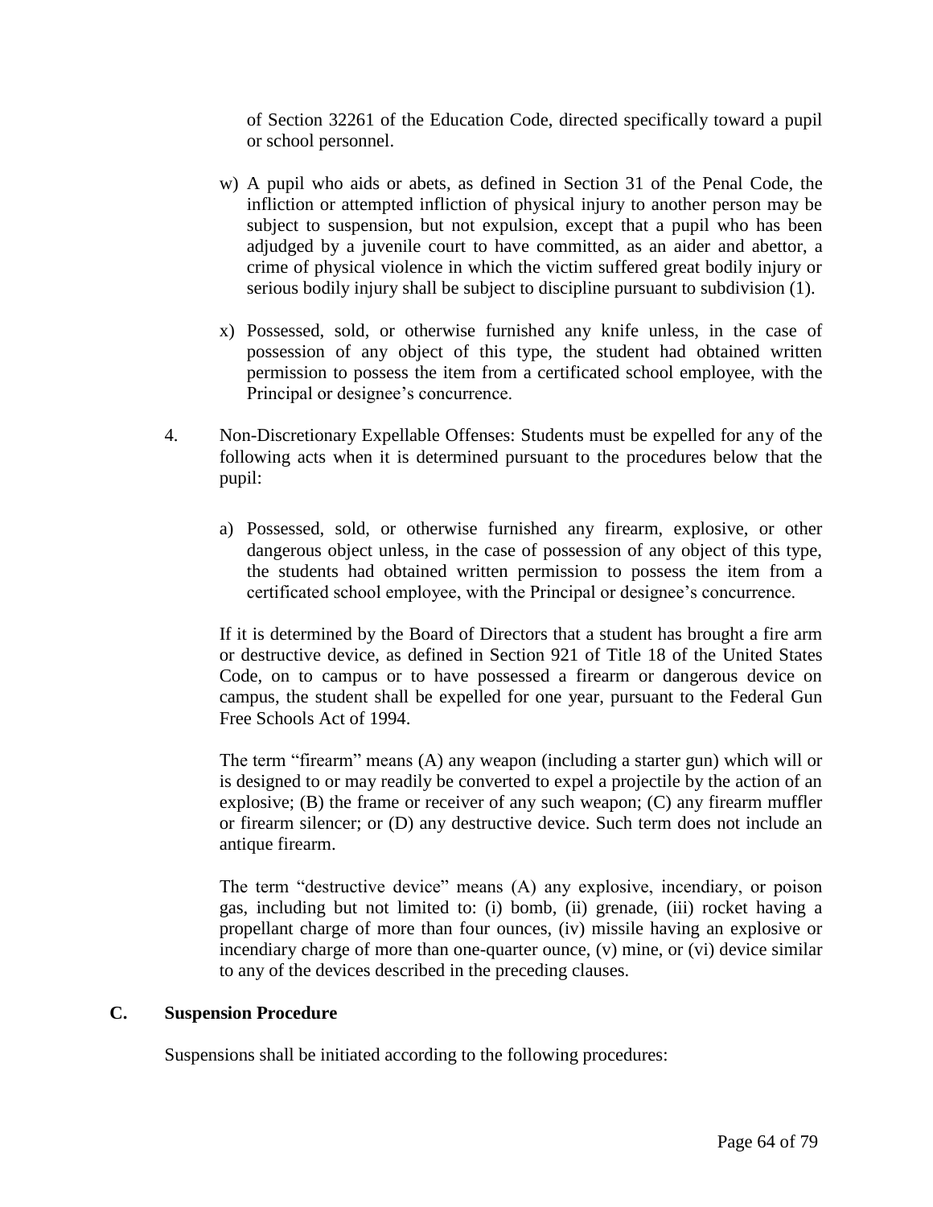of Section 32261 of the Education Code, directed specifically toward a pupil or school personnel.

w) A pupil who aids or abets, as defined in Section 31 of the Penal Code, the infliction or attempted infliction of physical injury to another person may be subject to suspension, but not expulsion, except that a pupil who has been adjudged by a juvenile court to have committed, as an aider and abettor, a crime of physical violence in which the victim suffered great bodily injury or serious bodily injury shall be subject to discipline pursuant to subdivision (1).

x) Possessed, sold, or otherwise furnished any knife unless, in the case of possession of any object of this type, the student had obtained written permission to possess the item from a certificated school employee, with the Principal or designee's concurrence.

4. Non-Discretionary Expellable Offenses: Students must be expelled for any of the following acts when it is determined pursuant to the procedures below that the pupil:

   a) Possessed, sold, or otherwise furnished any firearm, explosive, or other dangerous object unless, in the case of possession of any object of this type, the students had obtained written permission to possess the item from a certificated school employee, with the Principal or designee's concurrence.

   If it is determined by the Board of Directors that a student has brought a fire arm or destructive device, as defined in Section 921 of Title 18 of the United States Code, on to campus or to have possessed a firearm or dangerous device on campus, the student shall be expelled for one year, pursuant to the Federal Gun Free Schools Act of 1994.

   The term "firearm" means (A) any weapon (including a starter gun) which will or is designed to or may readily be converted to expel a projectile by the action of an explosive; (B) the frame or receiver of any such weapon; (C) any firearm muffler or firearm silencer; or (D) any destructive device. Such term does not include an antique firearm.

   The term "destructive device" means (A) any explosive, incendiary, or poison gas, including but not limited to: (i) bomb, (ii) grenade, (iii) rocket having a propellant charge of more than four ounces, (iv) missile having an explosive or incendiary charge of more than one-quarter ounce, (v) mine, or (vi) device similar to any of the devices described in the preceding clauses.

## C. Suspension Procedure

Suspensions shall be initiated according to the following procedures: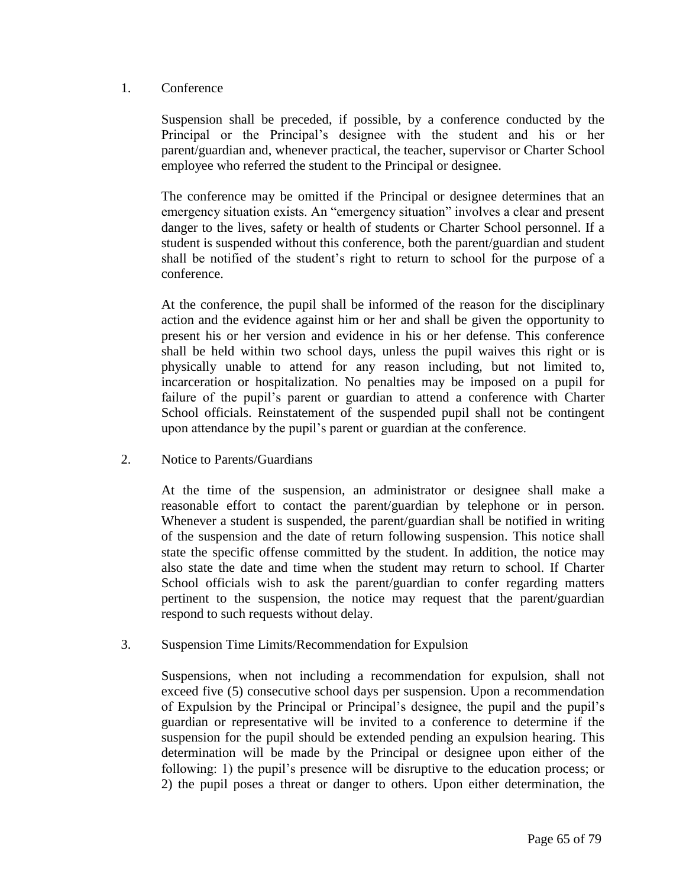1. Conference

   Suspension shall be preceded, if possible, by a conference conducted by the Principal or the Principal's designee with the student and his or her parent/guardian and, whenever practical, the teacher, supervisor or Charter School employee who referred the student to the Principal or designee.

   The conference may be omitted if the Principal or designee determines that an emergency situation exists. An "emergency situation" involves a clear and present danger to the lives, safety or health of students or Charter School personnel. If a student is suspended without this conference, both the parent/guardian and student shall be notified of the student's right to return to school for the purpose of a conference.

   At the conference, the pupil shall be informed of the reason for the disciplinary action and the evidence against him or her and shall be given the opportunity to present his or her version and evidence in his or her defense. This conference shall be held within two school days, unless the pupil waives this right or is physically unable to attend for any reason including, but not limited to, incarceration or hospitalization. No penalties may be imposed on a pupil for failure of the pupil's parent or guardian to attend a conference with Charter School officials. Reinstatement of the suspended pupil shall not be contingent upon attendance by the pupil's parent or guardian at the conference.

2. Notice to Parents/Guardians

   At the time of the suspension, an administrator or designee shall make a reasonable effort to contact the parent/guardian by telephone or in person. Whenever a student is suspended, the parent/guardian shall be notified in writing of the suspension and the date of return following suspension. This notice shall state the specific offense committed by the student. In addition, the notice may also state the date and time when the student may return to school. If Charter School officials wish to ask the parent/guardian to confer regarding matters pertinent to the suspension, the notice may request that the parent/guardian respond to such requests without delay.

3. Suspension Time Limits/Recommendation for Expulsion

   Suspensions, when not including a recommendation for expulsion, shall not exceed five (5) consecutive school days per suspension. Upon a recommendation of Expulsion by the Principal or Principal's designee, the pupil and the pupil's guardian or representative will be invited to a conference to determine if the suspension for the pupil should be extended pending an expulsion hearing. This determination will be made by the Principal or designee upon either of the following: 1) the pupil's presence will be disruptive to the education process; or 2) the pupil poses a threat or danger to others. Upon either determination, the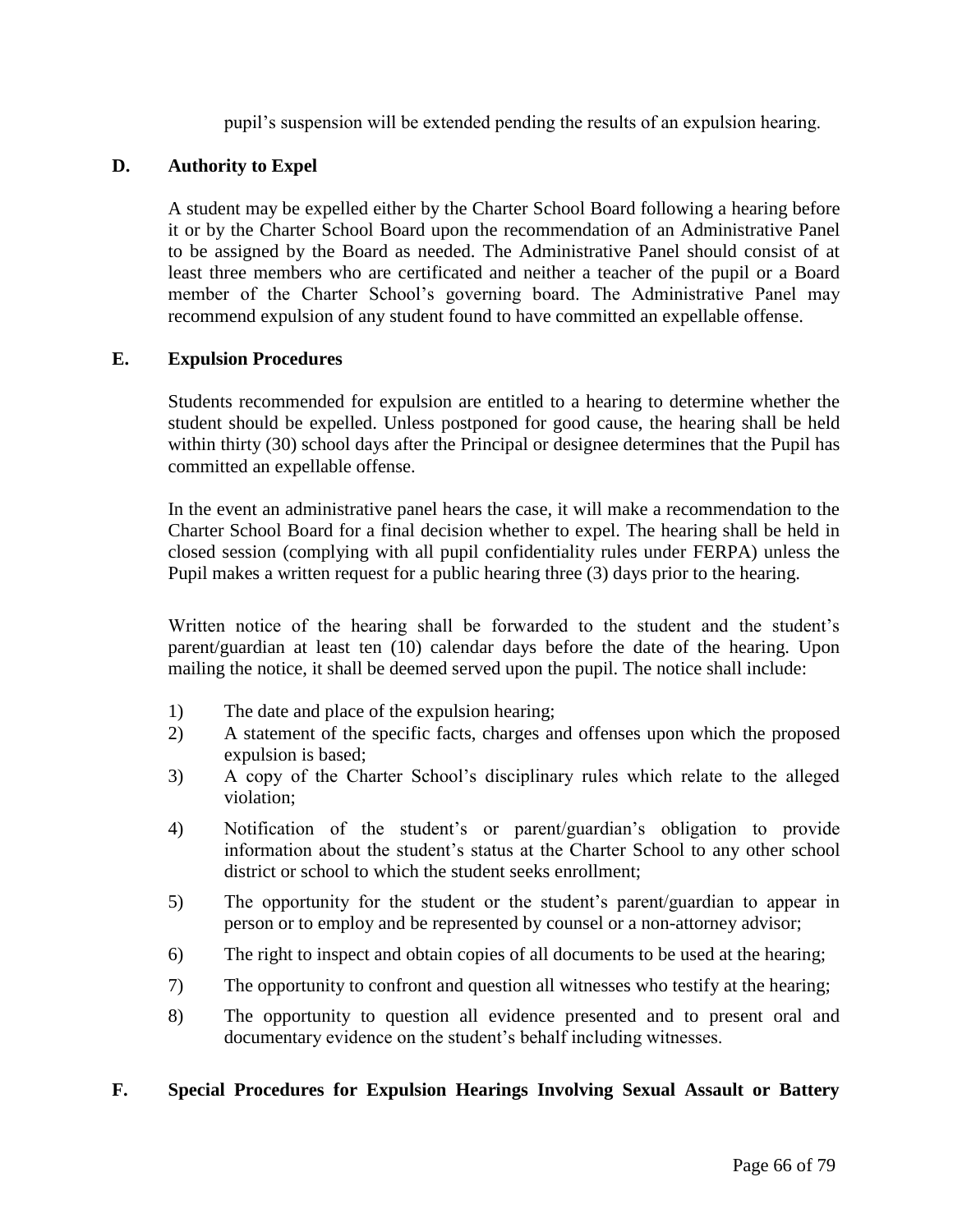pupil's suspension will be extended pending the results of an expulsion hearing.

### D. Authority to Expel

A student may be expelled either by the Charter School Board following a hearing before it or by the Charter School Board upon the recommendation of an Administrative Panel to be assigned by the Board as needed. The Administrative Panel should consist of at least three members who are certificated and neither a teacher of the pupil or a Board member of the Charter School's governing board. The Administrative Panel may recommend expulsion of any student found to have committed an expellable offense.

### E. Expulsion Procedures

Students recommended for expulsion are entitled to a hearing to determine whether the student should be expelled. Unless postponed for good cause, the hearing shall be held within thirty (30) school days after the Principal or designee determines that the Pupil has committed an expellable offense.

In the event an administrative panel hears the case, it will make a recommendation to the Charter School Board for a final decision whether to expel. The hearing shall be held in closed session (complying with all pupil confidentiality rules under FERPA) unless the Pupil makes a written request for a public hearing three (3) days prior to the hearing.

Written notice of the hearing shall be forwarded to the student and the student's parent/guardian at least ten (10) calendar days before the date of the hearing. Upon mailing the notice, it shall be deemed served upon the pupil. The notice shall include:

1) The date and place of the expulsion hearing;
2) A statement of the specific facts, charges and offenses upon which the proposed expulsion is based;
3) A copy of the Charter School's disciplinary rules which relate to the alleged violation;
4) Notification of the student's or parent/guardian's obligation to provide information about the student's status at the Charter School to any other school district or school to which the student seeks enrollment;
5) The opportunity for the student or the student's parent/guardian to appear in person or to employ and be represented by counsel or a non-attorney advisor;
6) The right to inspect and obtain copies of all documents to be used at the hearing;
7) The opportunity to confront and question all witnesses who testify at the hearing;
8) The opportunity to question all evidence presented and to present oral and documentary evidence on the student's behalf including witnesses.

### F. Special Procedures for Expulsion Hearings Involving Sexual Assault or Battery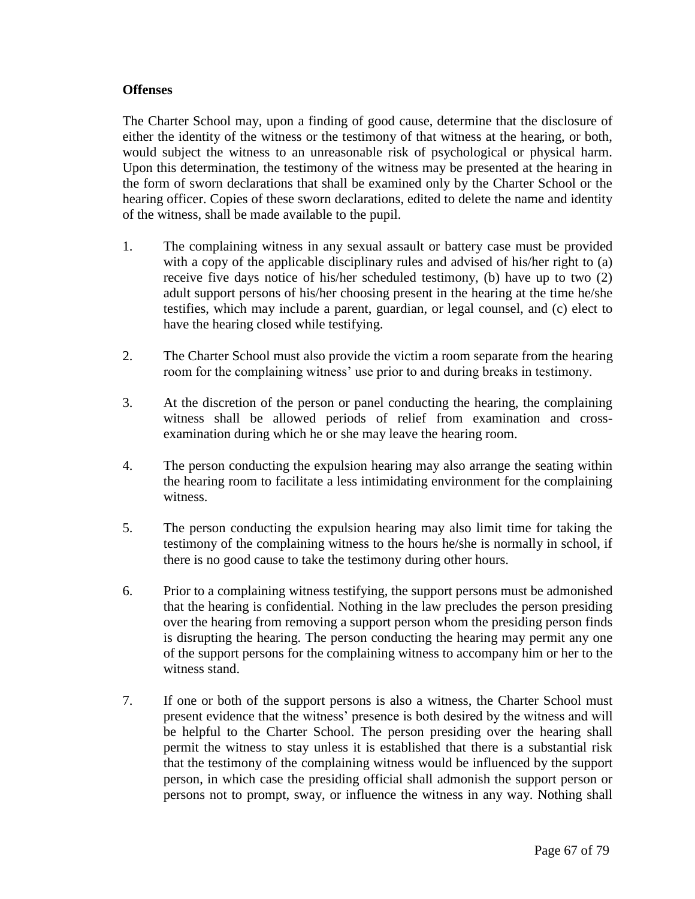**Offenses**

The Charter School may, upon a finding of good cause, determine that the disclosure of either the identity of the witness or the testimony of that witness at the hearing, or both, would subject the witness to an unreasonable risk of psychological or physical harm. Upon this determination, the testimony of the witness may be presented at the hearing in the form of sworn declarations that shall be examined only by the Charter School or the hearing officer. Copies of these sworn declarations, edited to delete the name and identity of the witness, shall be made available to the pupil.

1. The complaining witness in any sexual assault or battery case must be provided with a copy of the applicable disciplinary rules and advised of his/her right to (a) receive five days notice of his/her scheduled testimony, (b) have up to two (2) adult support persons of his/her choosing present in the hearing at the time he/she testifies, which may include a parent, guardian, or legal counsel, and (c) elect to have the hearing closed while testifying.

2. The Charter School must also provide the victim a room separate from the hearing room for the complaining witness' use prior to and during breaks in testimony.

3. At the discretion of the person or panel conducting the hearing, the complaining witness shall be allowed periods of relief from examination and cross-examination during which he or she may leave the hearing room.

4. The person conducting the expulsion hearing may also arrange the seating within the hearing room to facilitate a less intimidating environment for the complaining witness.

5. The person conducting the expulsion hearing may also limit time for taking the testimony of the complaining witness to the hours he/she is normally in school, if there is no good cause to take the testimony during other hours.

6. Prior to a complaining witness testifying, the support persons must be admonished that the hearing is confidential. Nothing in the law precludes the person presiding over the hearing from removing a support person whom the presiding person finds is disrupting the hearing. The person conducting the hearing may permit any one of the support persons for the complaining witness to accompany him or her to the witness stand.

7. If one or both of the support persons is also a witness, the Charter School must present evidence that the witness' presence is both desired by the witness and will be helpful to the Charter School. The person presiding over the hearing shall permit the witness to stay unless it is established that there is a substantial risk that the testimony of the complaining witness would be influenced by the support person, in which case the presiding official shall admonish the support person or persons not to prompt, sway, or influence the witness in any way. Nothing shall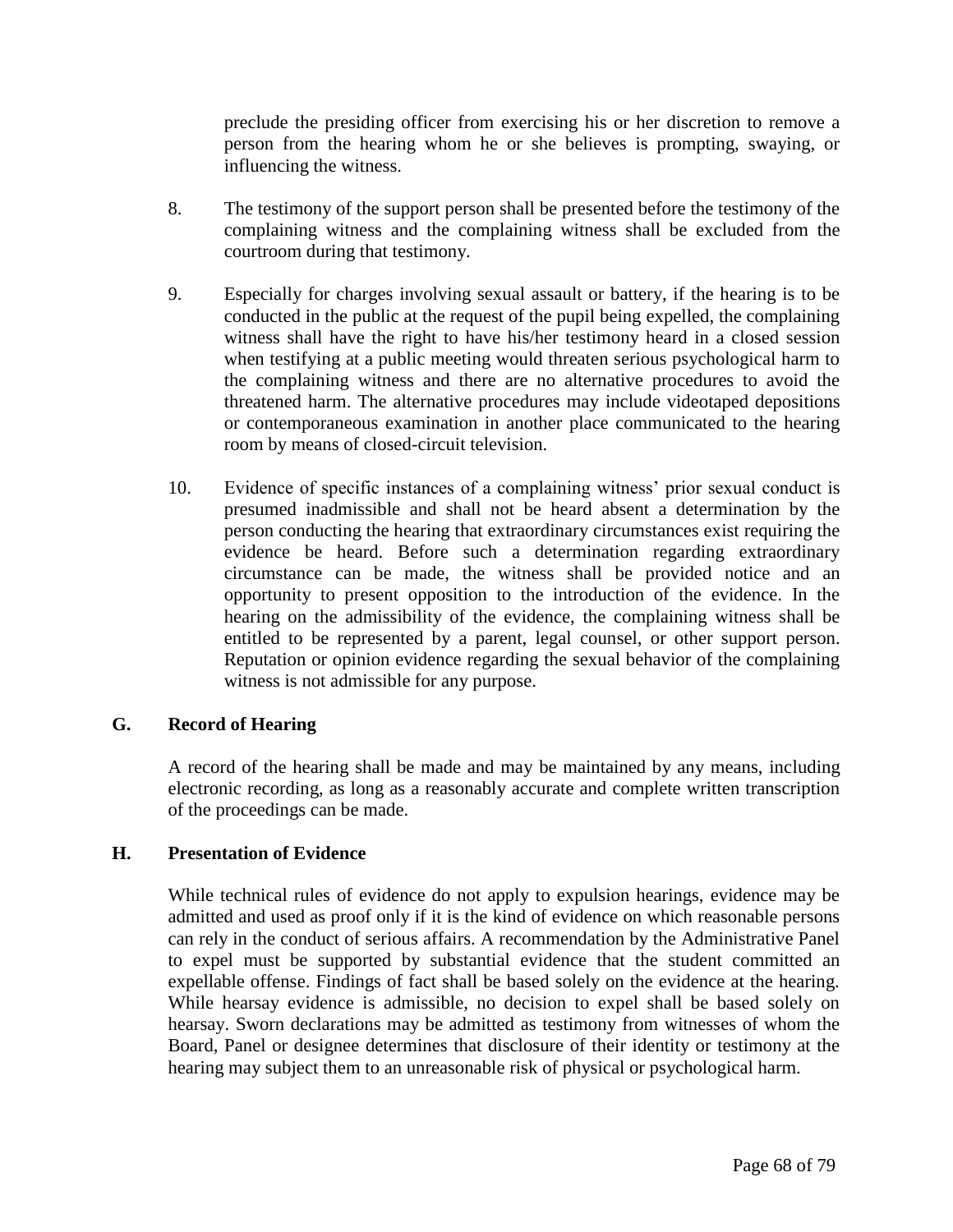preclude the presiding officer from exercising his or her discretion to remove a person from the hearing whom he or she believes is prompting, swaying, or influencing the witness.

8. The testimony of the support person shall be presented before the testimony of the complaining witness and the complaining witness shall be excluded from the courtroom during that testimony.

9. Especially for charges involving sexual assault or battery, if the hearing is to be conducted in the public at the request of the pupil being expelled, the complaining witness shall have the right to have his/her testimony heard in a closed session when testifying at a public meeting would threaten serious psychological harm to the complaining witness and there are no alternative procedures to avoid the threatened harm. The alternative procedures may include videotaped depositions or contemporaneous examination in another place communicated to the hearing room by means of closed-circuit television.

10. Evidence of specific instances of a complaining witness' prior sexual conduct is presumed inadmissible and shall not be heard absent a determination by the person conducting the hearing that extraordinary circumstances exist requiring the evidence be heard. Before such a determination regarding extraordinary circumstance can be made, the witness shall be provided notice and an opportunity to present opposition to the introduction of the evidence. In the hearing on the admissibility of the evidence, the complaining witness shall be entitled to be represented by a parent, legal counsel, or other support person. Reputation or opinion evidence regarding the sexual behavior of the complaining witness is not admissible for any purpose.

## G. Record of Hearing

A record of the hearing shall be made and may be maintained by any means, including electronic recording, as long as a reasonably accurate and complete written transcription of the proceedings can be made.

## H. Presentation of Evidence

While technical rules of evidence do not apply to expulsion hearings, evidence may be admitted and used as proof only if it is the kind of evidence on which reasonable persons can rely in the conduct of serious affairs. A recommendation by the Administrative Panel to expel must be supported by substantial evidence that the student committed an expellable offense. Findings of fact shall be based solely on the evidence at the hearing. While hearsay evidence is admissible, no decision to expel shall be based solely on hearsay. Sworn declarations may be admitted as testimony from witnesses of whom the Board, Panel or designee determines that disclosure of their identity or testimony at the hearing may subject them to an unreasonable risk of physical or psychological harm.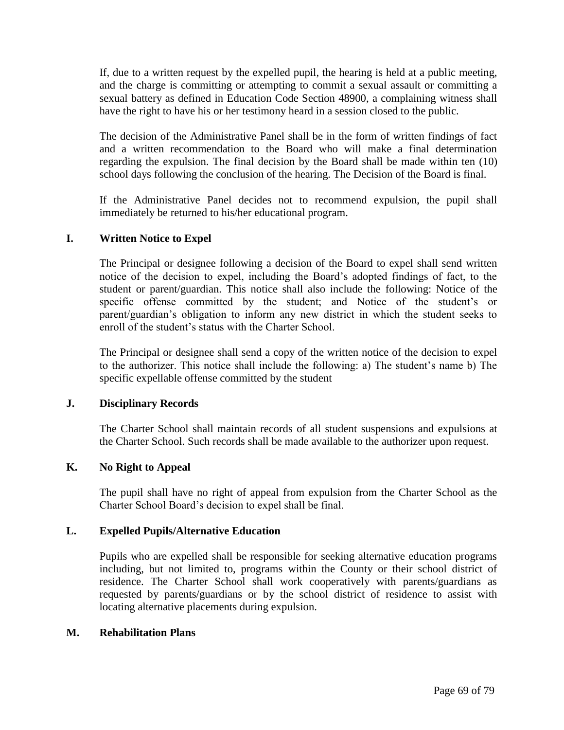If, due to a written request by the expelled pupil, the hearing is held at a public meeting, and the charge is committing or attempting to commit a sexual assault or committing a sexual battery as defined in Education Code Section 48900, a complaining witness shall have the right to have his or her testimony heard in a session closed to the public.

The decision of the Administrative Panel shall be in the form of written findings of fact and a written recommendation to the Board who will make a final determination regarding the expulsion. The final decision by the Board shall be made within ten (10) school days following the conclusion of the hearing. The Decision of the Board is final.

If the Administrative Panel decides not to recommend expulsion, the pupil shall immediately be returned to his/her educational program.

### I. Written Notice to Expel

The Principal or designee following a decision of the Board to expel shall send written notice of the decision to expel, including the Board's adopted findings of fact, to the student or parent/guardian. This notice shall also include the following: Notice of the specific offense committed by the student; and Notice of the student's or parent/guardian's obligation to inform any new district in which the student seeks to enroll of the student's status with the Charter School.

The Principal or designee shall send a copy of the written notice of the decision to expel to the authorizer. This notice shall include the following: a) The student's name b) The specific expellable offense committed by the student

### J. Disciplinary Records

The Charter School shall maintain records of all student suspensions and expulsions at the Charter School. Such records shall be made available to the authorizer upon request.

### K. No Right to Appeal

The pupil shall have no right of appeal from expulsion from the Charter School as the Charter School Board's decision to expel shall be final.

### L. Expelled Pupils/Alternative Education

Pupils who are expelled shall be responsible for seeking alternative education programs including, but not limited to, programs within the County or their school district of residence. The Charter School shall work cooperatively with parents/guardians as requested by parents/guardians or by the school district of residence to assist with locating alternative placements during expulsion.

### M. Rehabilitation Plans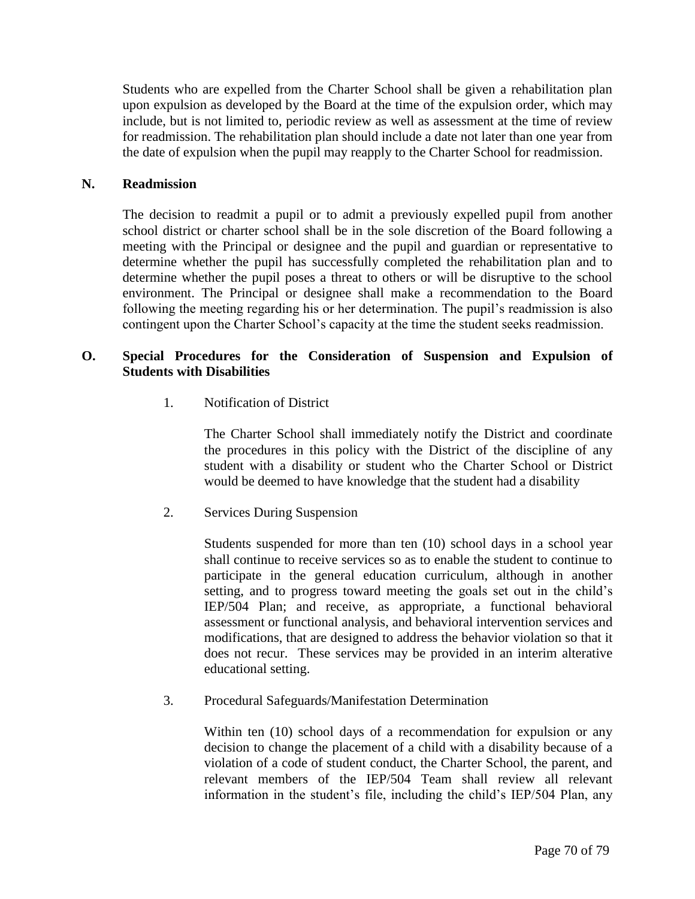Students who are expelled from the Charter School shall be given a rehabilitation plan upon expulsion as developed by the Board at the time of the expulsion order, which may include, but is not limited to, periodic review as well as assessment at the time of review for readmission. The rehabilitation plan should include a date not later than one year from the date of expulsion when the pupil may reapply to the Charter School for readmission.

## N. Readmission

The decision to readmit a pupil or to admit a previously expelled pupil from another school district or charter school shall be in the sole discretion of the Board following a meeting with the Principal or designee and the pupil and guardian or representative to determine whether the pupil has successfully completed the rehabilitation plan and to determine whether the pupil poses a threat to others or will be disruptive to the school environment. The Principal or designee shall make a recommendation to the Board following the meeting regarding his or her determination. The pupil's readmission is also contingent upon the Charter School's capacity at the time the student seeks readmission.

## O. Special Procedures for the Consideration of Suspension and Expulsion of Students with Disabilities

1. Notification of District

   The Charter School shall immediately notify the District and coordinate the procedures in this policy with the District of the discipline of any student with a disability or student who the Charter School or District would be deemed to have knowledge that the student had a disability

2. Services During Suspension

   Students suspended for more than ten (10) school days in a school year shall continue to receive services so as to enable the student to continue to participate in the general education curriculum, although in another setting, and to progress toward meeting the goals set out in the child's IEP/504 Plan; and receive, as appropriate, a functional behavioral assessment or functional analysis, and behavioral intervention services and modifications, that are designed to address the behavior violation so that it does not recur. These services may be provided in an interim alterative educational setting.

3. Procedural Safeguards/Manifestation Determination

   Within ten (10) school days of a recommendation for expulsion or any decision to change the placement of a child with a disability because of a violation of a code of student conduct, the Charter School, the parent, and relevant members of the IEP/504 Team shall review all relevant information in the student's file, including the child's IEP/504 Plan, any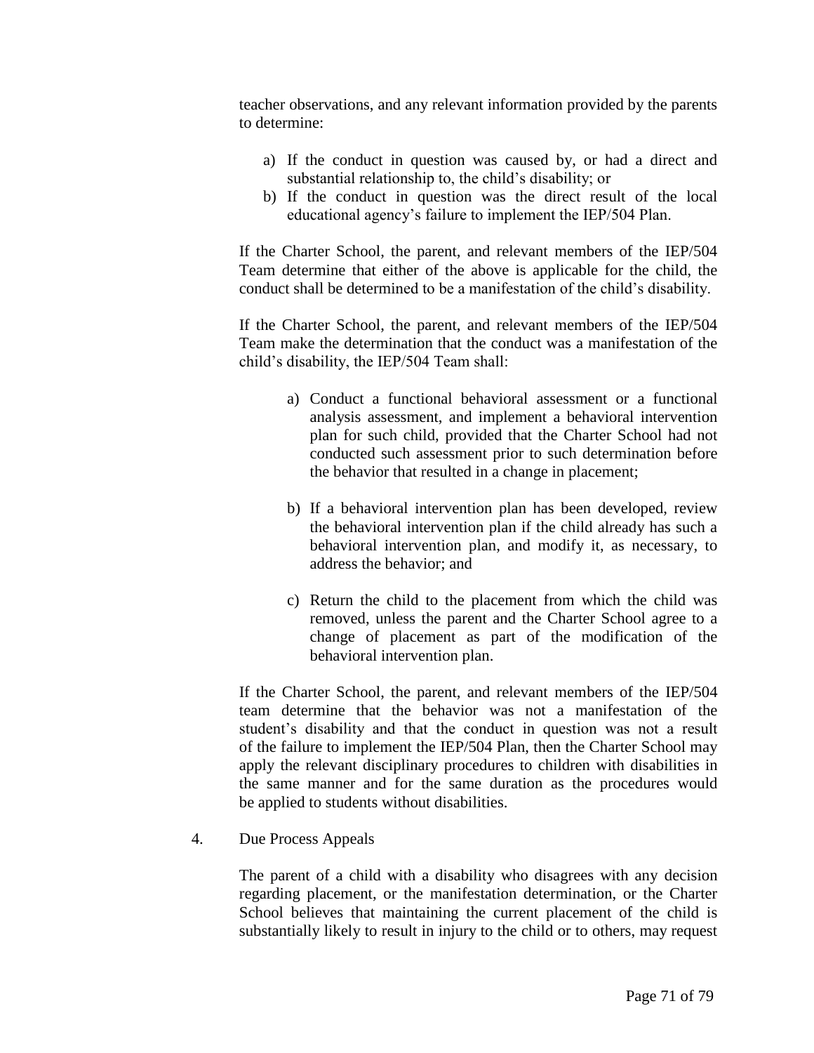teacher observations, and any relevant information provided by the parents to determine:

a) If the conduct in question was caused by, or had a direct and substantial relationship to, the child's disability; or
b) If the conduct in question was the direct result of the local educational agency's failure to implement the IEP/504 Plan.

If the Charter School, the parent, and relevant members of the IEP/504 Team determine that either of the above is applicable for the child, the conduct shall be determined to be a manifestation of the child's disability.

If the Charter School, the parent, and relevant members of the IEP/504 Team make the determination that the conduct was a manifestation of the child's disability, the IEP/504 Team shall:

a) Conduct a functional behavioral assessment or a functional analysis assessment, and implement a behavioral intervention plan for such child, provided that the Charter School had not conducted such assessment prior to such determination before the behavior that resulted in a change in placement;

b) If a behavioral intervention plan has been developed, review the behavioral intervention plan if the child already has such a behavioral intervention plan, and modify it, as necessary, to address the behavior; and

c) Return the child to the placement from which the child was removed, unless the parent and the Charter School agree to a change of placement as part of the modification of the behavioral intervention plan.

If the Charter School, the parent, and relevant members of the IEP/504 team determine that the behavior was not a manifestation of the student's disability and that the conduct in question was not a result of the failure to implement the IEP/504 Plan, then the Charter School may apply the relevant disciplinary procedures to children with disabilities in the same manner and for the same duration as the procedures would be applied to students without disabilities.

4. Due Process Appeals

The parent of a child with a disability who disagrees with any decision regarding placement, or the manifestation determination, or the Charter School believes that maintaining the current placement of the child is substantially likely to result in injury to the child or to others, may request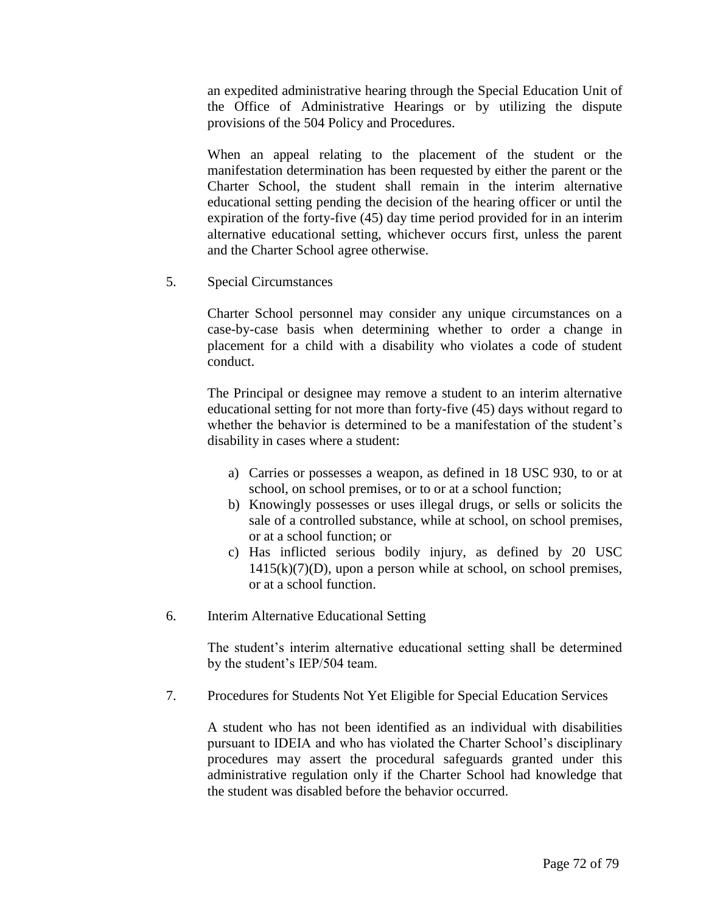an expedited administrative hearing through the Special Education Unit of the Office of Administrative Hearings or by utilizing the dispute provisions of the 504 Policy and Procedures.

When an appeal relating to the placement of the student or the manifestation determination has been requested by either the parent or the Charter School, the student shall remain in the interim alternative educational setting pending the decision of the hearing officer or until the expiration of the forty-five (45) day time period provided for in an interim alternative educational setting, whichever occurs first, unless the parent and the Charter School agree otherwise.

5. Special Circumstances

Charter School personnel may consider any unique circumstances on a case-by-case basis when determining whether to order a change in placement for a child with a disability who violates a code of student conduct.

The Principal or designee may remove a student to an interim alternative educational setting for not more than forty-five (45) days without regard to whether the behavior is determined to be a manifestation of the student's disability in cases where a student:

a) Carries or possesses a weapon, as defined in 18 USC 930, to or at school, on school premises, or to or at a school function;
b) Knowingly possesses or uses illegal drugs, or sells or solicits the sale of a controlled substance, while at school, on school premises, or at a school function; or
c) Has inflicted serious bodily injury, as defined by 20 USC 1415(k)(7)(D), upon a person while at school, on school premises, or at a school function.

6. Interim Alternative Educational Setting

The student's interim alternative educational setting shall be determined by the student's IEP/504 team.

7. Procedures for Students Not Yet Eligible for Special Education Services

A student who has not been identified as an individual with disabilities pursuant to IDEIA and who has violated the Charter School's disciplinary procedures may assert the procedural safeguards granted under this administrative regulation only if the Charter School had knowledge that the student was disabled before the behavior occurred.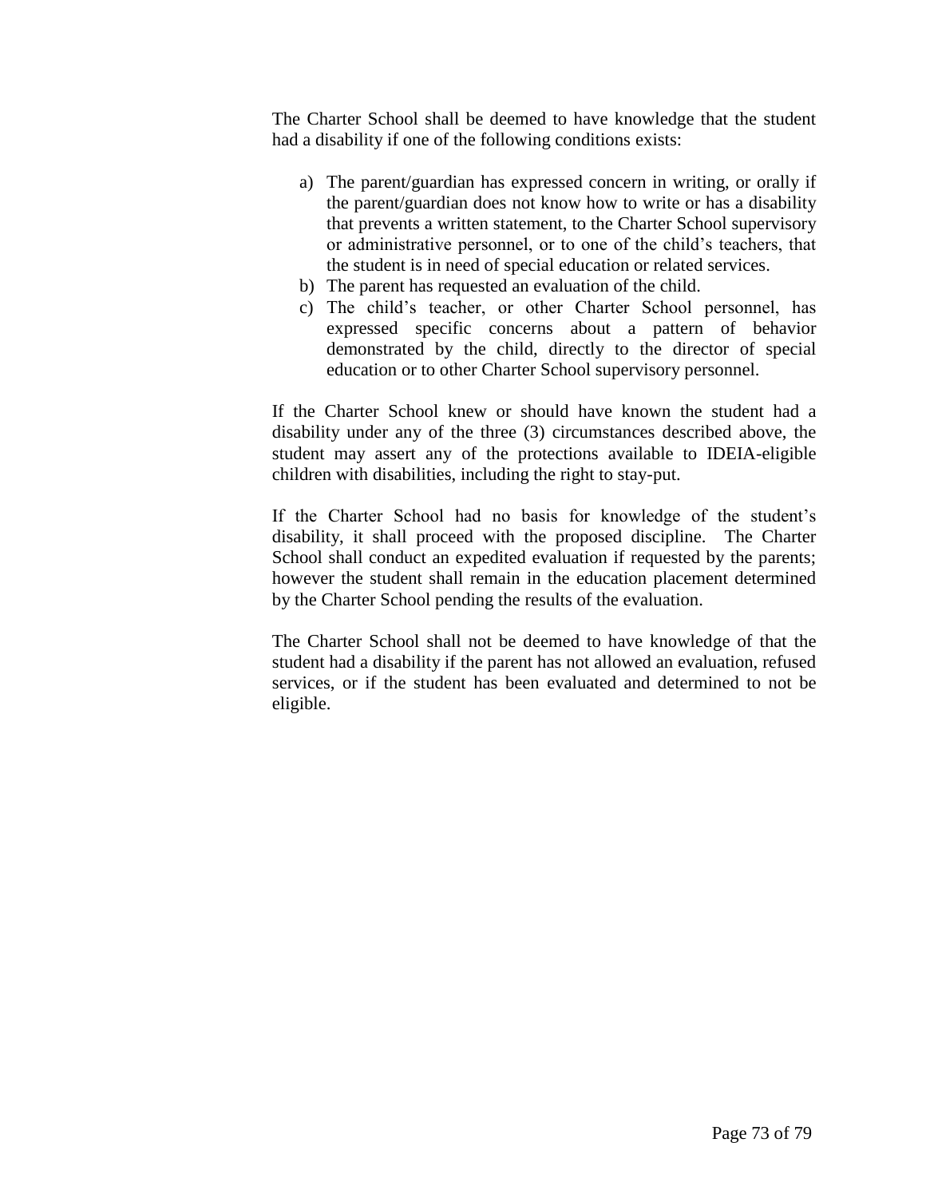The Charter School shall be deemed to have knowledge that the student had a disability if one of the following conditions exists:

a) The parent/guardian has expressed concern in writing, or orally if the parent/guardian does not know how to write or has a disability that prevents a written statement, to the Charter School supervisory or administrative personnel, or to one of the child's teachers, that the student is in need of special education or related services.
b) The parent has requested an evaluation of the child.
c) The child's teacher, or other Charter School personnel, has expressed specific concerns about a pattern of behavior demonstrated by the child, directly to the director of special education or to other Charter School supervisory personnel.

If the Charter School knew or should have known the student had a disability under any of the three (3) circumstances described above, the student may assert any of the protections available to IDEIA-eligible children with disabilities, including the right to stay-put.

If the Charter School had no basis for knowledge of the student's disability, it shall proceed with the proposed discipline. The Charter School shall conduct an expedited evaluation if requested by the parents; however the student shall remain in the education placement determined by the Charter School pending the results of the evaluation.

The Charter School shall not be deemed to have knowledge of that the student had a disability if the parent has not allowed an evaluation, refused services, or if the student has been evaluated and determined to not be eligible.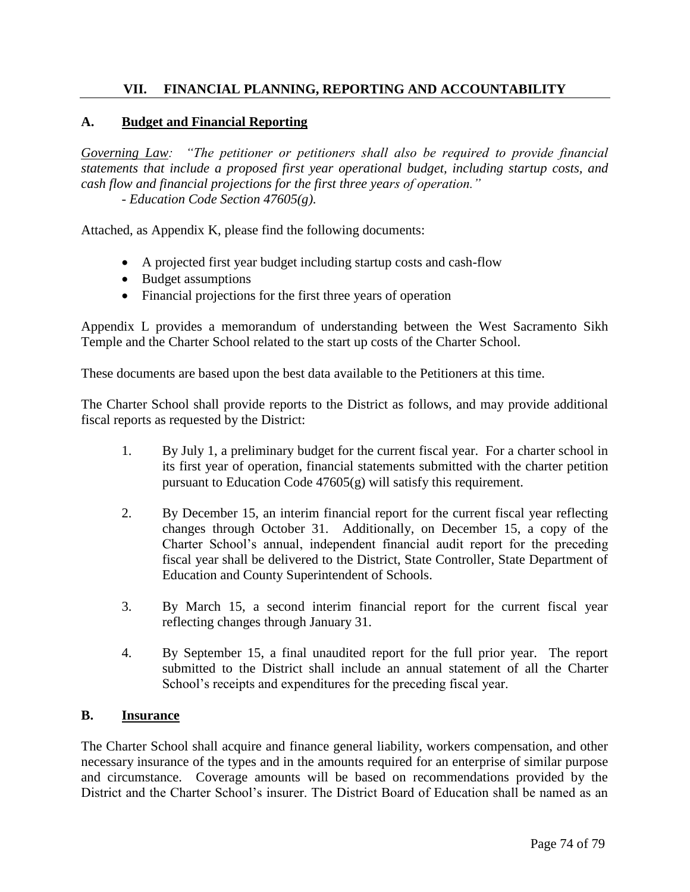## VII. FINANCIAL PLANNING, REPORTING AND ACCOUNTABILITY

### A. Budget and Financial Reporting

*Governing Law: "The petitioner or petitioners shall also be required to provide financial statements that include a proposed first year operational budget, including startup costs, and cash flow and financial projections for the first three years of operation."*
*- Education Code Section 47605(g).*

Attached, as Appendix K, please find the following documents:

- A projected first year budget including startup costs and cash-flow
- Budget assumptions
- Financial projections for the first three years of operation

Appendix L provides a memorandum of understanding between the West Sacramento Sikh Temple and the Charter School related to the start up costs of the Charter School.

These documents are based upon the best data available to the Petitioners at this time.

The Charter School shall provide reports to the District as follows, and may provide additional fiscal reports as requested by the District:

1. By July 1, a preliminary budget for the current fiscal year. For a charter school in its first year of operation, financial statements submitted with the charter petition pursuant to Education Code 47605(g) will satisfy this requirement.

2. By December 15, an interim financial report for the current fiscal year reflecting changes through October 31. Additionally, on December 15, a copy of the Charter School's annual, independent financial audit report for the preceding fiscal year shall be delivered to the District, State Controller, State Department of Education and County Superintendent of Schools.

3. By March 15, a second interim financial report for the current fiscal year reflecting changes through January 31.

4. By September 15, a final unaudited report for the full prior year. The report submitted to the District shall include an annual statement of all the Charter School's receipts and expenditures for the preceding fiscal year.

### B. Insurance

The Charter School shall acquire and finance general liability, workers compensation, and other necessary insurance of the types and in the amounts required for an enterprise of similar purpose and circumstance. Coverage amounts will be based on recommendations provided by the District and the Charter School's insurer. The District Board of Education shall be named as an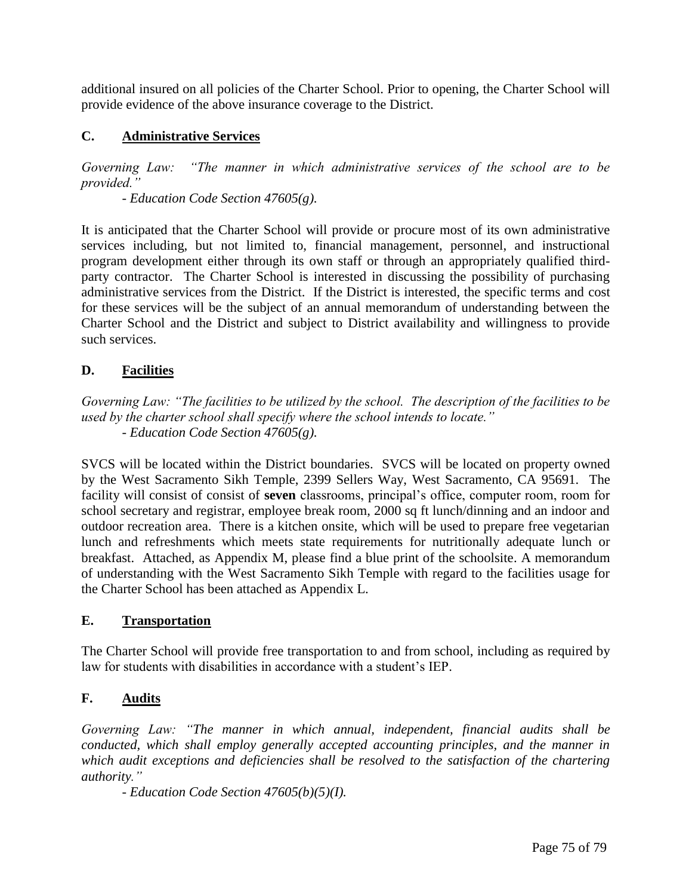additional insured on all policies of the Charter School. Prior to opening, the Charter School will provide evidence of the above insurance coverage to the District.

### C. <u>Administrative Services</u>

*Governing Law: "The manner in which administrative services of the school are to be provided."*

*- Education Code Section 47605(g).*

It is anticipated that the Charter School will provide or procure most of its own administrative services including, but not limited to, financial management, personnel, and instructional program development either through its own staff or through an appropriately qualified third-party contractor. The Charter School is interested in discussing the possibility of purchasing administrative services from the District. If the District is interested, the specific terms and cost for these services will be the subject of an annual memorandum of understanding between the Charter School and the District and subject to District availability and willingness to provide such services.

### D. <u>Facilities</u>

*Governing Law: "The facilities to be utilized by the school. The description of the facilities to be used by the charter school shall specify where the school intends to locate."*

*- Education Code Section 47605(g).*

SVCS will be located within the District boundaries. SVCS will be located on property owned by the West Sacramento Sikh Temple, 2399 Sellers Way, West Sacramento, CA 95691. The facility will consist of consist of **seven** classrooms, principal's office, computer room, room for school secretary and registrar, employee break room, 2000 sq ft lunch/dinning and an indoor and outdoor recreation area. There is a kitchen onsite, which will be used to prepare free vegetarian lunch and refreshments which meets state requirements for nutritionally adequate lunch or breakfast. Attached, as Appendix M, please find a blue print of the schoolsite. A memorandum of understanding with the West Sacramento Sikh Temple with regard to the facilities usage for the Charter School has been attached as Appendix L.

### E. <u>Transportation</u>

The Charter School will provide free transportation to and from school, including as required by law for students with disabilities in accordance with a student's IEP.

### F. <u>Audits</u>

*Governing Law: "The manner in which annual, independent, financial audits shall be conducted, which shall employ generally accepted accounting principles, and the manner in which audit exceptions and deficiencies shall be resolved to the satisfaction of the chartering authority."*

*- Education Code Section 47605(b)(5)(I).*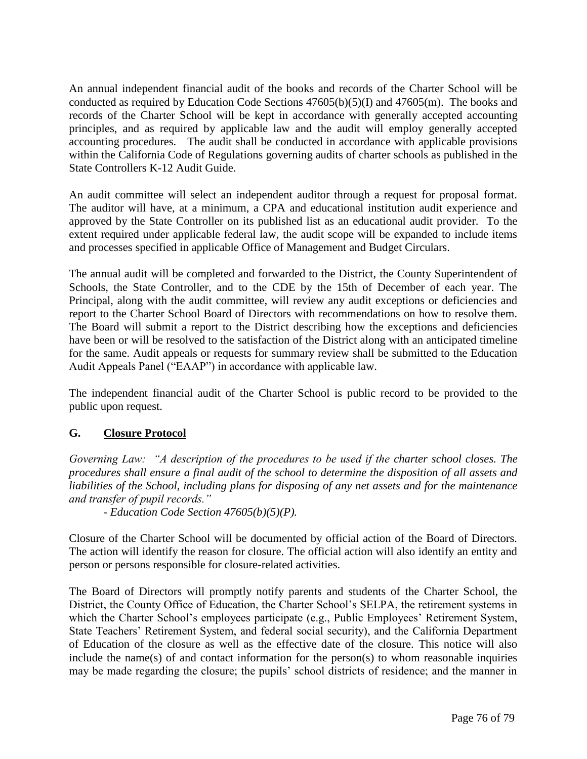An annual independent financial audit of the books and records of the Charter School will be conducted as required by Education Code Sections 47605(b)(5)(I) and 47605(m). The books and records of the Charter School will be kept in accordance with generally accepted accounting principles, and as required by applicable law and the audit will employ generally accepted accounting procedures. The audit shall be conducted in accordance with applicable provisions within the California Code of Regulations governing audits of charter schools as published in the State Controllers K-12 Audit Guide.

An audit committee will select an independent auditor through a request for proposal format. The auditor will have, at a minimum, a CPA and educational institution audit experience and approved by the State Controller on its published list as an educational audit provider. To the extent required under applicable federal law, the audit scope will be expanded to include items and processes specified in applicable Office of Management and Budget Circulars.

The annual audit will be completed and forwarded to the District, the County Superintendent of Schools, the State Controller, and to the CDE by the 15th of December of each year. The Principal, along with the audit committee, will review any audit exceptions or deficiencies and report to the Charter School Board of Directors with recommendations on how to resolve them. The Board will submit a report to the District describing how the exceptions and deficiencies have been or will be resolved to the satisfaction of the District along with an anticipated timeline for the same. Audit appeals or requests for summary review shall be submitted to the Education Audit Appeals Panel ("EAAP") in accordance with applicable law.

The independent financial audit of the Charter School is public record to be provided to the public upon request.

## G. Closure Protocol

*Governing Law: "A description of the procedures to be used if the charter school closes. The procedures shall ensure a final audit of the school to determine the disposition of all assets and liabilities of the School, including plans for disposing of any net assets and for the maintenance and transfer of pupil records."*

*- Education Code Section 47605(b)(5)(P).*

Closure of the Charter School will be documented by official action of the Board of Directors. The action will identify the reason for closure. The official action will also identify an entity and person or persons responsible for closure-related activities.

The Board of Directors will promptly notify parents and students of the Charter School, the District, the County Office of Education, the Charter School's SELPA, the retirement systems in which the Charter School's employees participate (e.g., Public Employees' Retirement System, State Teachers' Retirement System, and federal social security), and the California Department of Education of the closure as well as the effective date of the closure. This notice will also include the name(s) of and contact information for the person(s) to whom reasonable inquiries may be made regarding the closure; the pupils' school districts of residence; and the manner in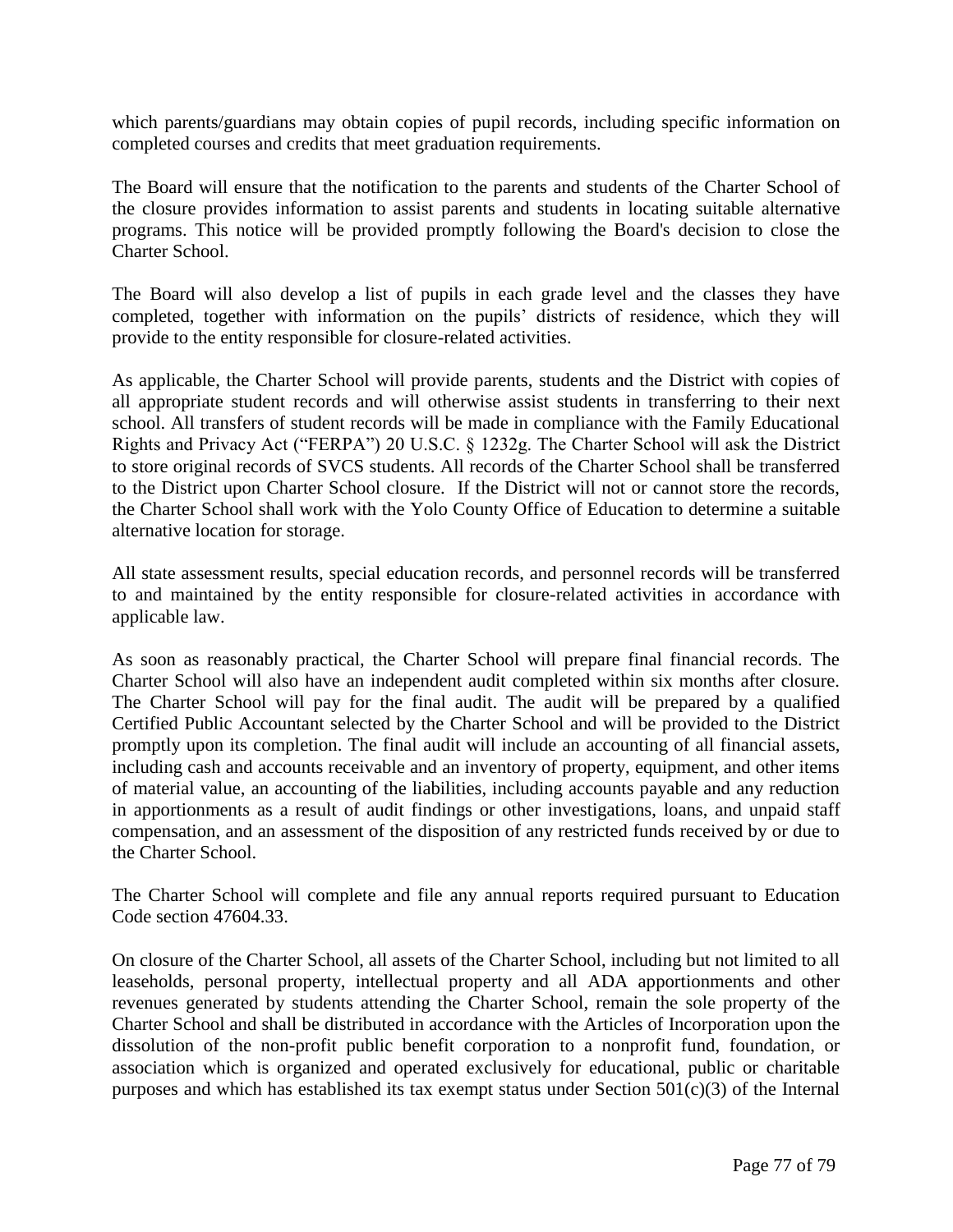which parents/guardians may obtain copies of pupil records, including specific information on completed courses and credits that meet graduation requirements.

The Board will ensure that the notification to the parents and students of the Charter School of the closure provides information to assist parents and students in locating suitable alternative programs. This notice will be provided promptly following the Board's decision to close the Charter School.

The Board will also develop a list of pupils in each grade level and the classes they have completed, together with information on the pupils' districts of residence, which they will provide to the entity responsible for closure-related activities.

As applicable, the Charter School will provide parents, students and the District with copies of all appropriate student records and will otherwise assist students in transferring to their next school. All transfers of student records will be made in compliance with the Family Educational Rights and Privacy Act ("FERPA") 20 U.S.C. § 1232g. The Charter School will ask the District to store original records of SVCS students. All records of the Charter School shall be transferred to the District upon Charter School closure. If the District will not or cannot store the records, the Charter School shall work with the Yolo County Office of Education to determine a suitable alternative location for storage.

All state assessment results, special education records, and personnel records will be transferred to and maintained by the entity responsible for closure-related activities in accordance with applicable law.

As soon as reasonably practical, the Charter School will prepare final financial records. The Charter School will also have an independent audit completed within six months after closure. The Charter School will pay for the final audit. The audit will be prepared by a qualified Certified Public Accountant selected by the Charter School and will be provided to the District promptly upon its completion. The final audit will include an accounting of all financial assets, including cash and accounts receivable and an inventory of property, equipment, and other items of material value, an accounting of the liabilities, including accounts payable and any reduction in apportionments as a result of audit findings or other investigations, loans, and unpaid staff compensation, and an assessment of the disposition of any restricted funds received by or due to the Charter School.

The Charter School will complete and file any annual reports required pursuant to Education Code section 47604.33.

On closure of the Charter School, all assets of the Charter School, including but not limited to all leaseholds, personal property, intellectual property and all ADA apportionments and other revenues generated by students attending the Charter School, remain the sole property of the Charter School and shall be distributed in accordance with the Articles of Incorporation upon the dissolution of the non-profit public benefit corporation to a nonprofit fund, foundation, or association which is organized and operated exclusively for educational, public or charitable purposes and which has established its tax exempt status under Section 501(c)(3) of the Internal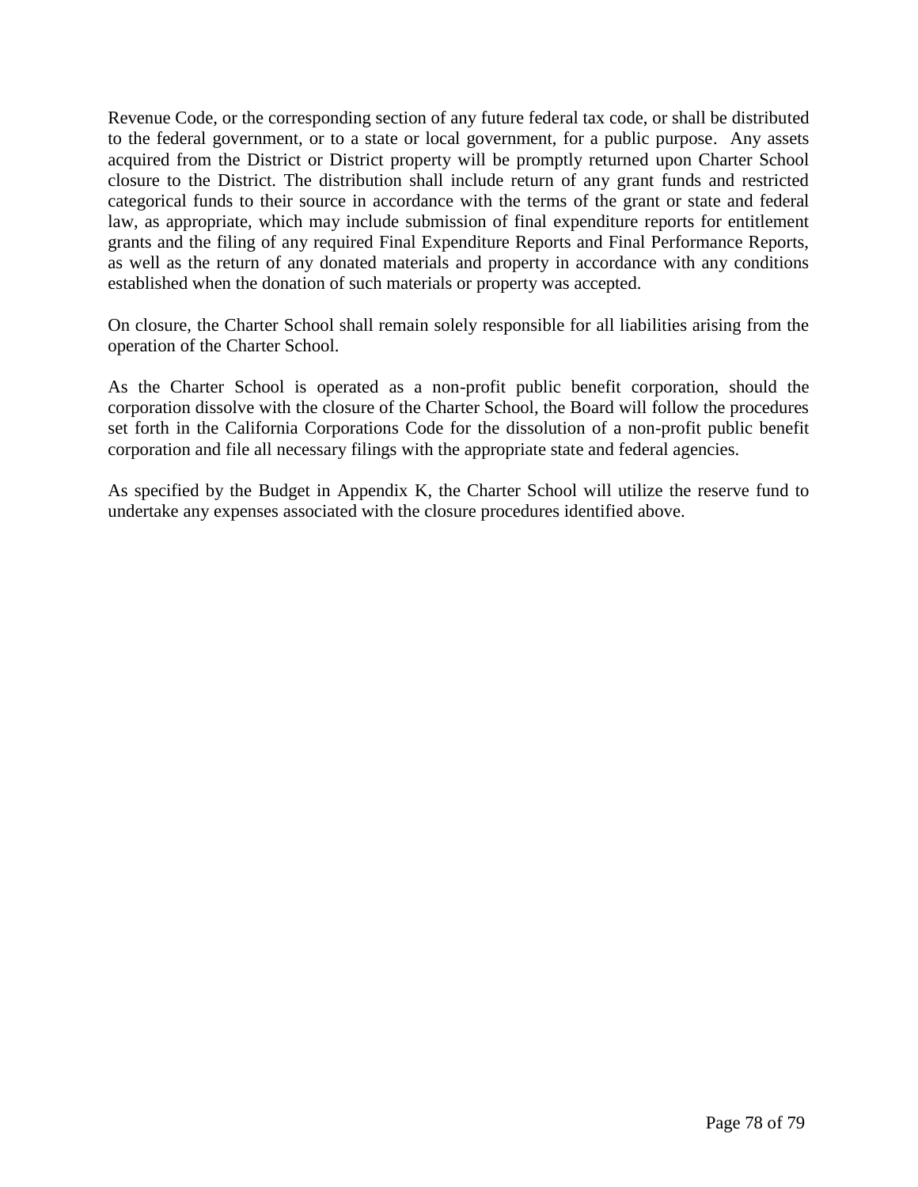Revenue Code, or the corresponding section of any future federal tax code, or shall be distributed to the federal government, or to a state or local government, for a public purpose. Any assets acquired from the District or District property will be promptly returned upon Charter School closure to the District. The distribution shall include return of any grant funds and restricted categorical funds to their source in accordance with the terms of the grant or state and federal law, as appropriate, which may include submission of final expenditure reports for entitlement grants and the filing of any required Final Expenditure Reports and Final Performance Reports, as well as the return of any donated materials and property in accordance with any conditions established when the donation of such materials or property was accepted.

On closure, the Charter School shall remain solely responsible for all liabilities arising from the operation of the Charter School.

As the Charter School is operated as a non-profit public benefit corporation, should the corporation dissolve with the closure of the Charter School, the Board will follow the procedures set forth in the California Corporations Code for the dissolution of a non-profit public benefit corporation and file all necessary filings with the appropriate state and federal agencies.

As specified by the Budget in Appendix K, the Charter School will utilize the reserve fund to undertake any expenses associated with the closure procedures identified above.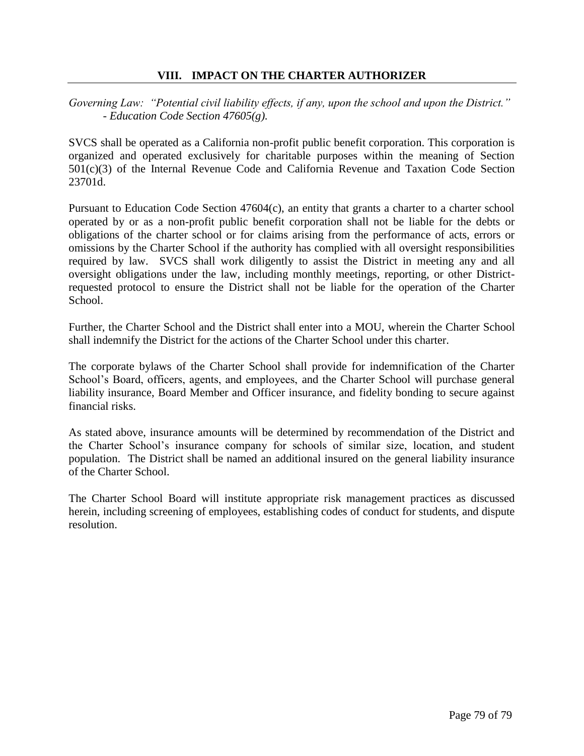## VIII. IMPACT ON THE CHARTER AUTHORIZER

*Governing Law: "Potential civil liability effects, if any, upon the school and upon the District." - Education Code Section 47605(g).*

SVCS shall be operated as a California non-profit public benefit corporation. This corporation is organized and operated exclusively for charitable purposes within the meaning of Section 501(c)(3) of the Internal Revenue Code and California Revenue and Taxation Code Section 23701d.

Pursuant to Education Code Section 47604(c), an entity that grants a charter to a charter school operated by or as a non-profit public benefit corporation shall not be liable for the debts or obligations of the charter school or for claims arising from the performance of acts, errors or omissions by the Charter School if the authority has complied with all oversight responsibilities required by law. SVCS shall work diligently to assist the District in meeting any and all oversight obligations under the law, including monthly meetings, reporting, or other District-requested protocol to ensure the District shall not be liable for the operation of the Charter School.

Further, the Charter School and the District shall enter into a MOU, wherein the Charter School shall indemnify the District for the actions of the Charter School under this charter.

The corporate bylaws of the Charter School shall provide for indemnification of the Charter School's Board, officers, agents, and employees, and the Charter School will purchase general liability insurance, Board Member and Officer insurance, and fidelity bonding to secure against financial risks.

As stated above, insurance amounts will be determined by recommendation of the District and the Charter School's insurance company for schools of similar size, location, and student population. The District shall be named an additional insured on the general liability insurance of the Charter School.

The Charter School Board will institute appropriate risk management practices as discussed herein, including screening of employees, establishing codes of conduct for students, and dispute resolution.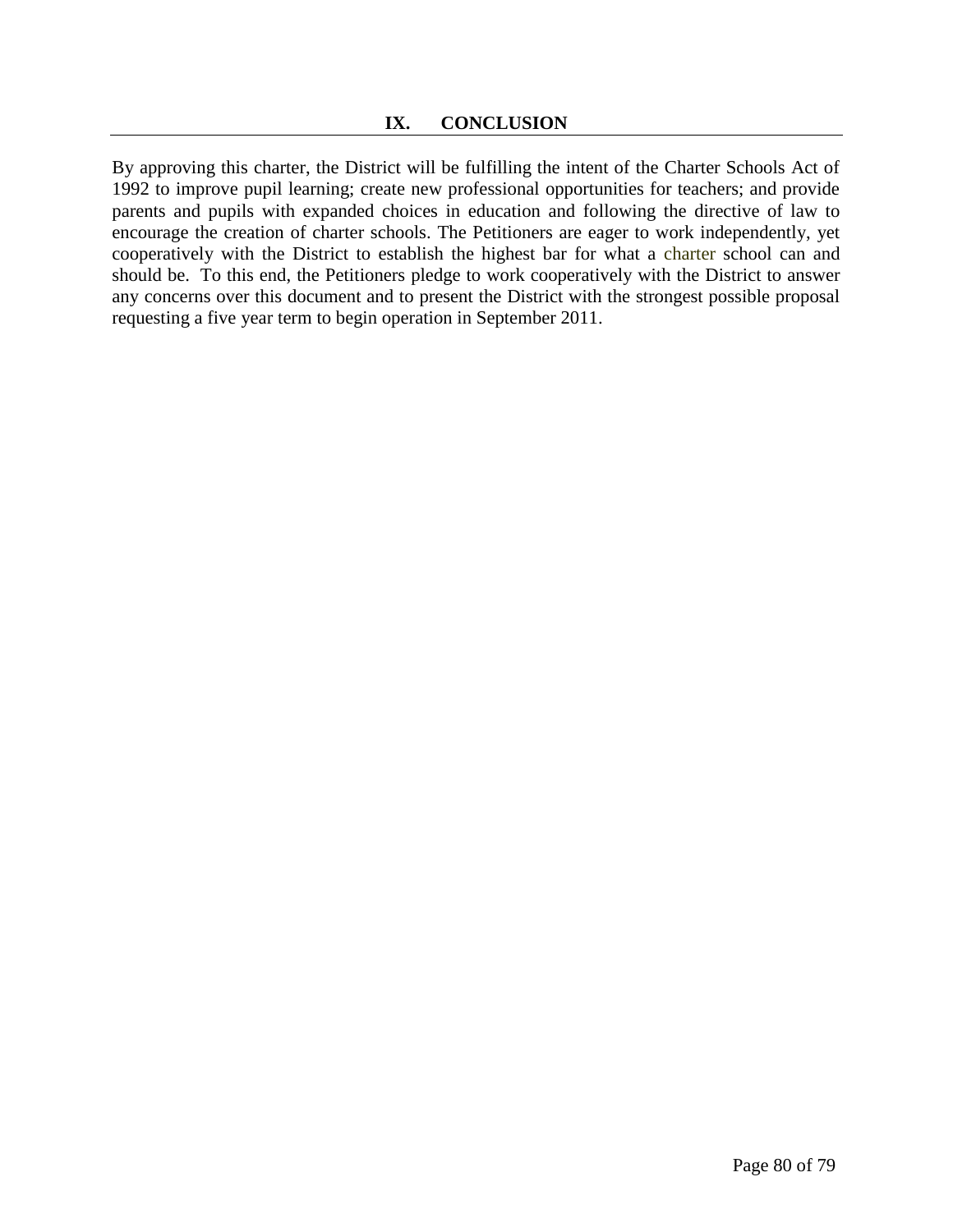## IX. CONCLUSION

By approving this charter, the District will be fulfilling the intent of the Charter Schools Act of 1992 to improve pupil learning; create new professional opportunities for teachers; and provide parents and pupils with expanded choices in education and following the directive of law to encourage the creation of charter schools. The Petitioners are eager to work independently, yet cooperatively with the District to establish the highest bar for what a charter school can and should be. To this end, the Petitioners pledge to work cooperatively with the District to answer any concerns over this document and to present the District with the strongest possible proposal requesting a five year term to begin operation in September 2011.